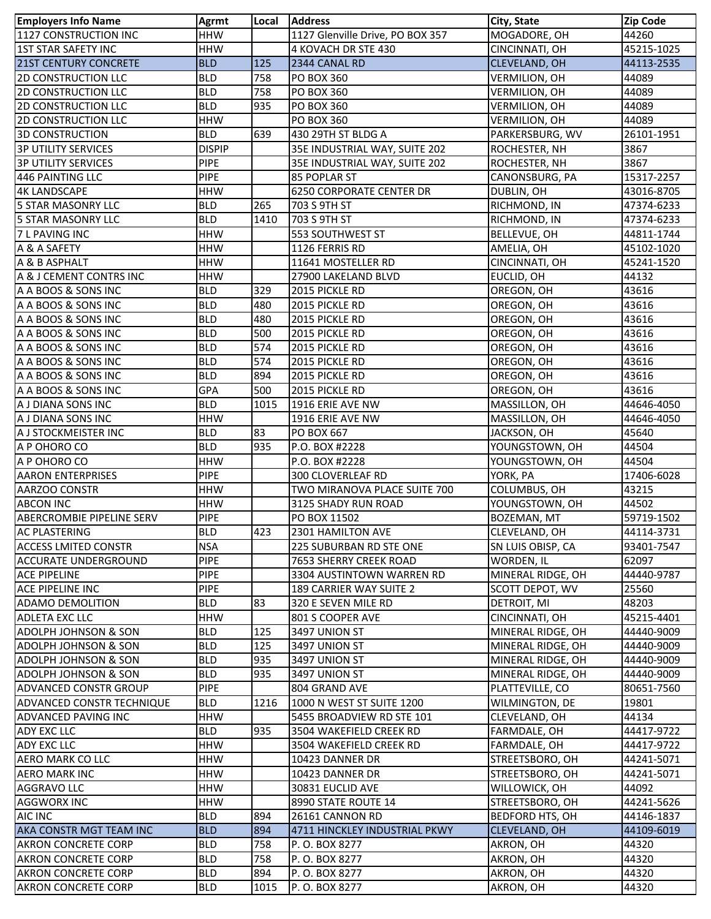| Employers Info Name | Agrmt | Local | Address | City, State | Zip Code |
|---|---|---|---|---|---|
| 1127 CONSTRUCTION INC | HHW | | 1127 Glenville Drive, PO BOX 357 | MOGADORE, OH | 44260 |
| 1ST STAR SAFETY INC | HHW | | 4 KOVACH DR STE 430 | CINCINNATI, OH | 45215-1025 |
| 21ST CENTURY CONCRETE | BLD | 125 | 2344 CANAL RD | CLEVELAND, OH | 44113-2535 |
| 2D CONSTRUCTION LLC | BLD | 758 | PO BOX 360 | VERMILION, OH | 44089 |
| 2D CONSTRUCTION LLC | BLD | 758 | PO BOX 360 | VERMILION, OH | 44089 |
| 2D CONSTRUCTION LLC | BLD | 935 | PO BOX 360 | VERMILION, OH | 44089 |
| 2D CONSTRUCTION LLC | HHW | | PO BOX 360 | VERMILION, OH | 44089 |
| 3D CONSTRUCTION | BLD | 639 | 430 29TH ST BLDG A | PARKERSBURG, WV | 26101-1951 |
| 3P UTILITY SERVICES | DISPIP | | 35E INDUSTRIAL WAY, SUITE 202 | ROCHESTER, NH | 3867 |
| 3P UTILITY SERVICES | PIPE | | 35E INDUSTRIAL WAY, SUITE 202 | ROCHESTER, NH | 3867 |
| 446 PAINTING LLC | PIPE | | 85 POPLAR ST | CANONSBURG, PA | 15317-2257 |
| 4K LANDSCAPE | HHW | | 6250 CORPORATE CENTER DR | DUBLIN, OH | 43016-8705 |
| 5 STAR MASONRY LLC | BLD | 265 | 703 S 9TH ST | RICHMOND, IN | 47374-6233 |
| 5 STAR MASONRY LLC | BLD | 1410 | 703 S 9TH ST | RICHMOND, IN | 47374-6233 |
| 7 L PAVING INC | HHW | | 553 SOUTHWEST ST | BELLEVUE, OH | 44811-1744 |
| A & A SAFETY | HHW | | 1126 FERRIS RD | AMELIA, OH | 45102-1020 |
| A & B ASPHALT | HHW | | 11641 MOSTELLER RD | CINCINNATI, OH | 45241-1520 |
| A & J CEMENT CONTRS INC | HHW | | 27900 LAKELAND BLVD | EUCLID, OH | 44132 |
| A A BOOS & SONS INC | BLD | 329 | 2015 PICKLE RD | OREGON, OH | 43616 |
| A A BOOS & SONS INC | BLD | 480 | 2015 PICKLE RD | OREGON, OH | 43616 |
| A A BOOS & SONS INC | BLD | 480 | 2015 PICKLE RD | OREGON, OH | 43616 |
| A A BOOS & SONS INC | BLD | 500 | 2015 PICKLE RD | OREGON, OH | 43616 |
| A A BOOS & SONS INC | BLD | 574 | 2015 PICKLE RD | OREGON, OH | 43616 |
| A A BOOS & SONS INC | BLD | 574 | 2015 PICKLE RD | OREGON, OH | 43616 |
| A A BOOS & SONS INC | BLD | 894 | 2015 PICKLE RD | OREGON, OH | 43616 |
| A A BOOS & SONS INC | GPA | 500 | 2015 PICKLE RD | OREGON, OH | 43616 |
| A J DIANA SONS INC | BLD | 1015 | 1916 ERIE AVE NW | MASSILLON, OH | 44646-4050 |
| A J DIANA SONS INC | HHW | | 1916 ERIE AVE NW | MASSILLON, OH | 44646-4050 |
| A J STOCKMEISTER INC | BLD | 83 | PO BOX 667 | JACKSON, OH | 45640 |
| A P OHORO CO | BLD | 935 | P.O. BOX #2228 | YOUNGSTOWN, OH | 44504 |
| A P OHORO CO | HHW | | P.O. BOX #2228 | YOUNGSTOWN, OH | 44504 |
| AARON ENTERPRISES | PIPE | | 300 CLOVERLEAF RD | YORK, PA | 17406-6028 |
| AARZOO CONSTR | HHW | | TWO MIRANOVA PLACE SUITE 700 | COLUMBUS, OH | 43215 |
| ABCON INC | HHW | | 3125 SHADY RUN ROAD | YOUNGSTOWN, OH | 44502 |
| ABERCROMBIE PIPELINE SERV | PIPE | | PO BOX 11502 | BOZEMAN, MT | 59719-1502 |
| AC PLASTERING | BLD | 423 | 2301 HAMILTON AVE | CLEVELAND, OH | 44114-3731 |
| ACCESS LMITED CONSTR | NSA | | 225 SUBURBAN RD STE ONE | SN LUIS OBISP, CA | 93401-7547 |
| ACCURATE UNDERGROUND | PIPE | | 7653 SHERRY CREEK ROAD | WORDEN, IL | 62097 |
| ACE PIPELINE | PIPE | | 3304 AUSTINTOWN WARREN RD | MINERAL RIDGE, OH | 44440-9787 |
| ACE PIPELINE INC | PIPE | | 189 CARRIER WAY SUITE 2 | SCOTT DEPOT, WV | 25560 |
| ADAMO DEMOLITION | BLD | 83 | 320 E SEVEN MILE RD | DETROIT, MI | 48203 |
| ADLETA EXC LLC | HHW | | 801 S COOPER AVE | CINCINNATI, OH | 45215-4401 |
| ADOLPH JOHNSON & SON | BLD | 125 | 3497 UNION ST | MINERAL RIDGE, OH | 44440-9009 |
| ADOLPH JOHNSON & SON | BLD | 125 | 3497 UNION ST | MINERAL RIDGE, OH | 44440-9009 |
| ADOLPH JOHNSON & SON | BLD | 935 | 3497 UNION ST | MINERAL RIDGE, OH | 44440-9009 |
| ADOLPH JOHNSON & SON | BLD | 935 | 3497 UNION ST | MINERAL RIDGE, OH | 44440-9009 |
| ADVANCED CONSTR GROUP | PIPE | | 804 GRAND AVE | PLATTEVILLE, CO | 80651-7560 |
| ADVANCED CONSTR TECHNIQUE | BLD | 1216 | 1000 N WEST ST SUITE 1200 | WILMINGTON, DE | 19801 |
| ADVANCED PAVING INC | HHW | | 5455 BROADVIEW RD STE 101 | CLEVELAND, OH | 44134 |
| ADY EXC LLC | BLD | 935 | 3504 WAKEFIELD CREEK RD | FARMDALE, OH | 44417-9722 |
| ADY EXC LLC | HHW | | 3504 WAKEFIELD CREEK RD | FARMDALE, OH | 44417-9722 |
| AERO MARK CO LLC | HHW | | 10423 DANNER DR | STREETSBORO, OH | 44241-5071 |
| AERO MARK INC | HHW | | 10423 DANNER DR | STREETSBORO, OH | 44241-5071 |
| AGGRAVO LLC | HHW | | 30831 EUCLID AVE | WILLOWICK, OH | 44092 |
| AGGWORX INC | HHW | | 8990 STATE ROUTE 14 | STREETSBORO, OH | 44241-5626 |
| AIC INC | BLD | 894 | 26161 CANNON RD | BEDFORD HTS, OH | 44146-1837 |
| AKA CONSTR MGT TEAM INC | BLD | 894 | 4711 HINCKLEY INDUSTRIAL PKWY | CLEVELAND, OH | 44109-6019 |
| AKRON CONCRETE CORP | BLD | 758 | P. O. BOX 8277 | AKRON, OH | 44320 |
| AKRON CONCRETE CORP | BLD | 758 | P. O. BOX 8277 | AKRON, OH | 44320 |
| AKRON CONCRETE CORP | BLD | 894 | P. O. BOX 8277 | AKRON, OH | 44320 |
| AKRON CONCRETE CORP | BLD | 1015 | P. O. BOX 8277 | AKRON, OH | 44320 |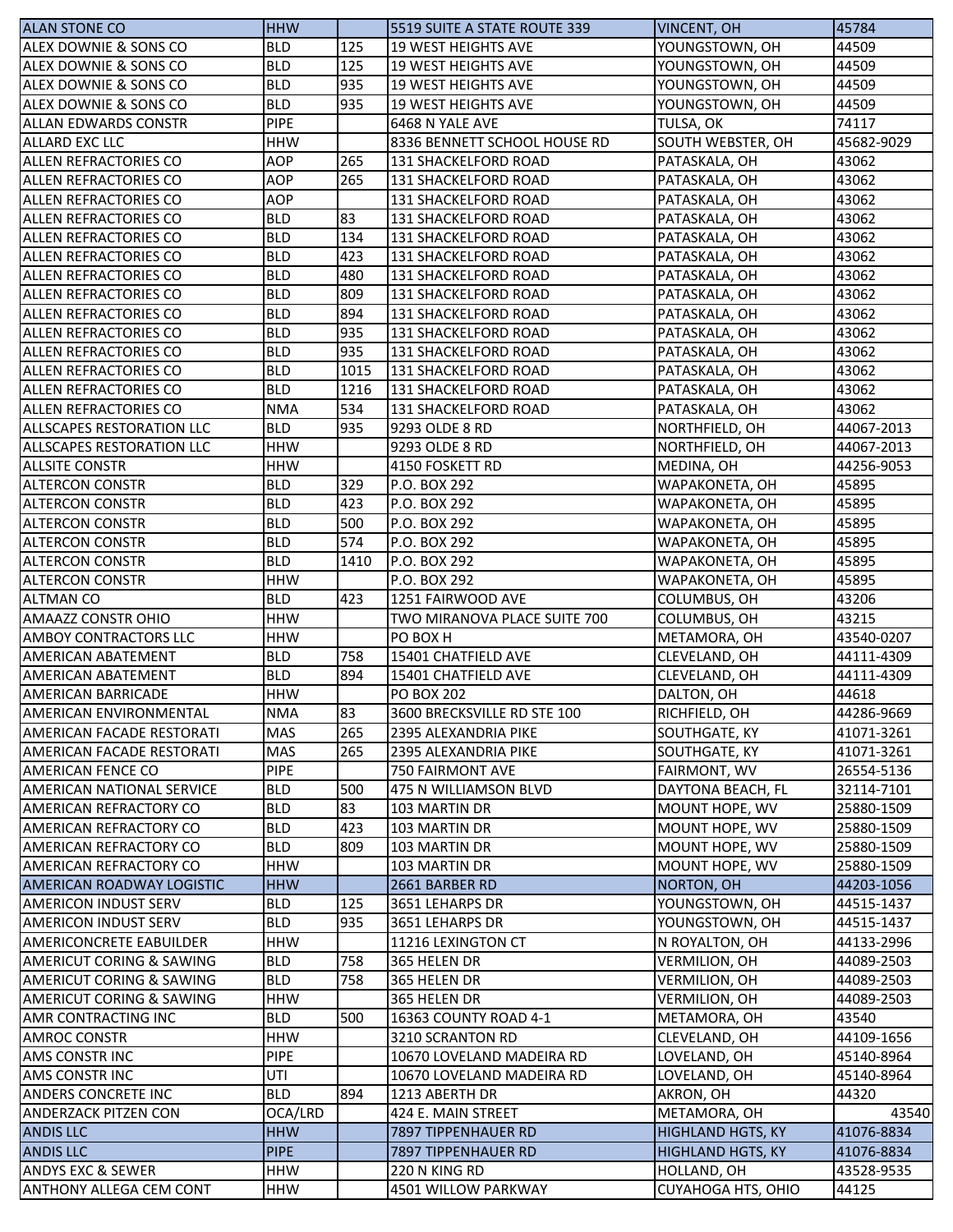| ALAN STONE CO | HHW | | 5519 SUITE A STATE ROUTE 339 | VINCENT, OH | 45784 |
|---|---|---|---|---|---|
| ALEX DOWNIE & SONS CO | BLD | 125 | 19 WEST HEIGHTS AVE | YOUNGSTOWN, OH | 44509 |
| ALEX DOWNIE & SONS CO | BLD | 125 | 19 WEST HEIGHTS AVE | YOUNGSTOWN, OH | 44509 |
| ALEX DOWNIE & SONS CO | BLD | 935 | 19 WEST HEIGHTS AVE | YOUNGSTOWN, OH | 44509 |
| ALEX DOWNIE & SONS CO | BLD | 935 | 19 WEST HEIGHTS AVE | YOUNGSTOWN, OH | 44509 |
| ALLAN EDWARDS CONSTR | PIPE | | 6468 N YALE AVE | TULSA, OK | 74117 |
| ALLARD EXC LLC | HHW | | 8336 BENNETT SCHOOL HOUSE RD | SOUTH WEBSTER, OH | 45682-9029 |
| ALLEN REFRACTORIES CO | AOP | 265 | 131 SHACKELFORD ROAD | PATASKALA, OH | 43062 |
| ALLEN REFRACTORIES CO | AOP | 265 | 131 SHACKELFORD ROAD | PATASKALA, OH | 43062 |
| ALLEN REFRACTORIES CO | AOP | | 131 SHACKELFORD ROAD | PATASKALA, OH | 43062 |
| ALLEN REFRACTORIES CO | BLD | 83 | 131 SHACKELFORD ROAD | PATASKALA, OH | 43062 |
| ALLEN REFRACTORIES CO | BLD | 134 | 131 SHACKELFORD ROAD | PATASKALA, OH | 43062 |
| ALLEN REFRACTORIES CO | BLD | 423 | 131 SHACKELFORD ROAD | PATASKALA, OH | 43062 |
| ALLEN REFRACTORIES CO | BLD | 480 | 131 SHACKELFORD ROAD | PATASKALA, OH | 43062 |
| ALLEN REFRACTORIES CO | BLD | 809 | 131 SHACKELFORD ROAD | PATASKALA, OH | 43062 |
| ALLEN REFRACTORIES CO | BLD | 894 | 131 SHACKELFORD ROAD | PATASKALA, OH | 43062 |
| ALLEN REFRACTORIES CO | BLD | 935 | 131 SHACKELFORD ROAD | PATASKALA, OH | 43062 |
| ALLEN REFRACTORIES CO | BLD | 935 | 131 SHACKELFORD ROAD | PATASKALA, OH | 43062 |
| ALLEN REFRACTORIES CO | BLD | 1015 | 131 SHACKELFORD ROAD | PATASKALA, OH | 43062 |
| ALLEN REFRACTORIES CO | BLD | 1216 | 131 SHACKELFORD ROAD | PATASKALA, OH | 43062 |
| ALLEN REFRACTORIES CO | NMA | 534 | 131 SHACKELFORD ROAD | PATASKALA, OH | 43062 |
| ALLSCAPES RESTORATION LLC | BLD | 935 | 9293 OLDE 8 RD | NORTHFIELD, OH | 44067-2013 |
| ALLSCAPES RESTORATION LLC | HHW | | 9293 OLDE 8 RD | NORTHFIELD, OH | 44067-2013 |
| ALLSITE CONSTR | HHW | | 4150 FOSKETT RD | MEDINA, OH | 44256-9053 |
| ALTERCON CONSTR | BLD | 329 | P.O. BOX 292 | WAPAKONETA, OH | 45895 |
| ALTERCON CONSTR | BLD | 423 | P.O. BOX 292 | WAPAKONETA, OH | 45895 |
| ALTERCON CONSTR | BLD | 500 | P.O. BOX 292 | WAPAKONETA, OH | 45895 |
| ALTERCON CONSTR | BLD | 574 | P.O. BOX 292 | WAPAKONETA, OH | 45895 |
| ALTERCON CONSTR | BLD | 1410 | P.O. BOX 292 | WAPAKONETA, OH | 45895 |
| ALTERCON CONSTR | HHW | | P.O. BOX 292 | WAPAKONETA, OH | 45895 |
| ALTMAN CO | BLD | 423 | 1251 FAIRWOOD AVE | COLUMBUS, OH | 43206 |
| AMAAZZ CONSTR OHIO | HHW | | TWO MIRANOVA PLACE SUITE 700 | COLUMBUS, OH | 43215 |
| AMBOY CONTRACTORS LLC | HHW | | PO BOX H | METAMORA, OH | 43540-0207 |
| AMERICAN ABATEMENT | BLD | 758 | 15401 CHATFIELD AVE | CLEVELAND, OH | 44111-4309 |
| AMERICAN ABATEMENT | BLD | 894 | 15401 CHATFIELD AVE | CLEVELAND, OH | 44111-4309 |
| AMERICAN BARRICADE | HHW | | PO BOX 202 | DALTON, OH | 44618 |
| AMERICAN ENVIRONMENTAL | NMA | 83 | 3600 BRECKSVILLE RD STE 100 | RICHFIELD, OH | 44286-9669 |
| AMERICAN FACADE RESTORATI | MAS | 265 | 2395 ALEXANDRIA PIKE | SOUTHGATE, KY | 41071-3261 |
| AMERICAN FACADE RESTORATI | MAS | 265 | 2395 ALEXANDRIA PIKE | SOUTHGATE, KY | 41071-3261 |
| AMERICAN FENCE CO | PIPE | | 750 FAIRMONT AVE | FAIRMONT, WV | 26554-5136 |
| AMERICAN NATIONAL SERVICE | BLD | 500 | 475 N WILLIAMSON BLVD | DAYTONA BEACH, FL | 32114-7101 |
| AMERICAN REFRACTORY CO | BLD | 83 | 103 MARTIN DR | MOUNT HOPE, WV | 25880-1509 |
| AMERICAN REFRACTORY CO | BLD | 423 | 103 MARTIN DR | MOUNT HOPE, WV | 25880-1509 |
| AMERICAN REFRACTORY CO | BLD | 809 | 103 MARTIN DR | MOUNT HOPE, WV | 25880-1509 |
| AMERICAN REFRACTORY CO | HHW | | 103 MARTIN DR | MOUNT HOPE, WV | 25880-1509 |
| AMERICAN ROADWAY LOGISTIC | HHW | | 2661 BARBER RD | NORTON, OH | 44203-1056 |
| AMERICON INDUST SERV | BLD | 125 | 3651 LEHARPS DR | YOUNGSTOWN, OH | 44515-1437 |
| AMERICON INDUST SERV | BLD | 935 | 3651 LEHARPS DR | YOUNGSTOWN, OH | 44515-1437 |
| AMERICONCRETE EABUILDER | HHW | | 11216 LEXINGTON CT | N ROYALTON, OH | 44133-2996 |
| AMERICUT CORING & SAWING | BLD | 758 | 365 HELEN DR | VERMILION, OH | 44089-2503 |
| AMERICUT CORING & SAWING | BLD | 758 | 365 HELEN DR | VERMILION, OH | 44089-2503 |
| AMERICUT CORING & SAWING | HHW | | 365 HELEN DR | VERMILION, OH | 44089-2503 |
| AMR CONTRACTING INC | BLD | 500 | 16363 COUNTY ROAD 4-1 | METAMORA, OH | 43540 |
| AMROC CONSTR | HHW | | 3210 SCRANTON RD | CLEVELAND, OH | 44109-1656 |
| AMS CONSTR INC | PIPE | | 10670 LOVELAND MADEIRA RD | LOVELAND, OH | 45140-8964 |
| AMS CONSTR INC | UTI | | 10670 LOVELAND MADEIRA RD | LOVELAND, OH | 45140-8964 |
| ANDERS CONCRETE INC | BLD | 894 | 1213 ABERTH DR | AKRON, OH | 44320 |
| ANDERZACK PITZEN CON | OCA/LRD | | 424 E. MAIN STREET | METAMORA, OH | 43540 |
| ANDIS LLC | HHW | | 7897 TIPPENHAUER RD | HIGHLAND HGTS, KY | 41076-8834 |
| ANDIS LLC | PIPE | | 7897 TIPPENHAUER RD | HIGHLAND HGTS, KY | 41076-8834 |
| ANDYS EXC & SEWER | HHW | | 220 N KING RD | HOLLAND, OH | 43528-9535 |
| ANTHONY ALLEGA CEM CONT | HHW | | 4501 WILLOW PARKWAY | CUYAHOGA HTS, OHIO | 44125 |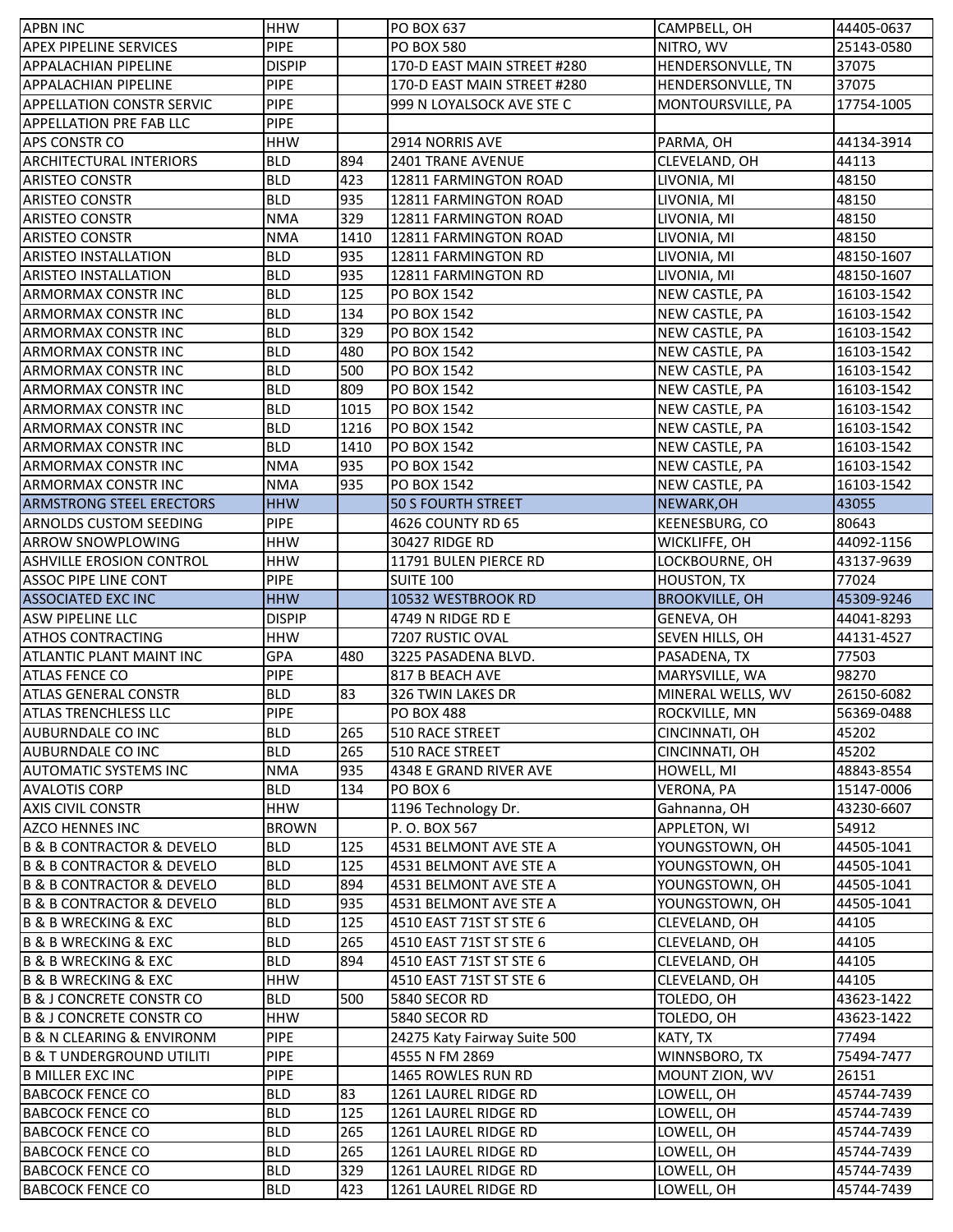| APBN INC | HHW | | PO BOX 637 | CAMPBELL, OH | 44405-0637 |
|---|---|---|---|---|---|
| APEX PIPELINE SERVICES | PIPE | | PO BOX 580 | NITRO, WV | 25143-0580 |
| APPALACHIAN PIPELINE | DISPIP | | 170-D EAST MAIN STREET #280 | HENDERSONVLLE, TN | 37075 |
| APPALACHIAN PIPELINE | PIPE | | 170-D EAST MAIN STREET #280 | HENDERSONVLLE, TN | 37075 |
| APPELLATION CONSTR SERVIC | PIPE | | 999 N LOYALSOCK AVE STE C | MONTOURSVILLE, PA | 17754-1005 |
| APPELLATION PRE FAB LLC | PIPE | | | | |
| APS CONSTR CO | HHW | | 2914 NORRIS AVE | PARMA, OH | 44134-3914 |
| ARCHITECTURAL INTERIORS | BLD | 894 | 2401 TRANE AVENUE | CLEVELAND, OH | 44113 |
| ARISTEO CONSTR | BLD | 423 | 12811 FARMINGTON ROAD | LIVONIA, MI | 48150 |
| ARISTEO CONSTR | BLD | 935 | 12811 FARMINGTON ROAD | LIVONIA, MI | 48150 |
| ARISTEO CONSTR | NMA | 329 | 12811 FARMINGTON ROAD | LIVONIA, MI | 48150 |
| ARISTEO CONSTR | NMA | 1410 | 12811 FARMINGTON ROAD | LIVONIA, MI | 48150 |
| ARISTEO INSTALLATION | BLD | 935 | 12811 FARMINGTON RD | LIVONIA, MI | 48150-1607 |
| ARISTEO INSTALLATION | BLD | 935 | 12811 FARMINGTON RD | LIVONIA, MI | 48150-1607 |
| ARMORMAX CONSTR INC | BLD | 125 | PO BOX 1542 | NEW CASTLE, PA | 16103-1542 |
| ARMORMAX CONSTR INC | BLD | 134 | PO BOX 1542 | NEW CASTLE, PA | 16103-1542 |
| ARMORMAX CONSTR INC | BLD | 329 | PO BOX 1542 | NEW CASTLE, PA | 16103-1542 |
| ARMORMAX CONSTR INC | BLD | 480 | PO BOX 1542 | NEW CASTLE, PA | 16103-1542 |
| ARMORMAX CONSTR INC | BLD | 500 | PO BOX 1542 | NEW CASTLE, PA | 16103-1542 |
| ARMORMAX CONSTR INC | BLD | 809 | PO BOX 1542 | NEW CASTLE, PA | 16103-1542 |
| ARMORMAX CONSTR INC | BLD | 1015 | PO BOX 1542 | NEW CASTLE, PA | 16103-1542 |
| ARMORMAX CONSTR INC | BLD | 1216 | PO BOX 1542 | NEW CASTLE, PA | 16103-1542 |
| ARMORMAX CONSTR INC | BLD | 1410 | PO BOX 1542 | NEW CASTLE, PA | 16103-1542 |
| ARMORMAX CONSTR INC | NMA | 935 | PO BOX 1542 | NEW CASTLE, PA | 16103-1542 |
| ARMORMAX CONSTR INC | NMA | 935 | PO BOX 1542 | NEW CASTLE, PA | 16103-1542 |
| ARMSTRONG STEEL ERECTORS | HHW | | 50 S FOURTH STREET | NEWARK,OH | 43055 |
| ARNOLDS CUSTOM SEEDING | PIPE | | 4626 COUNTY RD 65 | KEENESBURG, CO | 80643 |
| ARROW SNOWPLOWING | HHW | | 30427 RIDGE RD | WICKLIFFE, OH | 44092-1156 |
| ASHVILLE EROSION CONTROL | HHW | | 11791 BULEN PIERCE RD | LOCKBOURNE, OH | 43137-9639 |
| ASSOC PIPE LINE CONT | PIPE | | SUITE 100 | HOUSTON, TX | 77024 |
| ASSOCIATED EXC INC | HHW | | 10532 WESTBROOK RD | BROOKVILLE, OH | 45309-9246 |
| ASW PIPELINE LLC | DISPIP | | 4749 N RIDGE RD E | GENEVA, OH | 44041-8293 |
| ATHOS CONTRACTING | HHW | | 7207 RUSTIC OVAL | SEVEN HILLS, OH | 44131-4527 |
| ATLANTIC PLANT MAINT INC | GPA | 480 | 3225 PASADENA BLVD. | PASADENA, TX | 77503 |
| ATLAS FENCE CO | PIPE | | 817 B BEACH AVE | MARYSVILLE, WA | 98270 |
| ATLAS GENERAL CONSTR | BLD | 83 | 326 TWIN LAKES DR | MINERAL WELLS, WV | 26150-6082 |
| ATLAS TRENCHLESS LLC | PIPE | | PO BOX 488 | ROCKVILLE, MN | 56369-0488 |
| AUBURNDALE CO INC | BLD | 265 | 510 RACE STREET | CINCINNATI, OH | 45202 |
| AUBURNDALE CO INC | BLD | 265 | 510 RACE STREET | CINCINNATI, OH | 45202 |
| AUTOMATIC SYSTEMS INC | NMA | 935 | 4348 E GRAND RIVER AVE | HOWELL, MI | 48843-8554 |
| AVALOTIS CORP | BLD | 134 | PO BOX 6 | VERONA, PA | 15147-0006 |
| AXIS CIVIL CONSTR | HHW | | 1196 Technology Dr. | Gahnanna, OH | 43230-6607 |
| AZCO HENNES INC | BROWN | | P. O. BOX 567 | APPLETON, WI | 54912 |
| B & B CONTRACTOR & DEVELO | BLD | 125 | 4531 BELMONT AVE STE A | YOUNGSTOWN, OH | 44505-1041 |
| B & B CONTRACTOR & DEVELO | BLD | 125 | 4531 BELMONT AVE STE A | YOUNGSTOWN, OH | 44505-1041 |
| B & B CONTRACTOR & DEVELO | BLD | 894 | 4531 BELMONT AVE STE A | YOUNGSTOWN, OH | 44505-1041 |
| B & B CONTRACTOR & DEVELO | BLD | 935 | 4531 BELMONT AVE STE A | YOUNGSTOWN, OH | 44505-1041 |
| B & B WRECKING & EXC | BLD | 125 | 4510 EAST 71ST ST STE 6 | CLEVELAND, OH | 44105 |
| B & B WRECKING & EXC | BLD | 265 | 4510 EAST 71ST ST STE 6 | CLEVELAND, OH | 44105 |
| B & B WRECKING & EXC | BLD | 894 | 4510 EAST 71ST ST STE 6 | CLEVELAND, OH | 44105 |
| B & B WRECKING & EXC | HHW | | 4510 EAST 71ST ST STE 6 | CLEVELAND, OH | 44105 |
| B & J CONCRETE CONSTR CO | BLD | 500 | 5840 SECOR RD | TOLEDO, OH | 43623-1422 |
| B & J CONCRETE CONSTR CO | HHW | | 5840 SECOR RD | TOLEDO, OH | 43623-1422 |
| B & N CLEARING & ENVIRONM | PIPE | | 24275 Katy Fairway Suite 500 | KATY, TX | 77494 |
| B & T UNDERGROUND UTILITI | PIPE | | 4555 N FM 2869 | WINNSBORO, TX | 75494-7477 |
| B MILLER EXC INC | PIPE | | 1465 ROWLES RUN RD | MOUNT ZION, WV | 26151 |
| BABCOCK FENCE CO | BLD | 83 | 1261 LAUREL RIDGE RD | LOWELL, OH | 45744-7439 |
| BABCOCK FENCE CO | BLD | 125 | 1261 LAUREL RIDGE RD | LOWELL, OH | 45744-7439 |
| BABCOCK FENCE CO | BLD | 265 | 1261 LAUREL RIDGE RD | LOWELL, OH | 45744-7439 |
| BABCOCK FENCE CO | BLD | 265 | 1261 LAUREL RIDGE RD | LOWELL, OH | 45744-7439 |
| BABCOCK FENCE CO | BLD | 329 | 1261 LAUREL RIDGE RD | LOWELL, OH | 45744-7439 |
| BABCOCK FENCE CO | BLD | 423 | 1261 LAUREL RIDGE RD | LOWELL, OH | 45744-7439 |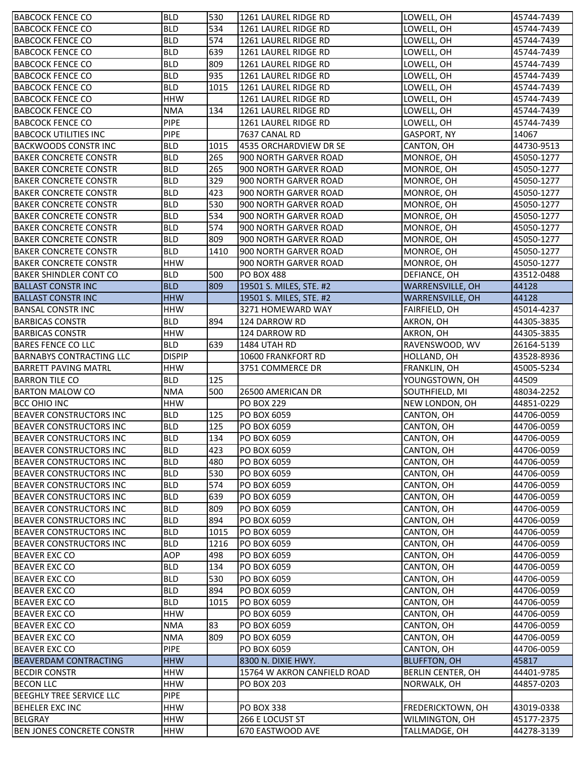| | | | | | |
|---|---|---|---|---|---|
| BABCOCK FENCE CO | BLD | 530 | 1261 LAUREL RIDGE RD | LOWELL, OH | 45744-7439 |
| BABCOCK FENCE CO | BLD | 534 | 1261 LAUREL RIDGE RD | LOWELL, OH | 45744-7439 |
| BABCOCK FENCE CO | BLD | 574 | 1261 LAUREL RIDGE RD | LOWELL, OH | 45744-7439 |
| BABCOCK FENCE CO | BLD | 639 | 1261 LAUREL RIDGE RD | LOWELL, OH | 45744-7439 |
| BABCOCK FENCE CO | BLD | 809 | 1261 LAUREL RIDGE RD | LOWELL, OH | 45744-7439 |
| BABCOCK FENCE CO | BLD | 935 | 1261 LAUREL RIDGE RD | LOWELL, OH | 45744-7439 |
| BABCOCK FENCE CO | BLD | 1015 | 1261 LAUREL RIDGE RD | LOWELL, OH | 45744-7439 |
| BABCOCK FENCE CO | HHW | | 1261 LAUREL RIDGE RD | LOWELL, OH | 45744-7439 |
| BABCOCK FENCE CO | NMA | 134 | 1261 LAUREL RIDGE RD | LOWELL, OH | 45744-7439 |
| BABCOCK FENCE CO | PIPE | | 1261 LAUREL RIDGE RD | LOWELL, OH | 45744-7439 |
| BABCOCK UTILITIES INC | PIPE | | 7637 CANAL RD | GASPORT, NY | 14067 |
| BACKWOODS CONSTR INC | BLD | 1015 | 4535 ORCHARDVIEW DR SE | CANTON, OH | 44730-9513 |
| BAKER CONCRETE CONSTR | BLD | 265 | 900 NORTH GARVER ROAD | MONROE, OH | 45050-1277 |
| BAKER CONCRETE CONSTR | BLD | 265 | 900 NORTH GARVER ROAD | MONROE, OH | 45050-1277 |
| BAKER CONCRETE CONSTR | BLD | 329 | 900 NORTH GARVER ROAD | MONROE, OH | 45050-1277 |
| BAKER CONCRETE CONSTR | BLD | 423 | 900 NORTH GARVER ROAD | MONROE, OH | 45050-1277 |
| BAKER CONCRETE CONSTR | BLD | 530 | 900 NORTH GARVER ROAD | MONROE, OH | 45050-1277 |
| BAKER CONCRETE CONSTR | BLD | 534 | 900 NORTH GARVER ROAD | MONROE, OH | 45050-1277 |
| BAKER CONCRETE CONSTR | BLD | 574 | 900 NORTH GARVER ROAD | MONROE, OH | 45050-1277 |
| BAKER CONCRETE CONSTR | BLD | 809 | 900 NORTH GARVER ROAD | MONROE, OH | 45050-1277 |
| BAKER CONCRETE CONSTR | BLD | 1410 | 900 NORTH GARVER ROAD | MONROE, OH | 45050-1277 |
| BAKER CONCRETE CONSTR | HHW | | 900 NORTH GARVER ROAD | MONROE, OH | 45050-1277 |
| BAKER SHINDLER CONT CO | BLD | 500 | PO BOX 488 | DEFIANCE, OH | 43512-0488 |
| BALLAST CONSTR INC | BLD | 809 | 19501 S. MILES, STE. #2 | WARRENSVILLE, OH | 44128 |
| BALLAST CONSTR INC | HHW | | 19501 S. MILES, STE. #2 | WARRENSVILLE, OH | 44128 |
| BANSAL CONSTR INC | HHW | | 3271 HOMEWARD WAY | FAIRFIELD, OH | 45014-4237 |
| BARBICAS CONSTR | BLD | 894 | 124 DARROW RD | AKRON, OH | 44305-3835 |
| BARBICAS CONSTR | HHW | | 124 DARROW RD | AKRON, OH | 44305-3835 |
| BARES FENCE CO LLC | BLD | 639 | 1484 UTAH RD | RAVENSWOOD, WV | 26164-5139 |
| BARNABYS CONTRACTING LLC | DISPIP | | 10600 FRANKFORT RD | HOLLAND, OH | 43528-8936 |
| BARRETT PAVING MATRL | HHW | | 3751 COMMERCE DR | FRANKLIN, OH | 45005-5234 |
| BARRON TILE CO | BLD | 125 | | YOUNGSTOWN, OH | 44509 |
| BARTON MALOW CO | NMA | 500 | 26500 AMERICAN DR | SOUTHFIELD, MI | 48034-2252 |
| BCC OHIO INC | HHW | | PO BOX 229 | NEW LONDON, OH | 44851-0229 |
| BEAVER CONSTRUCTORS INC | BLD | 125 | PO BOX 6059 | CANTON, OH | 44706-0059 |
| BEAVER CONSTRUCTORS INC | BLD | 125 | PO BOX 6059 | CANTON, OH | 44706-0059 |
| BEAVER CONSTRUCTORS INC | BLD | 134 | PO BOX 6059 | CANTON, OH | 44706-0059 |
| BEAVER CONSTRUCTORS INC | BLD | 423 | PO BOX 6059 | CANTON, OH | 44706-0059 |
| BEAVER CONSTRUCTORS INC | BLD | 480 | PO BOX 6059 | CANTON, OH | 44706-0059 |
| BEAVER CONSTRUCTORS INC | BLD | 530 | PO BOX 6059 | CANTON, OH | 44706-0059 |
| BEAVER CONSTRUCTORS INC | BLD | 574 | PO BOX 6059 | CANTON, OH | 44706-0059 |
| BEAVER CONSTRUCTORS INC | BLD | 639 | PO BOX 6059 | CANTON, OH | 44706-0059 |
| BEAVER CONSTRUCTORS INC | BLD | 809 | PO BOX 6059 | CANTON, OH | 44706-0059 |
| BEAVER CONSTRUCTORS INC | BLD | 894 | PO BOX 6059 | CANTON, OH | 44706-0059 |
| BEAVER CONSTRUCTORS INC | BLD | 1015 | PO BOX 6059 | CANTON, OH | 44706-0059 |
| BEAVER CONSTRUCTORS INC | BLD | 1216 | PO BOX 6059 | CANTON, OH | 44706-0059 |
| BEAVER EXC CO | AOP | 498 | PO BOX 6059 | CANTON, OH | 44706-0059 |
| BEAVER EXC CO | BLD | 134 | PO BOX 6059 | CANTON, OH | 44706-0059 |
| BEAVER EXC CO | BLD | 530 | PO BOX 6059 | CANTON, OH | 44706-0059 |
| BEAVER EXC CO | BLD | 894 | PO BOX 6059 | CANTON, OH | 44706-0059 |
| BEAVER EXC CO | BLD | 1015 | PO BOX 6059 | CANTON, OH | 44706-0059 |
| BEAVER EXC CO | HHW | | PO BOX 6059 | CANTON, OH | 44706-0059 |
| BEAVER EXC CO | NMA | 83 | PO BOX 6059 | CANTON, OH | 44706-0059 |
| BEAVER EXC CO | NMA | 809 | PO BOX 6059 | CANTON, OH | 44706-0059 |
| BEAVER EXC CO | PIPE | | PO BOX 6059 | CANTON, OH | 44706-0059 |
| BEAVERDAM CONTRACTING | HHW | | 8300 N. DIXIE HWY. | BLUFFTON, OH | 45817 |
| BECDIR CONSTR | HHW | | 15764 W AKRON CANFIELD ROAD | BERLIN CENTER, OH | 44401-9785 |
| BECON LLC | HHW | | PO BOX 203 | NORWALK, OH | 44857-0203 |
| BEEGHLY TREE SERVICE LLC | PIPE | | | | |
| BEHELER EXC INC | HHW | | PO BOX 338 | FREDERICKTOWN, OH | 43019-0338 |
| BELGRAY | HHW | | 266 E LOCUST ST | WILMINGTON, OH | 45177-2375 |
| BEN JONES CONCRETE CONSTR | HHW | | 670 EASTWOOD AVE | TALLMADGE, OH | 44278-3139 |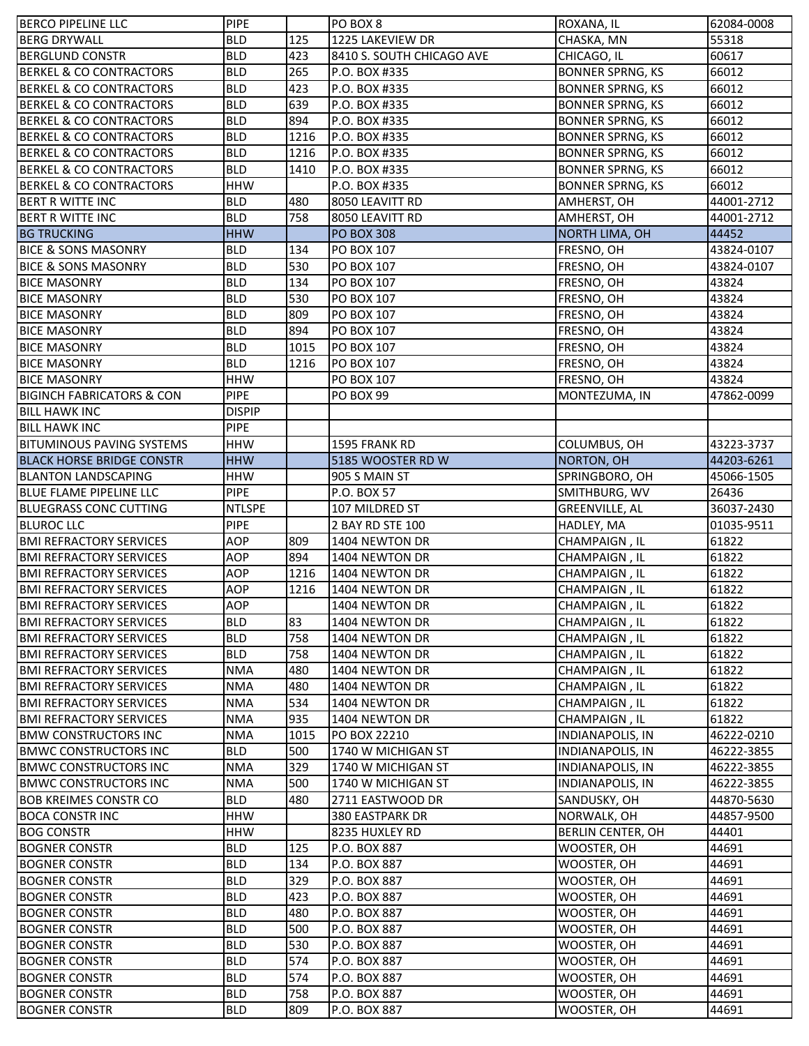| | | | | | |
|---|---|---|---|---|---|
| BERCO PIPELINE LLC | PIPE | | PO BOX 8 | ROXANA, IL | 62084-0008 |
| BERG DRYWALL | BLD | 125 | 1225 LAKEVIEW DR | CHASKA, MN | 55318 |
| BERGLUND CONSTR | BLD | 423 | 8410 S. SOUTH CHICAGO AVE | CHICAGO, IL | 60617 |
| BERKEL & CO CONTRACTORS | BLD | 265 | P.O. BOX #335 | BONNER SPRNG, KS | 66012 |
| BERKEL & CO CONTRACTORS | BLD | 423 | P.O. BOX #335 | BONNER SPRNG, KS | 66012 |
| BERKEL & CO CONTRACTORS | BLD | 639 | P.O. BOX #335 | BONNER SPRNG, KS | 66012 |
| BERKEL & CO CONTRACTORS | BLD | 894 | P.O. BOX #335 | BONNER SPRNG, KS | 66012 |
| BERKEL & CO CONTRACTORS | BLD | 1216 | P.O. BOX #335 | BONNER SPRNG, KS | 66012 |
| BERKEL & CO CONTRACTORS | BLD | 1216 | P.O. BOX #335 | BONNER SPRNG, KS | 66012 |
| BERKEL & CO CONTRACTORS | BLD | 1410 | P.O. BOX #335 | BONNER SPRNG, KS | 66012 |
| BERKEL & CO CONTRACTORS | HHW | | P.O. BOX #335 | BONNER SPRNG, KS | 66012 |
| BERT R WITTE INC | BLD | 480 | 8050 LEAVITT RD | AMHERST, OH | 44001-2712 |
| BERT R WITTE INC | BLD | 758 | 8050 LEAVITT RD | AMHERST, OH | 44001-2712 |
| BG TRUCKING | HHW | | PO BOX 308 | NORTH LIMA, OH | 44452 |
| BICE & SONS MASONRY | BLD | 134 | PO BOX 107 | FRESNO, OH | 43824-0107 |
| BICE & SONS MASONRY | BLD | 530 | PO BOX 107 | FRESNO, OH | 43824-0107 |
| BICE MASONRY | BLD | 134 | PO BOX 107 | FRESNO, OH | 43824 |
| BICE MASONRY | BLD | 530 | PO BOX 107 | FRESNO, OH | 43824 |
| BICE MASONRY | BLD | 809 | PO BOX 107 | FRESNO, OH | 43824 |
| BICE MASONRY | BLD | 894 | PO BOX 107 | FRESNO, OH | 43824 |
| BICE MASONRY | BLD | 1015 | PO BOX 107 | FRESNO, OH | 43824 |
| BICE MASONRY | BLD | 1216 | PO BOX 107 | FRESNO, OH | 43824 |
| BICE MASONRY | HHW | | PO BOX 107 | FRESNO, OH | 43824 |
| BIGINCH FABRICATORS & CON | PIPE | | PO BOX 99 | MONTEZUMA, IN | 47862-0099 |
| BILL HAWK INC | DISPIP | | | | |
| BILL HAWK INC | PIPE | | | | |
| BITUMINOUS PAVING SYSTEMS | HHW | | 1595 FRANK RD | COLUMBUS, OH | 43223-3737 |
| BLACK HORSE BRIDGE CONSTR | HHW | | 5185 WOOSTER RD W | NORTON, OH | 44203-6261 |
| BLANTON LANDSCAPING | HHW | | 905 S MAIN ST | SPRINGBORO, OH | 45066-1505 |
| BLUE FLAME PIPELINE LLC | PIPE | | P.O. BOX 57 | SMITHBURG, WV | 26436 |
| BLUEGRASS CONC CUTTING | NTLSPE | | 107 MILDRED ST | GREENVILLE, AL | 36037-2430 |
| BLUROC LLC | PIPE | | 2 BAY RD STE 100 | HADLEY, MA | 01035-9511 |
| BMI REFRACTORY SERVICES | AOP | 809 | 1404 NEWTON DR | CHAMPAIGN , IL | 61822 |
| BMI REFRACTORY SERVICES | AOP | 894 | 1404 NEWTON DR | CHAMPAIGN , IL | 61822 |
| BMI REFRACTORY SERVICES | AOP | 1216 | 1404 NEWTON DR | CHAMPAIGN , IL | 61822 |
| BMI REFRACTORY SERVICES | AOP | 1216 | 1404 NEWTON DR | CHAMPAIGN , IL | 61822 |
| BMI REFRACTORY SERVICES | AOP | | 1404 NEWTON DR | CHAMPAIGN , IL | 61822 |
| BMI REFRACTORY SERVICES | BLD | 83 | 1404 NEWTON DR | CHAMPAIGN , IL | 61822 |
| BMI REFRACTORY SERVICES | BLD | 758 | 1404 NEWTON DR | CHAMPAIGN , IL | 61822 |
| BMI REFRACTORY SERVICES | BLD | 758 | 1404 NEWTON DR | CHAMPAIGN , IL | 61822 |
| BMI REFRACTORY SERVICES | NMA | 480 | 1404 NEWTON DR | CHAMPAIGN , IL | 61822 |
| BMI REFRACTORY SERVICES | NMA | 480 | 1404 NEWTON DR | CHAMPAIGN , IL | 61822 |
| BMI REFRACTORY SERVICES | NMA | 534 | 1404 NEWTON DR | CHAMPAIGN , IL | 61822 |
| BMI REFRACTORY SERVICES | NMA | 935 | 1404 NEWTON DR | CHAMPAIGN , IL | 61822 |
| BMW CONSTRUCTORS INC | NMA | 1015 | PO BOX 22210 | INDIANAPOLIS, IN | 46222-0210 |
| BMWC CONSTRUCTORS INC | BLD | 500 | 1740 W MICHIGAN ST | INDIANAPOLIS, IN | 46222-3855 |
| BMWC CONSTRUCTORS INC | NMA | 329 | 1740 W MICHIGAN ST | INDIANAPOLIS, IN | 46222-3855 |
| BMWC CONSTRUCTORS INC | NMA | 500 | 1740 W MICHIGAN ST | INDIANAPOLIS, IN | 46222-3855 |
| BOB KREIMES CONSTR CO | BLD | 480 | 2711 EASTWOOD DR | SANDUSKY, OH | 44870-5630 |
| BOCA CONSTR INC | HHW | | 380 EASTPARK DR | NORWALK, OH | 44857-9500 |
| BOG CONSTR | HHW | | 8235 HUXLEY RD | BERLIN CENTER, OH | 44401 |
| BOGNER CONSTR | BLD | 125 | P.O. BOX 887 | WOOSTER, OH | 44691 |
| BOGNER CONSTR | BLD | 134 | P.O. BOX 887 | WOOSTER, OH | 44691 |
| BOGNER CONSTR | BLD | 329 | P.O. BOX 887 | WOOSTER, OH | 44691 |
| BOGNER CONSTR | BLD | 423 | P.O. BOX 887 | WOOSTER, OH | 44691 |
| BOGNER CONSTR | BLD | 480 | P.O. BOX 887 | WOOSTER, OH | 44691 |
| BOGNER CONSTR | BLD | 500 | P.O. BOX 887 | WOOSTER, OH | 44691 |
| BOGNER CONSTR | BLD | 530 | P.O. BOX 887 | WOOSTER, OH | 44691 |
| BOGNER CONSTR | BLD | 574 | P.O. BOX 887 | WOOSTER, OH | 44691 |
| BOGNER CONSTR | BLD | 574 | P.O. BOX 887 | WOOSTER, OH | 44691 |
| BOGNER CONSTR | BLD | 758 | P.O. BOX 887 | WOOSTER, OH | 44691 |
| BOGNER CONSTR | BLD | 809 | P.O. BOX 887 | WOOSTER, OH | 44691 |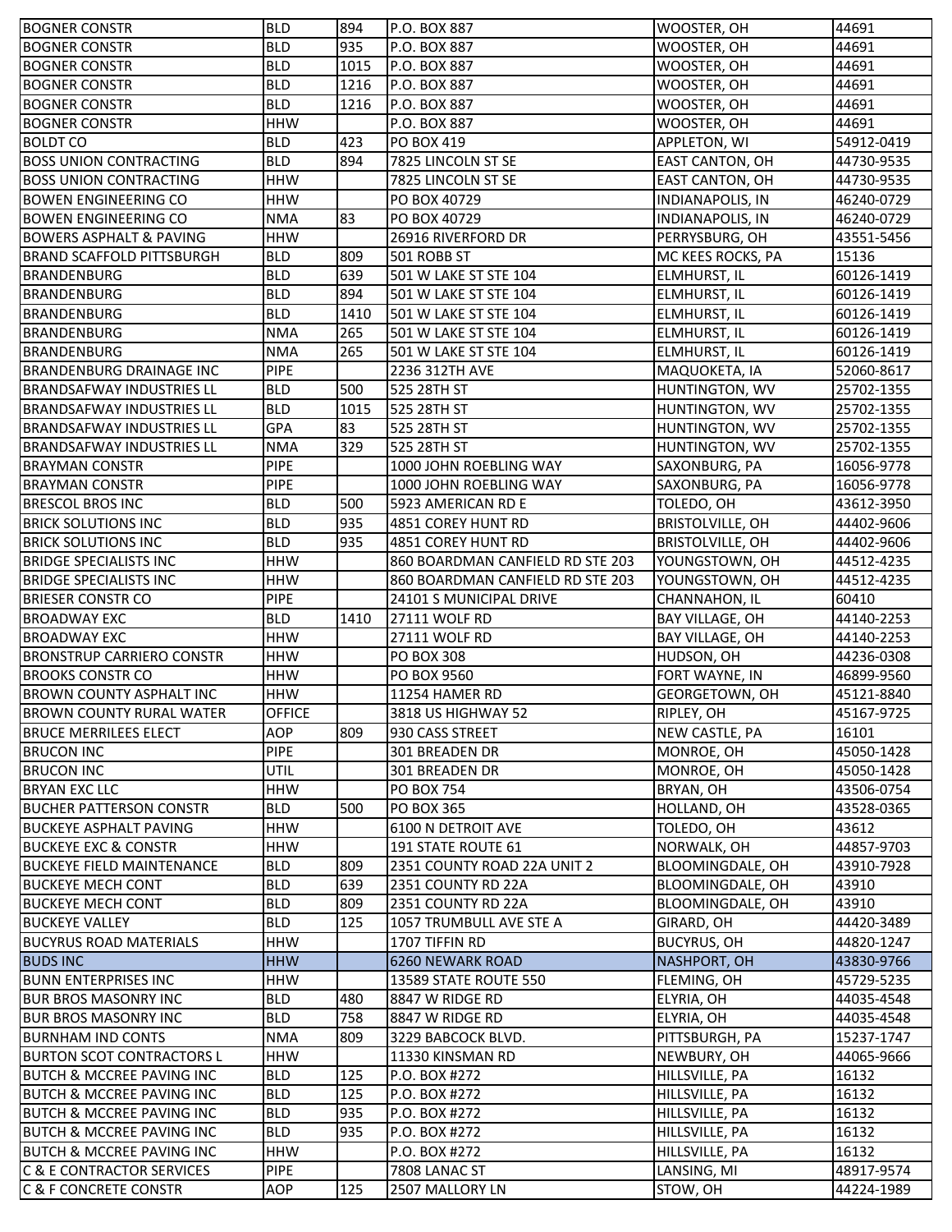| | | | | | |
|---|---|---|---|---|---|
| BOGNER CONSTR | BLD | 894 | P.O. BOX 887 | WOOSTER, OH | 44691 |
| BOGNER CONSTR | BLD | 935 | P.O. BOX 887 | WOOSTER, OH | 44691 |
| BOGNER CONSTR | BLD | 1015 | P.O. BOX 887 | WOOSTER, OH | 44691 |
| BOGNER CONSTR | BLD | 1216 | P.O. BOX 887 | WOOSTER, OH | 44691 |
| BOGNER CONSTR | BLD | 1216 | P.O. BOX 887 | WOOSTER, OH | 44691 |
| BOGNER CONSTR | HHW | | P.O. BOX 887 | WOOSTER, OH | 44691 |
| BOLDT CO | BLD | 423 | PO BOX 419 | APPLETON, WI | 54912-0419 |
| BOSS UNION CONTRACTING | BLD | 894 | 7825 LINCOLN ST SE | EAST CANTON, OH | 44730-9535 |
| BOSS UNION CONTRACTING | HHW | | 7825 LINCOLN ST SE | EAST CANTON, OH | 44730-9535 |
| BOWEN ENGINEERING CO | HHW | | PO BOX 40729 | INDIANAPOLIS, IN | 46240-0729 |
| BOWEN ENGINEERING CO | NMA | 83 | PO BOX 40729 | INDIANAPOLIS, IN | 46240-0729 |
| BOWERS ASPHALT & PAVING | HHW | | 26916 RIVERFORD DR | PERRYSBURG, OH | 43551-5456 |
| BRAND SCAFFOLD PITTSBURGH | BLD | 809 | 501 ROBB ST | MC KEES ROCKS, PA | 15136 |
| BRANDENBURG | BLD | 639 | 501 W LAKE ST STE 104 | ELMHURST, IL | 60126-1419 |
| BRANDENBURG | BLD | 894 | 501 W LAKE ST STE 104 | ELMHURST, IL | 60126-1419 |
| BRANDENBURG | BLD | 1410 | 501 W LAKE ST STE 104 | ELMHURST, IL | 60126-1419 |
| BRANDENBURG | NMA | 265 | 501 W LAKE ST STE 104 | ELMHURST, IL | 60126-1419 |
| BRANDENBURG | NMA | 265 | 501 W LAKE ST STE 104 | ELMHURST, IL | 60126-1419 |
| BRANDENBURG DRAINAGE INC | PIPE | | 2236 312TH AVE | MAQUOKETA, IA | 52060-8617 |
| BRANDSAFWAY INDUSTRIES LL | BLD | 500 | 525 28TH ST | HUNTINGTON, WV | 25702-1355 |
| BRANDSAFWAY INDUSTRIES LL | BLD | 1015 | 525 28TH ST | HUNTINGTON, WV | 25702-1355 |
| BRANDSAFWAY INDUSTRIES LL | GPA | 83 | 525 28TH ST | HUNTINGTON, WV | 25702-1355 |
| BRANDSAFWAY INDUSTRIES LL | NMA | 329 | 525 28TH ST | HUNTINGTON, WV | 25702-1355 |
| BRAYMAN CONSTR | PIPE | | 1000 JOHN ROEBLING WAY | SAXONBURG, PA | 16056-9778 |
| BRAYMAN CONSTR | PIPE | | 1000 JOHN ROEBLING WAY | SAXONBURG, PA | 16056-9778 |
| BRESCOL BROS INC | BLD | 500 | 5923 AMERICAN RD E | TOLEDO, OH | 43612-3950 |
| BRICK SOLUTIONS INC | BLD | 935 | 4851 COREY HUNT RD | BRISTOLVILLE, OH | 44402-9606 |
| BRICK SOLUTIONS INC | BLD | 935 | 4851 COREY HUNT RD | BRISTOLVILLE, OH | 44402-9606 |
| BRIDGE SPECIALISTS INC | HHW | | 860 BOARDMAN CANFIELD RD STE 203 | YOUNGSTOWN, OH | 44512-4235 |
| BRIDGE SPECIALISTS INC | HHW | | 860 BOARDMAN CANFIELD RD STE 203 | YOUNGSTOWN, OH | 44512-4235 |
| BRIESER CONSTR CO | PIPE | | 24101 S MUNICIPAL DRIVE | CHANNAHON, IL | 60410 |
| BROADWAY EXC | BLD | 1410 | 27111 WOLF RD | BAY VILLAGE, OH | 44140-2253 |
| BROADWAY EXC | HHW | | 27111 WOLF RD | BAY VILLAGE, OH | 44140-2253 |
| BRONSTRUP CARRIERO CONSTR | HHW | | PO BOX 308 | HUDSON, OH | 44236-0308 |
| BROOKS CONSTR CO | HHW | | PO BOX 9560 | FORT WAYNE, IN | 46899-9560 |
| BROWN COUNTY ASPHALT INC | HHW | | 11254 HAMER RD | GEORGETOWN, OH | 45121-8840 |
| BROWN COUNTY RURAL WATER | OFFICE | | 3818 US HIGHWAY 52 | RIPLEY, OH | 45167-9725 |
| BRUCE MERRILEES ELECT | AOP | 809 | 930 CASS STREET | NEW CASTLE, PA | 16101 |
| BRUCON INC | PIPE | | 301 BREADEN DR | MONROE, OH | 45050-1428 |
| BRUCON INC | UTIL | | 301 BREADEN DR | MONROE, OH | 45050-1428 |
| BRYAN EXC LLC | HHW | | PO BOX 754 | BRYAN, OH | 43506-0754 |
| BUCHER PATTERSON CONSTR | BLD | 500 | PO BOX 365 | HOLLAND, OH | 43528-0365 |
| BUCKEYE ASPHALT PAVING | HHW | | 6100 N DETROIT AVE | TOLEDO, OH | 43612 |
| BUCKEYE EXC & CONSTR | HHW | | 191 STATE ROUTE 61 | NORWALK, OH | 44857-9703 |
| BUCKEYE FIELD MAINTENANCE | BLD | 809 | 2351 COUNTY ROAD 22A UNIT 2 | BLOOMINGDALE, OH | 43910-7928 |
| BUCKEYE MECH CONT | BLD | 639 | 2351 COUNTY RD 22A | BLOOMINGDALE, OH | 43910 |
| BUCKEYE MECH CONT | BLD | 809 | 2351 COUNTY RD 22A | BLOOMINGDALE, OH | 43910 |
| BUCKEYE VALLEY | BLD | 125 | 1057 TRUMBULL AVE STE A | GIRARD, OH | 44420-3489 |
| BUCYRUS ROAD MATERIALS | HHW | | 1707 TIFFIN RD | BUCYRUS, OH | 44820-1247 |
| BUDS INC | HHW | | 6260 NEWARK ROAD | NASHPORT, OH | 43830-9766 |
| BUNN ENTERPRISES INC | HHW | | 13589 STATE ROUTE 550 | FLEMING, OH | 45729-5235 |
| BUR BROS MASONRY INC | BLD | 480 | 8847 W RIDGE RD | ELYRIA, OH | 44035-4548 |
| BUR BROS MASONRY INC | BLD | 758 | 8847 W RIDGE RD | ELYRIA, OH | 44035-4548 |
| BURNHAM IND CONTS | NMA | 809 | 3229 BABCOCK BLVD. | PITTSBURGH, PA | 15237-1747 |
| BURTON SCOT CONTRACTORS L | HHW | | 11330 KINSMAN RD | NEWBURY, OH | 44065-9666 |
| BUTCH & MCCREE PAVING INC | BLD | 125 | P.O. BOX #272 | HILLSVILLE, PA | 16132 |
| BUTCH & MCCREE PAVING INC | BLD | 125 | P.O. BOX #272 | HILLSVILLE, PA | 16132 |
| BUTCH & MCCREE PAVING INC | BLD | 935 | P.O. BOX #272 | HILLSVILLE, PA | 16132 |
| BUTCH & MCCREE PAVING INC | BLD | 935 | P.O. BOX #272 | HILLSVILLE, PA | 16132 |
| BUTCH & MCCREE PAVING INC | HHW | | P.O. BOX #272 | HILLSVILLE, PA | 16132 |
| C & E CONTRACTOR SERVICES | PIPE | | 7808 LANAC ST | LANSING, MI | 48917-9574 |
| C & F CONCRETE CONSTR | AOP | 125 | 2507 MALLORY LN | STOW, OH | 44224-1989 |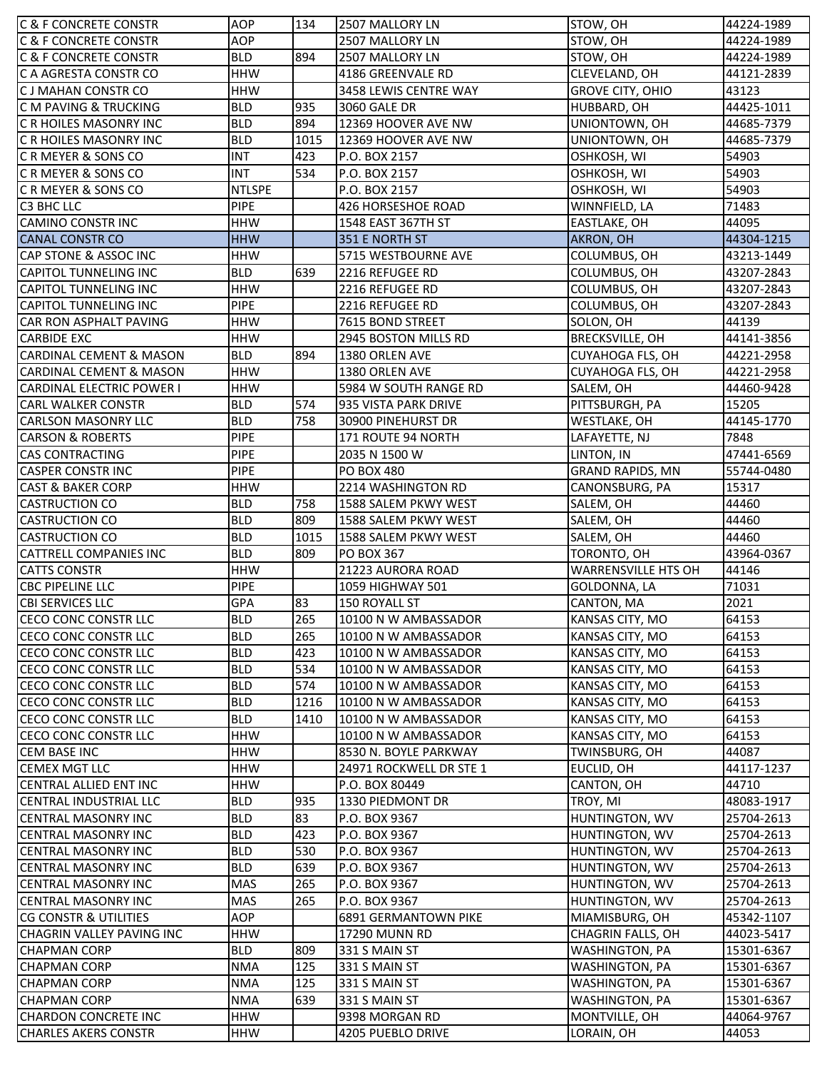| | | | | | |
|---|---|---|---|---|---|
| C & F CONCRETE CONSTR | AOP | 134 | 2507 MALLORY LN | STOW, OH | 44224-1989 |
| C & F CONCRETE CONSTR | AOP | | 2507 MALLORY LN | STOW, OH | 44224-1989 |
| C & F CONCRETE CONSTR | BLD | 894 | 2507 MALLORY LN | STOW, OH | 44224-1989 |
| C A AGRESTA CONSTR CO | HHW | | 4186 GREENVALE RD | CLEVELAND, OH | 44121-2839 |
| C J MAHAN CONSTR CO | HHW | | 3458 LEWIS CENTRE WAY | GROVE CITY, OHIO | 43123 |
| C M PAVING & TRUCKING | BLD | 935 | 3060 GALE DR | HUBBARD, OH | 44425-1011 |
| C R HOILES MASONRY INC | BLD | 894 | 12369 HOOVER AVE NW | UNIONTOWN, OH | 44685-7379 |
| C R HOILES MASONRY INC | BLD | 1015 | 12369 HOOVER AVE NW | UNIONTOWN, OH | 44685-7379 |
| C R MEYER & SONS CO | INT | 423 | P.O. BOX 2157 | OSHKOSH, WI | 54903 |
| C R MEYER & SONS CO | INT | 534 | P.O. BOX 2157 | OSHKOSH, WI | 54903 |
| C R MEYER & SONS CO | NTLSPE | | P.O. BOX 2157 | OSHKOSH, WI | 54903 |
| C3 BHC LLC | PIPE | | 426 HORSESHOE ROAD | WINNFIELD, LA | 71483 |
| CAMINO CONSTR INC | HHW | | 1548 EAST 367TH ST | EASTLAKE, OH | 44095 |
| CANAL CONSTR CO | HHW | | 351 E NORTH ST | AKRON, OH | 44304-1215 |
| CAP STONE & ASSOC INC | HHW | | 5715 WESTBOURNE AVE | COLUMBUS, OH | 43213-1449 |
| CAPITOL TUNNELING INC | BLD | 639 | 2216 REFUGEE RD | COLUMBUS, OH | 43207-2843 |
| CAPITOL TUNNELING INC | HHW | | 2216 REFUGEE RD | COLUMBUS, OH | 43207-2843 |
| CAPITOL TUNNELING INC | PIPE | | 2216 REFUGEE RD | COLUMBUS, OH | 43207-2843 |
| CAR RON ASPHALT PAVING | HHW | | 7615 BOND STREET | SOLON, OH | 44139 |
| CARBIDE EXC | HHW | | 2945 BOSTON MILLS RD | BRECKSVILLE, OH | 44141-3856 |
| CARDINAL CEMENT & MASON | BLD | 894 | 1380 ORLEN AVE | CUYAHOGA FLS, OH | 44221-2958 |
| CARDINAL CEMENT & MASON | HHW | | 1380 ORLEN AVE | CUYAHOGA FLS, OH | 44221-2958 |
| CARDINAL ELECTRIC POWER I | HHW | | 5984 W SOUTH RANGE RD | SALEM, OH | 44460-9428 |
| CARL WALKER CONSTR | BLD | 574 | 935 VISTA PARK DRIVE | PITTSBURGH, PA | 15205 |
| CARLSON MASONRY LLC | BLD | 758 | 30900 PINEHURST DR | WESTLAKE, OH | 44145-1770 |
| CARSON & ROBERTS | PIPE | | 171 ROUTE 94 NORTH | LAFAYETTE, NJ | 7848 |
| CAS CONTRACTING | PIPE | | 2035 N 1500 W | LINTON, IN | 47441-6569 |
| CASPER CONSTR INC | PIPE | | PO BOX 480 | GRAND RAPIDS, MN | 55744-0480 |
| CAST & BAKER CORP | HHW | | 2214 WASHINGTON RD | CANONSBURG, PA | 15317 |
| CASTRUCTION CO | BLD | 758 | 1588 SALEM PKWY WEST | SALEM, OH | 44460 |
| CASTRUCTION CO | BLD | 809 | 1588 SALEM PKWY WEST | SALEM, OH | 44460 |
| CASTRUCTION CO | BLD | 1015 | 1588 SALEM PKWY WEST | SALEM, OH | 44460 |
| CATTRELL COMPANIES INC | BLD | 809 | PO BOX 367 | TORONTO, OH | 43964-0367 |
| CATTS CONSTR | HHW | | 21223 AURORA ROAD | WARRENSVILLE HTS OH | 44146 |
| CBC PIPELINE LLC | PIPE | | 1059 HIGHWAY 501 | GOLDONNA, LA | 71031 |
| CBI SERVICES LLC | GPA | 83 | 150 ROYALL ST | CANTON, MA | 2021 |
| CECO CONC CONSTR LLC | BLD | 265 | 10100 N W AMBASSADOR | KANSAS CITY, MO | 64153 |
| CECO CONC CONSTR LLC | BLD | 265 | 10100 N W AMBASSADOR | KANSAS CITY, MO | 64153 |
| CECO CONC CONSTR LLC | BLD | 423 | 10100 N W AMBASSADOR | KANSAS CITY, MO | 64153 |
| CECO CONC CONSTR LLC | BLD | 534 | 10100 N W AMBASSADOR | KANSAS CITY, MO | 64153 |
| CECO CONC CONSTR LLC | BLD | 574 | 10100 N W AMBASSADOR | KANSAS CITY, MO | 64153 |
| CECO CONC CONSTR LLC | BLD | 1216 | 10100 N W AMBASSADOR | KANSAS CITY, MO | 64153 |
| CECO CONC CONSTR LLC | BLD | 1410 | 10100 N W AMBASSADOR | KANSAS CITY, MO | 64153 |
| CECO CONC CONSTR LLC | HHW | | 10100 N W AMBASSADOR | KANSAS CITY, MO | 64153 |
| CEM BASE INC | HHW | | 8530 N. BOYLE PARKWAY | TWINSBURG, OH | 44087 |
| CEMEX MGT LLC | HHW | | 24971 ROCKWELL DR STE 1 | EUCLID, OH | 44117-1237 |
| CENTRAL ALLIED ENT INC | HHW | | P.O. BOX 80449 | CANTON, OH | 44710 |
| CENTRAL INDUSTRIAL LLC | BLD | 935 | 1330 PIEDMONT DR | TROY, MI | 48083-1917 |
| CENTRAL MASONRY INC | BLD | 83 | P.O. BOX 9367 | HUNTINGTON, WV | 25704-2613 |
| CENTRAL MASONRY INC | BLD | 423 | P.O. BOX 9367 | HUNTINGTON, WV | 25704-2613 |
| CENTRAL MASONRY INC | BLD | 530 | P.O. BOX 9367 | HUNTINGTON, WV | 25704-2613 |
| CENTRAL MASONRY INC | BLD | 639 | P.O. BOX 9367 | HUNTINGTON, WV | 25704-2613 |
| CENTRAL MASONRY INC | MAS | 265 | P.O. BOX 9367 | HUNTINGTON, WV | 25704-2613 |
| CENTRAL MASONRY INC | MAS | 265 | P.O. BOX 9367 | HUNTINGTON, WV | 25704-2613 |
| CG CONSTR & UTILITIES | AOP | | 6891 GERMANTOWN PIKE | MIAMISBURG, OH | 45342-1107 |
| CHAGRIN VALLEY PAVING INC | HHW | | 17290 MUNN RD | CHAGRIN FALLS, OH | 44023-5417 |
| CHAPMAN CORP | BLD | 809 | 331 S MAIN ST | WASHINGTON, PA | 15301-6367 |
| CHAPMAN CORP | NMA | 125 | 331 S MAIN ST | WASHINGTON, PA | 15301-6367 |
| CHAPMAN CORP | NMA | 125 | 331 S MAIN ST | WASHINGTON, PA | 15301-6367 |
| CHAPMAN CORP | NMA | 639 | 331 S MAIN ST | WASHINGTON, PA | 15301-6367 |
| CHARDON CONCRETE INC | HHW | | 9398 MORGAN RD | MONTVILLE, OH | 44064-9767 |
| CHARLES AKERS CONSTR | HHW | | 4205 PUEBLO DRIVE | LORAIN, OH | 44053 |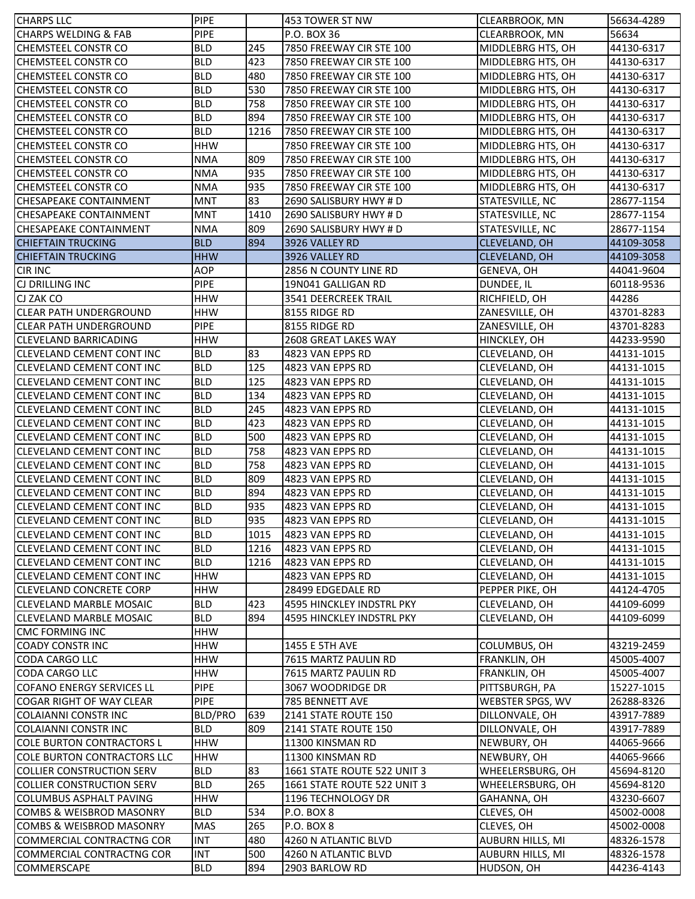| | | | | | |
|---|---|---|---|---|---|
| CHARPS LLC | PIPE | | 453 TOWER ST NW | CLEARBROOK, MN | 56634-4289 |
| CHARPS WELDING & FAB | PIPE | | P.O. BOX 36 | CLEARBROOK, MN | 56634 |
| CHEMSTEEL CONSTR CO | BLD | 245 | 7850 FREEWAY CIR STE 100 | MIDDLEBRG HTS, OH | 44130-6317 |
| CHEMSTEEL CONSTR CO | BLD | 423 | 7850 FREEWAY CIR STE 100 | MIDDLEBRG HTS, OH | 44130-6317 |
| CHEMSTEEL CONSTR CO | BLD | 480 | 7850 FREEWAY CIR STE 100 | MIDDLEBRG HTS, OH | 44130-6317 |
| CHEMSTEEL CONSTR CO | BLD | 530 | 7850 FREEWAY CIR STE 100 | MIDDLEBRG HTS, OH | 44130-6317 |
| CHEMSTEEL CONSTR CO | BLD | 758 | 7850 FREEWAY CIR STE 100 | MIDDLEBRG HTS, OH | 44130-6317 |
| CHEMSTEEL CONSTR CO | BLD | 894 | 7850 FREEWAY CIR STE 100 | MIDDLEBRG HTS, OH | 44130-6317 |
| CHEMSTEEL CONSTR CO | BLD | 1216 | 7850 FREEWAY CIR STE 100 | MIDDLEBRG HTS, OH | 44130-6317 |
| CHEMSTEEL CONSTR CO | HHW | | 7850 FREEWAY CIR STE 100 | MIDDLEBRG HTS, OH | 44130-6317 |
| CHEMSTEEL CONSTR CO | NMA | 809 | 7850 FREEWAY CIR STE 100 | MIDDLEBRG HTS, OH | 44130-6317 |
| CHEMSTEEL CONSTR CO | NMA | 935 | 7850 FREEWAY CIR STE 100 | MIDDLEBRG HTS, OH | 44130-6317 |
| CHEMSTEEL CONSTR CO | NMA | 935 | 7850 FREEWAY CIR STE 100 | MIDDLEBRG HTS, OH | 44130-6317 |
| CHESAPEAKE CONTAINMENT | MNT | 83 | 2690 SALISBURY HWY # D | STATESVILLE, NC | 28677-1154 |
| CHESAPEAKE CONTAINMENT | MNT | 1410 | 2690 SALISBURY HWY # D | STATESVILLE, NC | 28677-1154 |
| CHESAPEAKE CONTAINMENT | NMA | 809 | 2690 SALISBURY HWY # D | STATESVILLE, NC | 28677-1154 |
| CHIEFTAIN TRUCKING | BLD | 894 | 3926 VALLEY RD | CLEVELAND, OH | 44109-3058 |
| CHIEFTAIN TRUCKING | HHW | | 3926 VALLEY RD | CLEVELAND, OH | 44109-3058 |
| CIR INC | AOP | | 2856 N COUNTY LINE RD | GENEVA, OH | 44041-9604 |
| CJ DRILLING INC | PIPE | | 19N041 GALLIGAN RD | DUNDEE, IL | 60118-9536 |
| CJ ZAK CO | HHW | | 3541 DEERCREEK TRAIL | RICHFIELD, OH | 44286 |
| CLEAR PATH UNDERGROUND | HHW | | 8155 RIDGE RD | ZANESVILLE, OH | 43701-8283 |
| CLEAR PATH UNDERGROUND | PIPE | | 8155 RIDGE RD | ZANESVILLE, OH | 43701-8283 |
| CLEVELAND BARRICADING | HHW | | 2608 GREAT LAKES WAY | HINCKLEY, OH | 44233-9590 |
| CLEVELAND CEMENT CONT INC | BLD | 83 | 4823 VAN EPPS RD | CLEVELAND, OH | 44131-1015 |
| CLEVELAND CEMENT CONT INC | BLD | 125 | 4823 VAN EPPS RD | CLEVELAND, OH | 44131-1015 |
| CLEVELAND CEMENT CONT INC | BLD | 125 | 4823 VAN EPPS RD | CLEVELAND, OH | 44131-1015 |
| CLEVELAND CEMENT CONT INC | BLD | 134 | 4823 VAN EPPS RD | CLEVELAND, OH | 44131-1015 |
| CLEVELAND CEMENT CONT INC | BLD | 245 | 4823 VAN EPPS RD | CLEVELAND, OH | 44131-1015 |
| CLEVELAND CEMENT CONT INC | BLD | 423 | 4823 VAN EPPS RD | CLEVELAND, OH | 44131-1015 |
| CLEVELAND CEMENT CONT INC | BLD | 500 | 4823 VAN EPPS RD | CLEVELAND, OH | 44131-1015 |
| CLEVELAND CEMENT CONT INC | BLD | 758 | 4823 VAN EPPS RD | CLEVELAND, OH | 44131-1015 |
| CLEVELAND CEMENT CONT INC | BLD | 758 | 4823 VAN EPPS RD | CLEVELAND, OH | 44131-1015 |
| CLEVELAND CEMENT CONT INC | BLD | 809 | 4823 VAN EPPS RD | CLEVELAND, OH | 44131-1015 |
| CLEVELAND CEMENT CONT INC | BLD | 894 | 4823 VAN EPPS RD | CLEVELAND, OH | 44131-1015 |
| CLEVELAND CEMENT CONT INC | BLD | 935 | 4823 VAN EPPS RD | CLEVELAND, OH | 44131-1015 |
| CLEVELAND CEMENT CONT INC | BLD | 935 | 4823 VAN EPPS RD | CLEVELAND, OH | 44131-1015 |
| CLEVELAND CEMENT CONT INC | BLD | 1015 | 4823 VAN EPPS RD | CLEVELAND, OH | 44131-1015 |
| CLEVELAND CEMENT CONT INC | BLD | 1216 | 4823 VAN EPPS RD | CLEVELAND, OH | 44131-1015 |
| CLEVELAND CEMENT CONT INC | BLD | 1216 | 4823 VAN EPPS RD | CLEVELAND, OH | 44131-1015 |
| CLEVELAND CEMENT CONT INC | HHW | | 4823 VAN EPPS RD | CLEVELAND, OH | 44131-1015 |
| CLEVELAND CONCRETE CORP | HHW | | 28499 EDGEDALE RD | PEPPER PIKE, OH | 44124-4705 |
| CLEVELAND MARBLE MOSAIC | BLD | 423 | 4595 HINCKLEY INDSTRL PKY | CLEVELAND, OH | 44109-6099 |
| CLEVELAND MARBLE MOSAIC | BLD | 894 | 4595 HINCKLEY INDSTRL PKY | CLEVELAND, OH | 44109-6099 |
| CMC FORMING INC | HHW | | | | |
| COADY CONSTR INC | HHW | | 1455 E 5TH AVE | COLUMBUS, OH | 43219-2459 |
| CODA CARGO LLC | HHW | | 7615 MARTZ PAULIN RD | FRANKLIN, OH | 45005-4007 |
| CODA CARGO LLC | HHW | | 7615 MARTZ PAULIN RD | FRANKLIN, OH | 45005-4007 |
| COFANO ENERGY SERVICES LL | PIPE | | 3067 WOODRIDGE DR | PITTSBURGH, PA | 15227-1015 |
| COGAR RIGHT OF WAY CLEAR | PIPE | | 785 BENNETT AVE | WEBSTER SPGS, WV | 26288-8326 |
| COLAIANNI CONSTR INC | BLD/PRO | 639 | 2141 STATE ROUTE 150 | DILLONVALE, OH | 43917-7889 |
| COLAIANNI CONSTR INC | BLD | 809 | 2141 STATE ROUTE 150 | DILLONVALE, OH | 43917-7889 |
| COLE BURTON CONTRACTORS L | HHW | | 11300 KINSMAN RD | NEWBURY, OH | 44065-9666 |
| COLE BURTON CONTRACTORS LLC | HHW | | 11300 KINSMAN RD | NEWBURY, OH | 44065-9666 |
| COLLIER CONSTRUCTION SERV | BLD | 83 | 1661 STATE ROUTE 522 UNIT 3 | WHEELERSBURG, OH | 45694-8120 |
| COLLIER CONSTRUCTION SERV | BLD | 265 | 1661 STATE ROUTE 522 UNIT 3 | WHEELERSBURG, OH | 45694-8120 |
| COLUMBUS ASPHALT PAVING | HHW | | 1196 TECHNOLOGY DR | GAHANNA, OH | 43230-6607 |
| COMBS & WEISBROD MASONRY | BLD | 534 | P.O. BOX 8 | CLEVES, OH | 45002-0008 |
| COMBS & WEISBROD MASONRY | MAS | 265 | P.O. BOX 8 | CLEVES, OH | 45002-0008 |
| COMMERCIAL CONTRACTNG COR | INT | 480 | 4260 N ATLANTIC BLVD | AUBURN HILLS, MI | 48326-1578 |
| COMMERCIAL CONTRACTNG COR | INT | 500 | 4260 N ATLANTIC BLVD | AUBURN HILLS, MI | 48326-1578 |
| COMMERSCAPE | BLD | 894 | 2903 BARLOW RD | HUDSON, OH | 44236-4143 |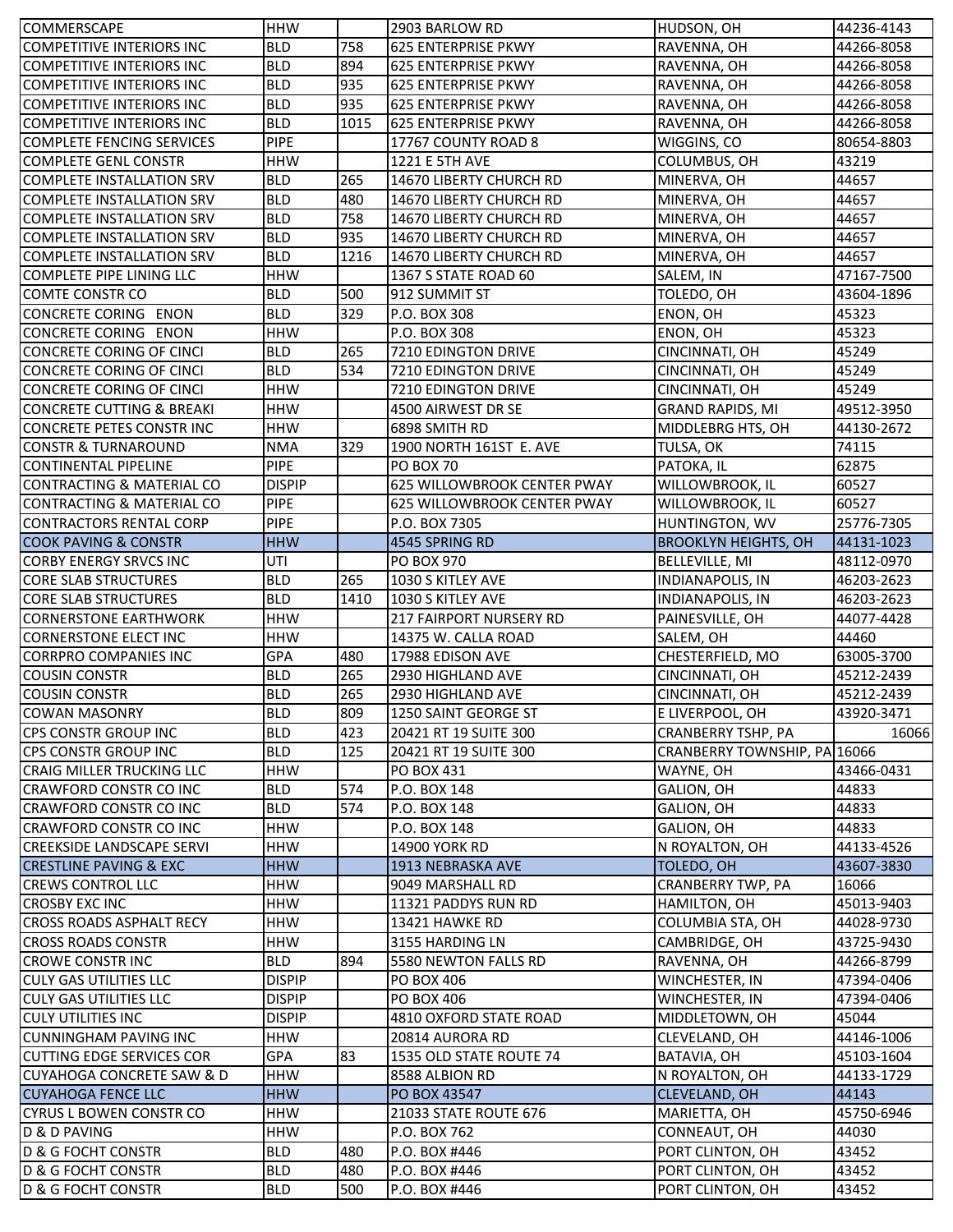| COMMERSCAPE | HHW | | 2903 BARLOW RD | HUDSON, OH | 44236-4143 |
|---|---|---|---|---|---|
| COMPETITIVE INTERIORS INC | BLD | 758 | 625 ENTERPRISE PKWY | RAVENNA, OH | 44266-8058 |
| COMPETITIVE INTERIORS INC | BLD | 894 | 625 ENTERPRISE PKWY | RAVENNA, OH | 44266-8058 |
| COMPETITIVE INTERIORS INC | BLD | 935 | 625 ENTERPRISE PKWY | RAVENNA, OH | 44266-8058 |
| COMPETITIVE INTERIORS INC | BLD | 935 | 625 ENTERPRISE PKWY | RAVENNA, OH | 44266-8058 |
| COMPETITIVE INTERIORS INC | BLD | 1015 | 625 ENTERPRISE PKWY | RAVENNA, OH | 44266-8058 |
| COMPLETE FENCING SERVICES | PIPE | | 17767 COUNTY ROAD 8 | WIGGINS, CO | 80654-8803 |
| COMPLETE GENL CONSTR | HHW | | 1221 E 5TH AVE | COLUMBUS, OH | 43219 |
| COMPLETE INSTALLATION SRV | BLD | 265 | 14670 LIBERTY CHURCH RD | MINERVA, OH | 44657 |
| COMPLETE INSTALLATION SRV | BLD | 480 | 14670 LIBERTY CHURCH RD | MINERVA, OH | 44657 |
| COMPLETE INSTALLATION SRV | BLD | 758 | 14670 LIBERTY CHURCH RD | MINERVA, OH | 44657 |
| COMPLETE INSTALLATION SRV | BLD | 935 | 14670 LIBERTY CHURCH RD | MINERVA, OH | 44657 |
| COMPLETE INSTALLATION SRV | BLD | 1216 | 14670 LIBERTY CHURCH RD | MINERVA, OH | 44657 |
| COMPLETE PIPE LINING LLC | HHW | | 1367 S STATE ROAD 60 | SALEM, IN | 47167-7500 |
| COMTE CONSTR CO | BLD | 500 | 912 SUMMIT ST | TOLEDO, OH | 43604-1896 |
| CONCRETE CORING ENON | BLD | 329 | P.O. BOX 308 | ENON, OH | 45323 |
| CONCRETE CORING ENON | HHW | | P.O. BOX 308 | ENON, OH | 45323 |
| CONCRETE CORING OF CINCI | BLD | 265 | 7210 EDINGTON DRIVE | CINCINNATI, OH | 45249 |
| CONCRETE CORING OF CINCI | BLD | 534 | 7210 EDINGTON DRIVE | CINCINNATI, OH | 45249 |
| CONCRETE CORING OF CINCI | HHW | | 7210 EDINGTON DRIVE | CINCINNATI, OH | 45249 |
| CONCRETE CUTTING & BREAKI | HHW | | 4500 AIRWEST DR SE | GRAND RAPIDS, MI | 49512-3950 |
| CONCRETE PETES CONSTR INC | HHW | | 6898 SMITH RD | MIDDLEBRG HTS, OH | 44130-2672 |
| CONSTR & TURNAROUND | NMA | 329 | 1900 NORTH 161ST E. AVE | TULSA, OK | 74115 |
| CONTINENTAL PIPELINE | PIPE | | PO BOX 70 | PATOKA, IL | 62875 |
| CONTRACTING & MATERIAL CO | DISPIP | | 625 WILLOWBROOK CENTER PWAY | WILLOWBROOK, IL | 60527 |
| CONTRACTING & MATERIAL CO | PIPE | | 625 WILLOWBROOK CENTER PWAY | WILLOWBROOK, IL | 60527 |
| CONTRACTORS RENTAL CORP | PIPE | | P.O. BOX 7305 | HUNTINGTON, WV | 25776-7305 |
| COOK PAVING & CONSTR | HHW | | 4545 SPRING RD | BROOKLYN HEIGHTS, OH | 44131-1023 |
| CORBY ENERGY SRVCS INC | UTI | | PO BOX 970 | BELLEVILLE, MI | 48112-0970 |
| CORE SLAB STRUCTURES | BLD | 265 | 1030 S KITLEY AVE | INDIANAPOLIS, IN | 46203-2623 |
| CORE SLAB STRUCTURES | BLD | 1410 | 1030 S KITLEY AVE | INDIANAPOLIS, IN | 46203-2623 |
| CORNERSTONE EARTHWORK | HHW | | 217 FAIRPORT NURSERY RD | PAINESVILLE, OH | 44077-4428 |
| CORNERSTONE ELECT INC | HHW | | 14375 W. CALLA ROAD | SALEM, OH | 44460 |
| CORRPRO COMPANIES INC | GPA | 480 | 17988 EDISON AVE | CHESTERFIELD, MO | 63005-3700 |
| COUSIN CONSTR | BLD | 265 | 2930 HIGHLAND AVE | CINCINNATI, OH | 45212-2439 |
| COUSIN CONSTR | BLD | 265 | 2930 HIGHLAND AVE | CINCINNATI, OH | 45212-2439 |
| COWAN MASONRY | BLD | 809 | 1250 SAINT GEORGE ST | E LIVERPOOL, OH | 43920-3471 |
| CPS CONSTR GROUP INC | BLD | 423 | 20421 RT 19 SUITE 300 | CRANBERRY TSHP, PA | 16066 |
| CPS CONSTR GROUP INC | BLD | 125 | 20421 RT 19 SUITE 300 | CRANBERRY TOWNSHIP, PA | 16066 |
| CRAIG MILLER TRUCKING LLC | HHW | | PO BOX 431 | WAYNE, OH | 43466-0431 |
| CRAWFORD CONSTR CO INC | BLD | 574 | P.O. BOX 148 | GALION, OH | 44833 |
| CRAWFORD CONSTR CO INC | BLD | 574 | P.O. BOX 148 | GALION, OH | 44833 |
| CRAWFORD CONSTR CO INC | HHW | | P.O. BOX 148 | GALION, OH | 44833 |
| CREEKSIDE LANDSCAPE SERVI | HHW | | 14900 YORK RD | N ROYALTON, OH | 44133-4526 |
| CRESTLINE PAVING & EXC | HHW | | 1913 NEBRASKA AVE | TOLEDO, OH | 43607-3830 |
| CREWS CONTROL LLC | HHW | | 9049 MARSHALL RD | CRANBERRY TWP, PA | 16066 |
| CROSBY EXC INC | HHW | | 11321 PADDYS RUN RD | HAMILTON, OH | 45013-9403 |
| CROSS ROADS ASPHALT RECY | HHW | | 13421 HAWKE RD | COLUMBIA STA, OH | 44028-9730 |
| CROSS ROADS CONSTR | HHW | | 3155 HARDING LN | CAMBRIDGE, OH | 43725-9430 |
| CROWE CONSTR INC | BLD | 894 | 5580 NEWTON FALLS RD | RAVENNA, OH | 44266-8799 |
| CULY GAS UTILITIES LLC | DISPIP | | PO BOX 406 | WINCHESTER, IN | 47394-0406 |
| CULY GAS UTILITIES LLC | DISPIP | | PO BOX 406 | WINCHESTER, IN | 47394-0406 |
| CULY UTILITIES INC | DISPIP | | 4810 OXFORD STATE ROAD | MIDDLETOWN, OH | 45044 |
| CUNNINGHAM PAVING INC | HHW | | 20814 AURORA RD | CLEVELAND, OH | 44146-1006 |
| CUTTING EDGE SERVICES COR | GPA | 83 | 1535 OLD STATE ROUTE 74 | BATAVIA, OH | 45103-1604 |
| CUYAHOGA CONCRETE SAW & D | HHW | | 8588 ALBION RD | N ROYALTON, OH | 44133-1729 |
| CUYAHOGA FENCE LLC | HHW | | PO BOX 43547 | CLEVELAND, OH | 44143 |
| CYRUS L BOWEN CONSTR CO | HHW | | 21033 STATE ROUTE 676 | MARIETTA, OH | 45750-6946 |
| D & D PAVING | HHW | | P.O. BOX 762 | CONNEAUT, OH | 44030 |
| D & G FOCHT CONSTR | BLD | 480 | P.O. BOX #446 | PORT CLINTON, OH | 43452 |
| D & G FOCHT CONSTR | BLD | 480 | P.O. BOX #446 | PORT CLINTON, OH | 43452 |
| D & G FOCHT CONSTR | BLD | 500 | P.O. BOX #446 | PORT CLINTON, OH | 43452 |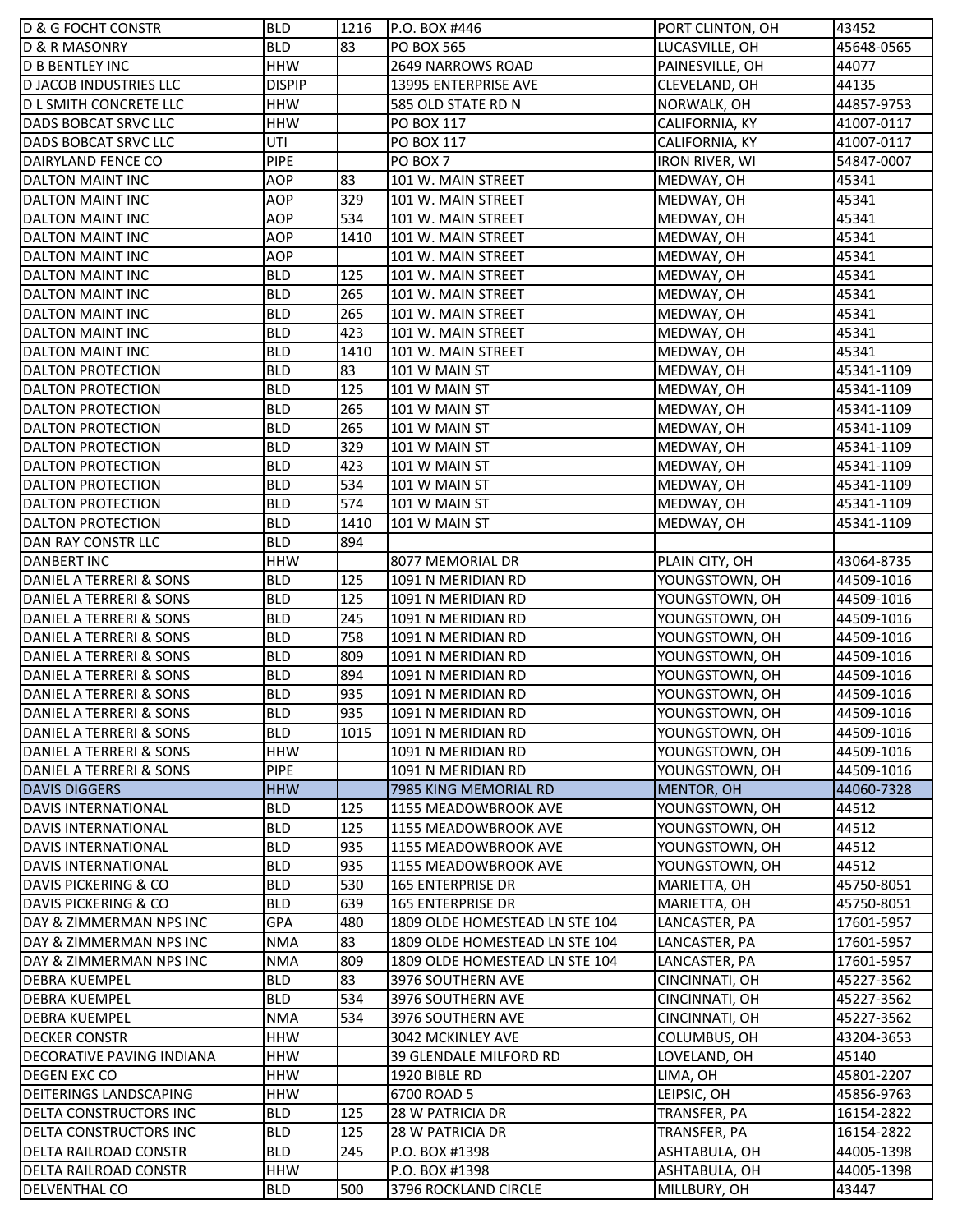| | | | | | |
|---|---|---|---|---|---|
| D & G FOCHT CONSTR | BLD | 1216 | P.O. BOX #446 | PORT CLINTON, OH | 43452 |
| D & R MASONRY | BLD | 83 | PO BOX 565 | LUCASVILLE, OH | 45648-0565 |
| D B BENTLEY INC | HHW | | 2649 NARROWS ROAD | PAINESVILLE, OH | 44077 |
| D JACOB INDUSTRIES LLC | DISPIP | | 13995 ENTERPRISE AVE | CLEVELAND, OH | 44135 |
| D L SMITH CONCRETE LLC | HHW | | 585 OLD STATE RD N | NORWALK, OH | 44857-9753 |
| DADS BOBCAT SRVC LLC | HHW | | PO BOX 117 | CALIFORNIA, KY | 41007-0117 |
| DADS BOBCAT SRVC LLC | UTI | | PO BOX 117 | CALIFORNIA, KY | 41007-0117 |
| DAIRYLAND FENCE CO | PIPE | | PO BOX 7 | IRON RIVER, WI | 54847-0007 |
| DALTON MAINT INC | AOP | 83 | 101 W. MAIN STREET | MEDWAY, OH | 45341 |
| DALTON MAINT INC | AOP | 329 | 101 W. MAIN STREET | MEDWAY, OH | 45341 |
| DALTON MAINT INC | AOP | 534 | 101 W. MAIN STREET | MEDWAY, OH | 45341 |
| DALTON MAINT INC | AOP | 1410 | 101 W. MAIN STREET | MEDWAY, OH | 45341 |
| DALTON MAINT INC | AOP | | 101 W. MAIN STREET | MEDWAY, OH | 45341 |
| DALTON MAINT INC | BLD | 125 | 101 W. MAIN STREET | MEDWAY, OH | 45341 |
| DALTON MAINT INC | BLD | 265 | 101 W. MAIN STREET | MEDWAY, OH | 45341 |
| DALTON MAINT INC | BLD | 265 | 101 W. MAIN STREET | MEDWAY, OH | 45341 |
| DALTON MAINT INC | BLD | 423 | 101 W. MAIN STREET | MEDWAY, OH | 45341 |
| DALTON MAINT INC | BLD | 1410 | 101 W. MAIN STREET | MEDWAY, OH | 45341 |
| DALTON PROTECTION | BLD | 83 | 101 W MAIN ST | MEDWAY, OH | 45341-1109 |
| DALTON PROTECTION | BLD | 125 | 101 W MAIN ST | MEDWAY, OH | 45341-1109 |
| DALTON PROTECTION | BLD | 265 | 101 W MAIN ST | MEDWAY, OH | 45341-1109 |
| DALTON PROTECTION | BLD | 265 | 101 W MAIN ST | MEDWAY, OH | 45341-1109 |
| DALTON PROTECTION | BLD | 329 | 101 W MAIN ST | MEDWAY, OH | 45341-1109 |
| DALTON PROTECTION | BLD | 423 | 101 W MAIN ST | MEDWAY, OH | 45341-1109 |
| DALTON PROTECTION | BLD | 534 | 101 W MAIN ST | MEDWAY, OH | 45341-1109 |
| DALTON PROTECTION | BLD | 574 | 101 W MAIN ST | MEDWAY, OH | 45341-1109 |
| DALTON PROTECTION | BLD | 1410 | 101 W MAIN ST | MEDWAY, OH | 45341-1109 |
| DAN RAY CONSTR LLC | BLD | 894 | | | |
| DANBERT INC | HHW | | 8077 MEMORIAL DR | PLAIN CITY, OH | 43064-8735 |
| DANIEL A TERRERI & SONS | BLD | 125 | 1091 N MERIDIAN RD | YOUNGSTOWN, OH | 44509-1016 |
| DANIEL A TERRERI & SONS | BLD | 125 | 1091 N MERIDIAN RD | YOUNGSTOWN, OH | 44509-1016 |
| DANIEL A TERRERI & SONS | BLD | 245 | 1091 N MERIDIAN RD | YOUNGSTOWN, OH | 44509-1016 |
| DANIEL A TERRERI & SONS | BLD | 758 | 1091 N MERIDIAN RD | YOUNGSTOWN, OH | 44509-1016 |
| DANIEL A TERRERI & SONS | BLD | 809 | 1091 N MERIDIAN RD | YOUNGSTOWN, OH | 44509-1016 |
| DANIEL A TERRERI & SONS | BLD | 894 | 1091 N MERIDIAN RD | YOUNGSTOWN, OH | 44509-1016 |
| DANIEL A TERRERI & SONS | BLD | 935 | 1091 N MERIDIAN RD | YOUNGSTOWN, OH | 44509-1016 |
| DANIEL A TERRERI & SONS | BLD | 935 | 1091 N MERIDIAN RD | YOUNGSTOWN, OH | 44509-1016 |
| DANIEL A TERRERI & SONS | BLD | 1015 | 1091 N MERIDIAN RD | YOUNGSTOWN, OH | 44509-1016 |
| DANIEL A TERRERI & SONS | HHW | | 1091 N MERIDIAN RD | YOUNGSTOWN, OH | 44509-1016 |
| DANIEL A TERRERI & SONS | PIPE | | 1091 N MERIDIAN RD | YOUNGSTOWN, OH | 44509-1016 |
| DAVIS DIGGERS | HHW | | 7985 KING MEMORIAL RD | MENTOR, OH | 44060-7328 |
| DAVIS INTERNATIONAL | BLD | 125 | 1155 MEADOWBROOK AVE | YOUNGSTOWN, OH | 44512 |
| DAVIS INTERNATIONAL | BLD | 125 | 1155 MEADOWBROOK AVE | YOUNGSTOWN, OH | 44512 |
| DAVIS INTERNATIONAL | BLD | 935 | 1155 MEADOWBROOK AVE | YOUNGSTOWN, OH | 44512 |
| DAVIS INTERNATIONAL | BLD | 935 | 1155 MEADOWBROOK AVE | YOUNGSTOWN, OH | 44512 |
| DAVIS PICKERING & CO | BLD | 530 | 165 ENTERPRISE DR | MARIETTA, OH | 45750-8051 |
| DAVIS PICKERING & CO | BLD | 639 | 165 ENTERPRISE DR | MARIETTA, OH | 45750-8051 |
| DAY & ZIMMERMAN NPS INC | GPA | 480 | 1809 OLDE HOMESTEAD LN STE 104 | LANCASTER, PA | 17601-5957 |
| DAY & ZIMMERMAN NPS INC | NMA | 83 | 1809 OLDE HOMESTEAD LN STE 104 | LANCASTER, PA | 17601-5957 |
| DAY & ZIMMERMAN NPS INC | NMA | 809 | 1809 OLDE HOMESTEAD LN STE 104 | LANCASTER, PA | 17601-5957 |
| DEBRA KUEMPEL | BLD | 83 | 3976 SOUTHERN AVE | CINCINNATI, OH | 45227-3562 |
| DEBRA KUEMPEL | BLD | 534 | 3976 SOUTHERN AVE | CINCINNATI, OH | 45227-3562 |
| DEBRA KUEMPEL | NMA | 534 | 3976 SOUTHERN AVE | CINCINNATI, OH | 45227-3562 |
| DECKER CONSTR | HHW | | 3042 MCKINLEY AVE | COLUMBUS, OH | 43204-3653 |
| DECORATIVE PAVING INDIANA | HHW | | 39 GLENDALE MILFORD RD | LOVELAND, OH | 45140 |
| DEGEN EXC CO | HHW | | 1920 BIBLE RD | LIMA, OH | 45801-2207 |
| DEITERINGS LANDSCAPING | HHW | | 6700 ROAD 5 | LEIPSIC, OH | 45856-9763 |
| DELTA CONSTRUCTORS INC | BLD | 125 | 28 W PATRICIA DR | TRANSFER, PA | 16154-2822 |
| DELTA CONSTRUCTORS INC | BLD | 125 | 28 W PATRICIA DR | TRANSFER, PA | 16154-2822 |
| DELTA RAILROAD CONSTR | BLD | 245 | P.O. BOX #1398 | ASHTABULA, OH | 44005-1398 |
| DELTA RAILROAD CONSTR | HHW | | P.O. BOX #1398 | ASHTABULA, OH | 44005-1398 |
| DELVENTHAL CO | BLD | 500 | 3796 ROCKLAND CIRCLE | MILLBURY, OH | 43447 |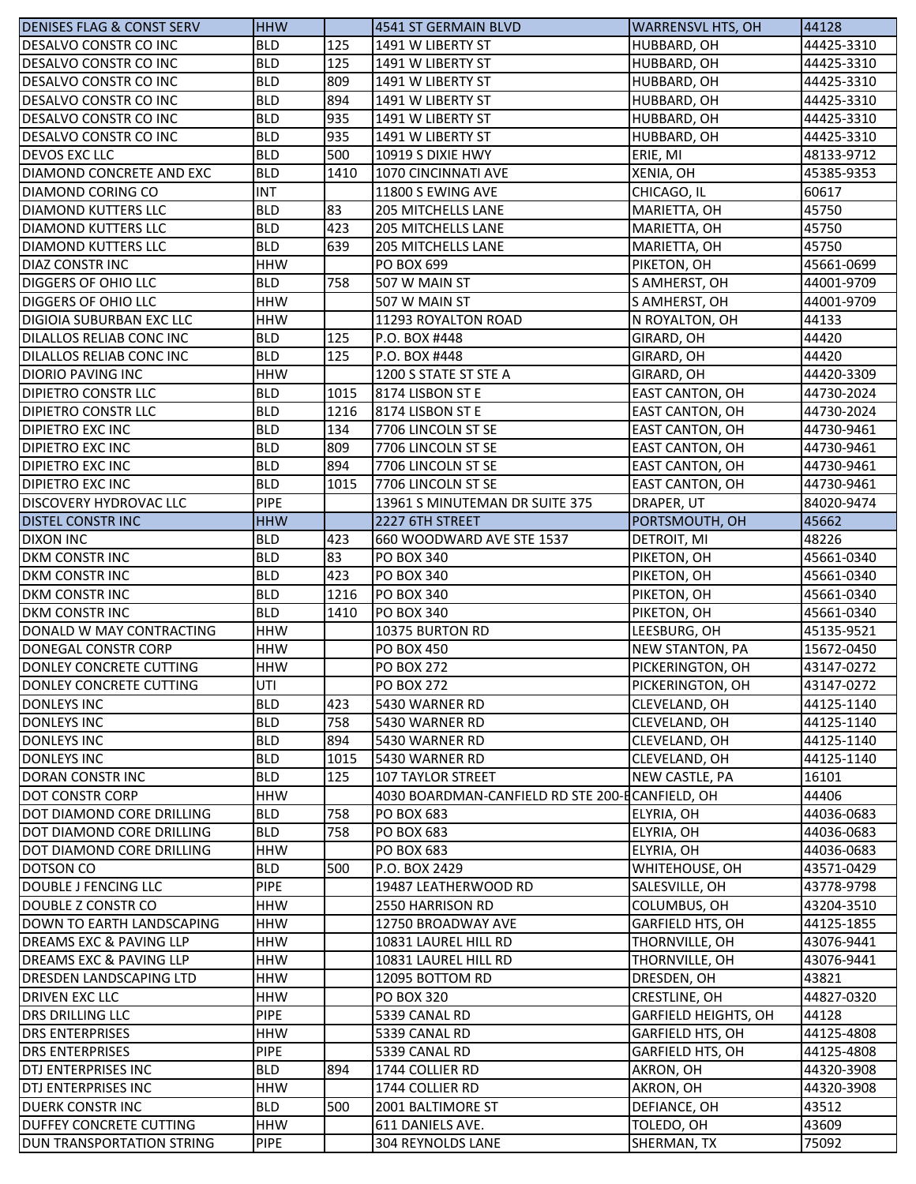| | | | | | |
|---|---|---|---|---|---|
| DENISES FLAG & CONST SERV | HHW | | 4541 ST GERMAIN BLVD | WARRENSVL HTS, OH | 44128 |
| DESALVO CONSTR CO INC | BLD | 125 | 1491 W LIBERTY ST | HUBBARD, OH | 44425-3310 |
| DESALVO CONSTR CO INC | BLD | 125 | 1491 W LIBERTY ST | HUBBARD, OH | 44425-3310 |
| DESALVO CONSTR CO INC | BLD | 809 | 1491 W LIBERTY ST | HUBBARD, OH | 44425-3310 |
| DESALVO CONSTR CO INC | BLD | 894 | 1491 W LIBERTY ST | HUBBARD, OH | 44425-3310 |
| DESALVO CONSTR CO INC | BLD | 935 | 1491 W LIBERTY ST | HUBBARD, OH | 44425-3310 |
| DESALVO CONSTR CO INC | BLD | 935 | 1491 W LIBERTY ST | HUBBARD, OH | 44425-3310 |
| DEVOS EXC LLC | BLD | 500 | 10919 S DIXIE HWY | ERIE, MI | 48133-9712 |
| DIAMOND CONCRETE AND EXC | BLD | 1410 | 1070 CINCINNATI AVE | XENIA, OH | 45385-9353 |
| DIAMOND CORING CO | INT | | 11800 S EWING AVE | CHICAGO, IL | 60617 |
| DIAMOND KUTTERS LLC | BLD | 83 | 205 MITCHELLS LANE | MARIETTA, OH | 45750 |
| DIAMOND KUTTERS LLC | BLD | 423 | 205 MITCHELLS LANE | MARIETTA, OH | 45750 |
| DIAMOND KUTTERS LLC | BLD | 639 | 205 MITCHELLS LANE | MARIETTA, OH | 45750 |
| DIAZ CONSTR INC | HHW | | PO BOX 699 | PIKETON, OH | 45661-0699 |
| DIGGERS OF OHIO LLC | BLD | 758 | 507 W MAIN ST | S AMHERST, OH | 44001-9709 |
| DIGGERS OF OHIO LLC | HHW | | 507 W MAIN ST | S AMHERST, OH | 44001-9709 |
| DIGIOIA SUBURBAN EXC LLC | HHW | | 11293 ROYALTON ROAD | N ROYALTON, OH | 44133 |
| DILALLOS RELIAB CONC INC | BLD | 125 | P.O. BOX #448 | GIRARD, OH | 44420 |
| DILALLOS RELIAB CONC INC | BLD | 125 | P.O. BOX #448 | GIRARD, OH | 44420 |
| DIORIO PAVING INC | HHW | | 1200 S STATE ST STE A | GIRARD, OH | 44420-3309 |
| DIPIETRO CONSTR LLC | BLD | 1015 | 8174 LISBON ST E | EAST CANTON, OH | 44730-2024 |
| DIPIETRO CONSTR LLC | BLD | 1216 | 8174 LISBON ST E | EAST CANTON, OH | 44730-2024 |
| DIPIETRO EXC INC | BLD | 134 | 7706 LINCOLN ST SE | EAST CANTON, OH | 44730-9461 |
| DIPIETRO EXC INC | BLD | 809 | 7706 LINCOLN ST SE | EAST CANTON, OH | 44730-9461 |
| DIPIETRO EXC INC | BLD | 894 | 7706 LINCOLN ST SE | EAST CANTON, OH | 44730-9461 |
| DIPIETRO EXC INC | BLD | 1015 | 7706 LINCOLN ST SE | EAST CANTON, OH | 44730-9461 |
| DISCOVERY HYDROVAC LLC | PIPE | | 13961 S MINUTEMAN DR SUITE 375 | DRAPER, UT | 84020-9474 |
| DISTEL CONSTR INC | HHW | | 2227 6TH STREET | PORTSMOUTH, OH | 45662 |
| DIXON INC | BLD | 423 | 660 WOODWARD AVE STE 1537 | DETROIT, MI | 48226 |
| DKM CONSTR INC | BLD | 83 | PO BOX 340 | PIKETON, OH | 45661-0340 |
| DKM CONSTR INC | BLD | 423 | PO BOX 340 | PIKETON, OH | 45661-0340 |
| DKM CONSTR INC | BLD | 1216 | PO BOX 340 | PIKETON, OH | 45661-0340 |
| DKM CONSTR INC | BLD | 1410 | PO BOX 340 | PIKETON, OH | 45661-0340 |
| DONALD W MAY CONTRACTING | HHW | | 10375 BURTON RD | LEESBURG, OH | 45135-9521 |
| DONEGAL CONSTR CORP | HHW | | PO BOX 450 | NEW STANTON, PA | 15672-0450 |
| DONLEY CONCRETE CUTTING | HHW | | PO BOX 272 | PICKERINGTON, OH | 43147-0272 |
| DONLEY CONCRETE CUTTING | UTI | | PO BOX 272 | PICKERINGTON, OH | 43147-0272 |
| DONLEYS INC | BLD | 423 | 5430 WARNER RD | CLEVELAND, OH | 44125-1140 |
| DONLEYS INC | BLD | 758 | 5430 WARNER RD | CLEVELAND, OH | 44125-1140 |
| DONLEYS INC | BLD | 894 | 5430 WARNER RD | CLEVELAND, OH | 44125-1140 |
| DONLEYS INC | BLD | 1015 | 5430 WARNER RD | CLEVELAND, OH | 44125-1140 |
| DORAN CONSTR INC | BLD | 125 | 107 TAYLOR STREET | NEW CASTLE, PA | 16101 |
| DOT CONSTR CORP | HHW | | 4030 BOARDMAN-CANFIELD RD STE 200-E | CANFIELD, OH | 44406 |
| DOT DIAMOND CORE DRILLING | BLD | 758 | PO BOX 683 | ELYRIA, OH | 44036-0683 |
| DOT DIAMOND CORE DRILLING | BLD | 758 | PO BOX 683 | ELYRIA, OH | 44036-0683 |
| DOT DIAMOND CORE DRILLING | HHW | | PO BOX 683 | ELYRIA, OH | 44036-0683 |
| DOTSON CO | BLD | 500 | P.O. BOX 2429 | WHITEHOUSE, OH | 43571-0429 |
| DOUBLE J FENCING LLC | PIPE | | 19487 LEATHERWOOD RD | SALESVILLE, OH | 43778-9798 |
| DOUBLE Z CONSTR CO | HHW | | 2550 HARRISON RD | COLUMBUS, OH | 43204-3510 |
| DOWN TO EARTH LANDSCAPING | HHW | | 12750 BROADWAY AVE | GARFIELD HTS, OH | 44125-1855 |
| DREAMS EXC & PAVING LLP | HHW | | 10831 LAUREL HILL RD | THORNVILLE, OH | 43076-9441 |
| DREAMS EXC & PAVING LLP | HHW | | 10831 LAUREL HILL RD | THORNVILLE, OH | 43076-9441 |
| DRESDEN LANDSCAPING LTD | HHW | | 12095 BOTTOM RD | DRESDEN, OH | 43821 |
| DRIVEN EXC LLC | HHW | | PO BOX 320 | CRESTLINE, OH | 44827-0320 |
| DRS DRILLING LLC | PIPE | | 5339 CANAL RD | GARFIELD HEIGHTS, OH | 44128 |
| DRS ENTERPRISES | HHW | | 5339 CANAL RD | GARFIELD HTS, OH | 44125-4808 |
| DRS ENTERPRISES | PIPE | | 5339 CANAL RD | GARFIELD HTS, OH | 44125-4808 |
| DTJ ENTERPRISES INC | BLD | 894 | 1744 COLLIER RD | AKRON, OH | 44320-3908 |
| DTJ ENTERPRISES INC | HHW | | 1744 COLLIER RD | AKRON, OH | 44320-3908 |
| DUERK CONSTR INC | BLD | 500 | 2001 BALTIMORE ST | DEFIANCE, OH | 43512 |
| DUFFEY CONCRETE CUTTING | HHW | | 611 DANIELS AVE. | TOLEDO, OH | 43609 |
| DUN TRANSPORTATION STRING | PIPE | | 304 REYNOLDS LANE | SHERMAN, TX | 75092 |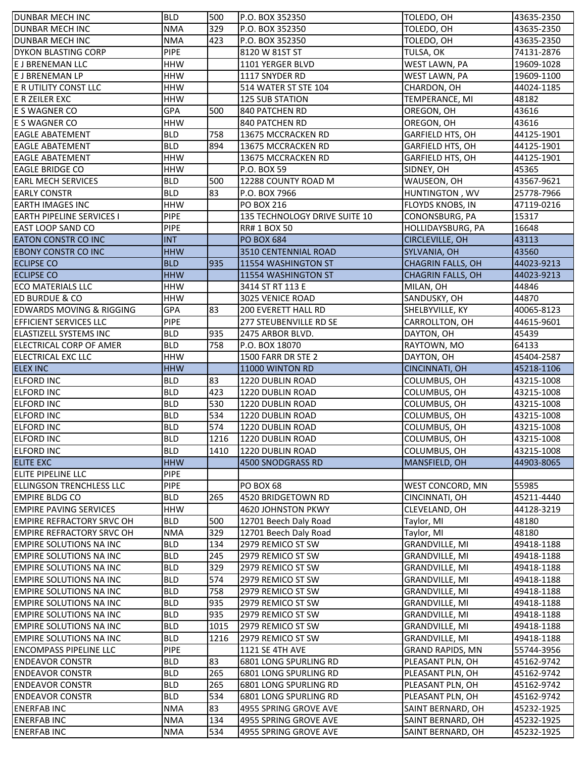| | | | | | |
|---|---|---|---|---|---|
| DUNBAR MECH INC | BLD | 500 | P.O. BOX 352350 | TOLEDO, OH | 43635-2350 |
| DUNBAR MECH INC | NMA | 329 | P.O. BOX 352350 | TOLEDO, OH | 43635-2350 |
| DUNBAR MECH INC | NMA | 423 | P.O. BOX 352350 | TOLEDO, OH | 43635-2350 |
| DYKON BLASTING CORP | PIPE | | 8120 W 81ST ST | TULSA, OK | 74131-2876 |
| E J BRENEMAN LLC | HHW | | 1101 YERGER BLVD | WEST LAWN, PA | 19609-1028 |
| E J BRENEMAN LP | HHW | | 1117 SNYDER RD | WEST LAWN, PA | 19609-1100 |
| E R UTILITY CONST LLC | HHW | | 514 WATER ST STE 104 | CHARDON, OH | 44024-1185 |
| E R ZEILER EXC | HHW | | 125 SUB STATION | TEMPERANCE, MI | 48182 |
| E S WAGNER CO | GPA | 500 | 840 PATCHEN RD | OREGON, OH | 43616 |
| E S WAGNER CO | HHW | | 840 PATCHEN RD | OREGON, OH | 43616 |
| EAGLE ABATEMENT | BLD | 758 | 13675 MCCRACKEN RD | GARFIELD HTS, OH | 44125-1901 |
| EAGLE ABATEMENT | BLD | 894 | 13675 MCCRACKEN RD | GARFIELD HTS, OH | 44125-1901 |
| EAGLE ABATEMENT | HHW | | 13675 MCCRACKEN RD | GARFIELD HTS, OH | 44125-1901 |
| EAGLE BRIDGE CO | HHW | | P.O. BOX 59 | SIDNEY, OH | 45365 |
| EARL MECH SERVICES | BLD | 500 | 12288 COUNTY ROAD M | WAUSEON, OH | 43567-9621 |
| EARLY CONSTR | BLD | 83 | P.O. BOX 7966 | HUNTINGTON , WV | 25778-7966 |
| EARTH IMAGES INC | HHW | | PO BOX 216 | FLOYDS KNOBS, IN | 47119-0216 |
| EARTH PIPELINE SERVICES I | PIPE | | 135 TECHNOLOGY DRIVE SUITE 10 | CONONSBURG, PA | 15317 |
| EAST LOOP SAND CO | PIPE | | RR# 1 BOX 50 | HOLLIDAYSBURG, PA | 16648 |
| EATON CONSTR CO INC | INT | | PO BOX 684 | CIRCLEVILLE, OH | 43113 |
| EBONY CONSTR CO INC | HHW | | 3510 CENTENNIAL ROAD | SYLVANIA, OH | 43560 |
| ECLIPSE CO | BLD | 935 | 11554 WASHINGTON ST | CHAGRIN FALLS, OH | 44023-9213 |
| ECLIPSE CO | HHW | | 11554 WASHINGTON ST | CHAGRIN FALLS, OH | 44023-9213 |
| ECO MATERIALS LLC | HHW | | 3414 ST RT 113 E | MILAN, OH | 44846 |
| ED BURDUE & CO | HHW | | 3025 VENICE ROAD | SANDUSKY, OH | 44870 |
| EDWARDS MOVING & RIGGING | GPA | 83 | 200 EVERETT HALL RD | SHELBYVILLE, KY | 40065-8123 |
| EFFICIENT SERVICES LLC | PIPE | | 277 STEUBENVILLE RD SE | CARROLLTON, OH | 44615-9601 |
| ELASTIZELL SYSTEMS INC | BLD | 935 | 2475 ARBOR BLVD. | DAYTON, OH | 45439 |
| ELECTRICAL CORP OF AMER | BLD | 758 | P.O. BOX 18070 | RAYTOWN, MO | 64133 |
| ELECTRICAL EXC LLC | HHW | | 1500 FARR DR STE 2 | DAYTON, OH | 45404-2587 |
| ELEX INC | HHW | | 11000 WINTON RD | CINCINNATI, OH | 45218-1106 |
| ELFORD INC | BLD | 83 | 1220 DUBLIN ROAD | COLUMBUS, OH | 43215-1008 |
| ELFORD INC | BLD | 423 | 1220 DUBLIN ROAD | COLUMBUS, OH | 43215-1008 |
| ELFORD INC | BLD | 530 | 1220 DUBLIN ROAD | COLUMBUS, OH | 43215-1008 |
| ELFORD INC | BLD | 534 | 1220 DUBLIN ROAD | COLUMBUS, OH | 43215-1008 |
| ELFORD INC | BLD | 574 | 1220 DUBLIN ROAD | COLUMBUS, OH | 43215-1008 |
| ELFORD INC | BLD | 1216 | 1220 DUBLIN ROAD | COLUMBUS, OH | 43215-1008 |
| ELFORD INC | BLD | 1410 | 1220 DUBLIN ROAD | COLUMBUS, OH | 43215-1008 |
| ELITE EXC | HHW | | 4500 SNODGRASS RD | MANSFIELD, OH | 44903-8065 |
| ELITE PIPELINE LLC | PIPE | | | | |
| ELLINGSON TRENCHLESS LLC | PIPE | | PO BOX 68 | WEST CONCORD, MN | 55985 |
| EMPIRE BLDG CO | BLD | 265 | 4520 BRIDGETOWN RD | CINCINNATI, OH | 45211-4440 |
| EMPIRE PAVING SERVICES | HHW | | 4620 JOHNSTON PKWY | CLEVELAND, OH | 44128-3219 |
| EMPIRE REFRACTORY SRVC OH | BLD | 500 | 12701 Beech Daly Road | Taylor, MI | 48180 |
| EMPIRE REFRACTORY SRVC OH | NMA | 329 | 12701 Beech Daly Road | Taylor, MI | 48180 |
| EMPIRE SOLUTIONS NA INC | BLD | 134 | 2979 REMICO ST SW | GRANDVILLE, MI | 49418-1188 |
| EMPIRE SOLUTIONS NA INC | BLD | 245 | 2979 REMICO ST SW | GRANDVILLE, MI | 49418-1188 |
| EMPIRE SOLUTIONS NA INC | BLD | 329 | 2979 REMICO ST SW | GRANDVILLE, MI | 49418-1188 |
| EMPIRE SOLUTIONS NA INC | BLD | 574 | 2979 REMICO ST SW | GRANDVILLE, MI | 49418-1188 |
| EMPIRE SOLUTIONS NA INC | BLD | 758 | 2979 REMICO ST SW | GRANDVILLE, MI | 49418-1188 |
| EMPIRE SOLUTIONS NA INC | BLD | 935 | 2979 REMICO ST SW | GRANDVILLE, MI | 49418-1188 |
| EMPIRE SOLUTIONS NA INC | BLD | 935 | 2979 REMICO ST SW | GRANDVILLE, MI | 49418-1188 |
| EMPIRE SOLUTIONS NA INC | BLD | 1015 | 2979 REMICO ST SW | GRANDVILLE, MI | 49418-1188 |
| EMPIRE SOLUTIONS NA INC | BLD | 1216 | 2979 REMICO ST SW | GRANDVILLE, MI | 49418-1188 |
| ENCOMPASS PIPELINE LLC | PIPE | | 1121 SE 4TH AVE | GRAND RAPIDS, MN | 55744-3956 |
| ENDEAVOR CONSTR | BLD | 83 | 6801 LONG SPURLING RD | PLEASANT PLN, OH | 45162-9742 |
| ENDEAVOR CONSTR | BLD | 265 | 6801 LONG SPURLING RD | PLEASANT PLN, OH | 45162-9742 |
| ENDEAVOR CONSTR | BLD | 265 | 6801 LONG SPURLING RD | PLEASANT PLN, OH | 45162-9742 |
| ENDEAVOR CONSTR | BLD | 534 | 6801 LONG SPURLING RD | PLEASANT PLN, OH | 45162-9742 |
| ENERFAB INC | NMA | 83 | 4955 SPRING GROVE AVE | SAINT BERNARD, OH | 45232-1925 |
| ENERFAB INC | NMA | 134 | 4955 SPRING GROVE AVE | SAINT BERNARD, OH | 45232-1925 |
| ENERFAB INC | NMA | 534 | 4955 SPRING GROVE AVE | SAINT BERNARD, OH | 45232-1925 |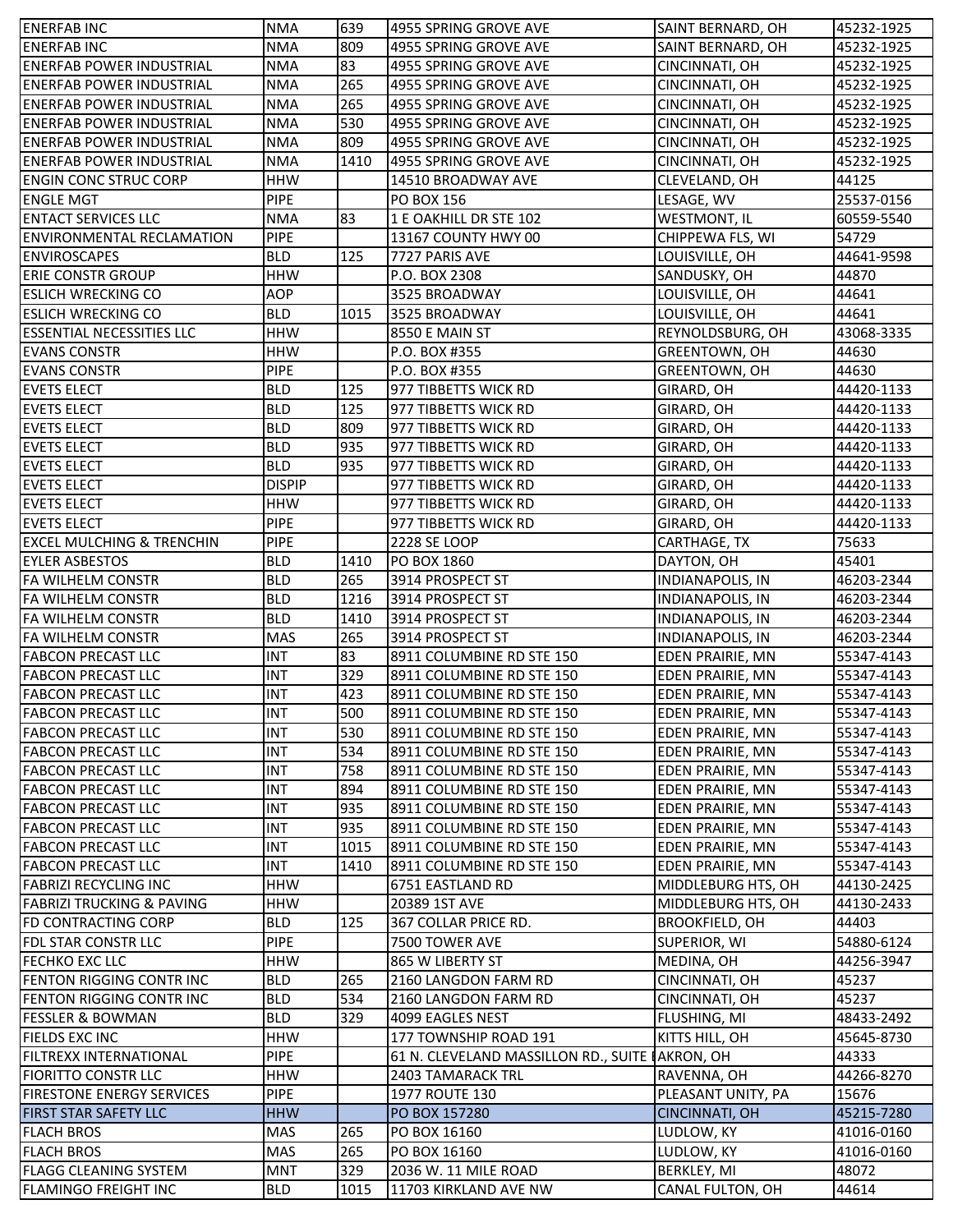| | | | | | |
|---|---|---|---|---|---|
| ENERFAB INC | NMA | 639 | 4955 SPRING GROVE AVE | SAINT BERNARD, OH | 45232-1925 |
| ENERFAB INC | NMA | 809 | 4955 SPRING GROVE AVE | SAINT BERNARD, OH | 45232-1925 |
| ENERFAB POWER INDUSTRIAL | NMA | 83 | 4955 SPRING GROVE AVE | CINCINNATI, OH | 45232-1925 |
| ENERFAB POWER INDUSTRIAL | NMA | 265 | 4955 SPRING GROVE AVE | CINCINNATI, OH | 45232-1925 |
| ENERFAB POWER INDUSTRIAL | NMA | 265 | 4955 SPRING GROVE AVE | CINCINNATI, OH | 45232-1925 |
| ENERFAB POWER INDUSTRIAL | NMA | 530 | 4955 SPRING GROVE AVE | CINCINNATI, OH | 45232-1925 |
| ENERFAB POWER INDUSTRIAL | NMA | 809 | 4955 SPRING GROVE AVE | CINCINNATI, OH | 45232-1925 |
| ENERFAB POWER INDUSTRIAL | NMA | 1410 | 4955 SPRING GROVE AVE | CINCINNATI, OH | 45232-1925 |
| ENGIN CONC STRUC CORP | HHW | | 14510 BROADWAY AVE | CLEVELAND, OH | 44125 |
| ENGLE MGT | PIPE | | PO BOX 156 | LESAGE, WV | 25537-0156 |
| ENTACT SERVICES LLC | NMA | 83 | 1 E OAKHILL DR STE 102 | WESTMONT, IL | 60559-5540 |
| ENVIRONMENTAL RECLAMATION | PIPE | | 13167 COUNTY HWY 00 | CHIPPEWA FLS, WI | 54729 |
| ENVIROSCAPES | BLD | 125 | 7727 PARIS AVE | LOUISVILLE, OH | 44641-9598 |
| ERIE CONSTR GROUP | HHW | | P.O. BOX 2308 | SANDUSKY, OH | 44870 |
| ESLICH WRECKING CO | AOP | | 3525 BROADWAY | LOUISVILLE, OH | 44641 |
| ESLICH WRECKING CO | BLD | 1015 | 3525 BROADWAY | LOUISVILLE, OH | 44641 |
| ESSENTIAL NECESSITIES LLC | HHW | | 8550 E MAIN ST | REYNOLDSBURG, OH | 43068-3335 |
| EVANS CONSTR | HHW | | P.O. BOX #355 | GREENTOWN, OH | 44630 |
| EVANS CONSTR | PIPE | | P.O. BOX #355 | GREENTOWN, OH | 44630 |
| EVETS ELECT | BLD | 125 | 977 TIBBETTS WICK RD | GIRARD, OH | 44420-1133 |
| EVETS ELECT | BLD | 125 | 977 TIBBETTS WICK RD | GIRARD, OH | 44420-1133 |
| EVETS ELECT | BLD | 809 | 977 TIBBETTS WICK RD | GIRARD, OH | 44420-1133 |
| EVETS ELECT | BLD | 935 | 977 TIBBETTS WICK RD | GIRARD, OH | 44420-1133 |
| EVETS ELECT | BLD | 935 | 977 TIBBETTS WICK RD | GIRARD, OH | 44420-1133 |
| EVETS ELECT | DISPIP | | 977 TIBBETTS WICK RD | GIRARD, OH | 44420-1133 |
| EVETS ELECT | HHW | | 977 TIBBETTS WICK RD | GIRARD, OH | 44420-1133 |
| EVETS ELECT | PIPE | | 977 TIBBETTS WICK RD | GIRARD, OH | 44420-1133 |
| EXCEL MULCHING & TRENCHIN | PIPE | | 2228 SE LOOP | CARTHAGE, TX | 75633 |
| EYLER ASBESTOS | BLD | 1410 | PO BOX 1860 | DAYTON, OH | 45401 |
| FA WILHELM CONSTR | BLD | 265 | 3914 PROSPECT ST | INDIANAPOLIS, IN | 46203-2344 |
| FA WILHELM CONSTR | BLD | 1216 | 3914 PROSPECT ST | INDIANAPOLIS, IN | 46203-2344 |
| FA WILHELM CONSTR | BLD | 1410 | 3914 PROSPECT ST | INDIANAPOLIS, IN | 46203-2344 |
| FA WILHELM CONSTR | MAS | 265 | 3914 PROSPECT ST | INDIANAPOLIS, IN | 46203-2344 |
| FABCON PRECAST LLC | INT | 83 | 8911 COLUMBINE RD STE 150 | EDEN PRAIRIE, MN | 55347-4143 |
| FABCON PRECAST LLC | INT | 329 | 8911 COLUMBINE RD STE 150 | EDEN PRAIRIE, MN | 55347-4143 |
| FABCON PRECAST LLC | INT | 423 | 8911 COLUMBINE RD STE 150 | EDEN PRAIRIE, MN | 55347-4143 |
| FABCON PRECAST LLC | INT | 500 | 8911 COLUMBINE RD STE 150 | EDEN PRAIRIE, MN | 55347-4143 |
| FABCON PRECAST LLC | INT | 530 | 8911 COLUMBINE RD STE 150 | EDEN PRAIRIE, MN | 55347-4143 |
| FABCON PRECAST LLC | INT | 534 | 8911 COLUMBINE RD STE 150 | EDEN PRAIRIE, MN | 55347-4143 |
| FABCON PRECAST LLC | INT | 758 | 8911 COLUMBINE RD STE 150 | EDEN PRAIRIE, MN | 55347-4143 |
| FABCON PRECAST LLC | INT | 894 | 8911 COLUMBINE RD STE 150 | EDEN PRAIRIE, MN | 55347-4143 |
| FABCON PRECAST LLC | INT | 935 | 8911 COLUMBINE RD STE 150 | EDEN PRAIRIE, MN | 55347-4143 |
| FABCON PRECAST LLC | INT | 935 | 8911 COLUMBINE RD STE 150 | EDEN PRAIRIE, MN | 55347-4143 |
| FABCON PRECAST LLC | INT | 1015 | 8911 COLUMBINE RD STE 150 | EDEN PRAIRIE, MN | 55347-4143 |
| FABCON PRECAST LLC | INT | 1410 | 8911 COLUMBINE RD STE 150 | EDEN PRAIRIE, MN | 55347-4143 |
| FABRIZI RECYCLING INC | HHW | | 6751 EASTLAND RD | MIDDLEBURG HTS, OH | 44130-2425 |
| FABRIZI TRUCKING & PAVING | HHW | | 20389 1ST AVE | MIDDLEBURG HTS, OH | 44130-2433 |
| FD CONTRACTING CORP | BLD | 125 | 367 COLLAR PRICE RD. | BROOKFIELD, OH | 44403 |
| FDL STAR CONSTR LLC | PIPE | | 7500 TOWER AVE | SUPERIOR, WI | 54880-6124 |
| FECHKO EXC LLC | HHW | | 865 W LIBERTY ST | MEDINA, OH | 44256-3947 |
| FENTON RIGGING CONTR INC | BLD | 265 | 2160 LANGDON FARM RD | CINCINNATI, OH | 45237 |
| FENTON RIGGING CONTR INC | BLD | 534 | 2160 LANGDON FARM RD | CINCINNATI, OH | 45237 |
| FESSLER & BOWMAN | BLD | 329 | 4099 EAGLES NEST | FLUSHING, MI | 48433-2492 |
| FIELDS EXC INC | HHW | | 177 TOWNSHIP ROAD 191 | KITTS HILL, OH | 45645-8730 |
| FILTREXX INTERNATIONAL | PIPE | | 61 N. CLEVELAND MASSILLON RD., SUITE | AKRON, OH | 44333 |
| FIORITTO CONSTR LLC | HHW | | 2403 TAMARACK TRL | RAVENNA, OH | 44266-8270 |
| FIRESTONE ENERGY SERVICES | PIPE | | 1977 ROUTE 130 | PLEASANT UNITY, PA | 15676 |
| FIRST STAR SAFETY LLC | HHW | | PO BOX 157280 | CINCINNATI, OH | 45215-7280 |
| FLACH BROS | MAS | 265 | PO BOX 16160 | LUDLOW, KY | 41016-0160 |
| FLACH BROS | MAS | 265 | PO BOX 16160 | LUDLOW, KY | 41016-0160 |
| FLAGG CLEANING SYSTEM | MNT | 329 | 2036 W. 11 MILE ROAD | BERKLEY, MI | 48072 |
| FLAMINGO FREIGHT INC | BLD | 1015 | 11703 KIRKLAND AVE NW | CANAL FULTON, OH | 44614 |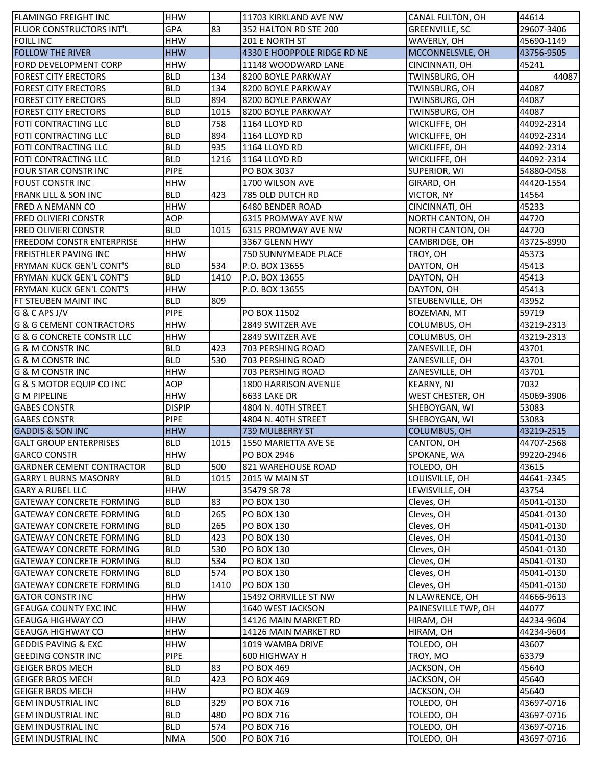| | | | | | |
|---|---|---|---|---|---|
| FLAMINGO FREIGHT INC | HHW | | 11703 KIRKLAND AVE NW | CANAL FULTON, OH | 44614 |
| FLUOR CONSTRUCTORS INT'L | GPA | 83 | 352 HALTON RD STE 200 | GREENVILLE, SC | 29607-3406 |
| FOILL INC | HHW | | 201 E NORTH ST | WAVERLY, OH | 45690-1149 |
| FOLLOW THE RIVER | HHW | | 4330 E HOOPPOLE RIDGE RD NE | MCCONNELSVLE, OH | 43756-9505 |
| FORD DEVELOPMENT CORP | HHW | | 11148 WOODWARD LANE | CINCINNATI, OH | 45241 |
| FOREST CITY ERECTORS | BLD | 134 | 8200 BOYLE PARKWAY | TWINSBURG, OH | 44087 |
| FOREST CITY ERECTORS | BLD | 134 | 8200 BOYLE PARKWAY | TWINSBURG, OH | 44087 |
| FOREST CITY ERECTORS | BLD | 894 | 8200 BOYLE PARKWAY | TWINSBURG, OH | 44087 |
| FOREST CITY ERECTORS | BLD | 1015 | 8200 BOYLE PARKWAY | TWINSBURG, OH | 44087 |
| FOTI CONTRACTING LLC | BLD | 758 | 1164 LLOYD RD | WICKLIFFE, OH | 44092-2314 |
| FOTI CONTRACTING LLC | BLD | 894 | 1164 LLOYD RD | WICKLIFFE, OH | 44092-2314 |
| FOTI CONTRACTING LLC | BLD | 935 | 1164 LLOYD RD | WICKLIFFE, OH | 44092-2314 |
| FOTI CONTRACTING LLC | BLD | 1216 | 1164 LLOYD RD | WICKLIFFE, OH | 44092-2314 |
| FOUR STAR CONSTR INC | PIPE | | PO BOX 3037 | SUPERIOR, WI | 54880-0458 |
| FOUST CONSTR INC | HHW | | 1700 WILSON AVE | GIRARD, OH | 44420-1554 |
| FRANK LILL & SON INC | BLD | 423 | 785 OLD DUTCH RD | VICTOR, NY | 14564 |
| FRED A NEMANN CO | HHW | | 6480 BENDER ROAD | CINCINNATI, OH | 45233 |
| FRED OLIVIERI CONSTR | AOP | | 6315 PROMWAY AVE NW | NORTH CANTON, OH | 44720 |
| FRED OLIVIERI CONSTR | BLD | 1015 | 6315 PROMWAY AVE NW | NORTH CANTON, OH | 44720 |
| FREEDOM CONSTR ENTERPRISE | HHW | | 3367 GLENN HWY | CAMBRIDGE, OH | 43725-8990 |
| FREISTHLER PAVING INC | HHW | | 750 SUNNYMEADE PLACE | TROY, OH | 45373 |
| FRYMAN KUCK GEN'L CONT'S | BLD | 534 | P.O. BOX 13655 | DAYTON, OH | 45413 |
| FRYMAN KUCK GEN'L CONT'S | BLD | 1410 | P.O. BOX 13655 | DAYTON, OH | 45413 |
| FRYMAN KUCK GEN'L CONT'S | HHW | | P.O. BOX 13655 | DAYTON, OH | 45413 |
| FT STEUBEN MAINT INC | BLD | 809 | | STEUBENVILLE, OH | 43952 |
| G & C APS J/V | PIPE | | PO BOX 11502 | BOZEMAN, MT | 59719 |
| G & G CEMENT CONTRACTORS | HHW | | 2849 SWITZER AVE | COLUMBUS, OH | 43219-2313 |
| G & G CONCRETE CONSTR LLC | HHW | | 2849 SWITZER AVE | COLUMBUS, OH | 43219-2313 |
| G & M CONSTR INC | BLD | 423 | 703 PERSHING ROAD | ZANESVILLE, OH | 43701 |
| G & M CONSTR INC | BLD | 530 | 703 PERSHING ROAD | ZANESVILLE, OH | 43701 |
| G & M CONSTR INC | HHW | | 703 PERSHING ROAD | ZANESVILLE, OH | 43701 |
| G & S MOTOR EQUIP CO INC | AOP | | 1800 HARRISON AVENUE | KEARNY, NJ | 7032 |
| G M PIPELINE | HHW | | 6633 LAKE DR | WEST CHESTER, OH | 45069-3906 |
| GABES CONSTR | DISPIP | | 4804 N. 40TH STREET | SHEBOYGAN, WI | 53083 |
| GABES CONSTR | PIPE | | 4804 N. 40TH STREET | SHEBOYGAN, WI | 53083 |
| GADDIS & SON INC | HHW | | 739 MULBERRY ST | COLUMBUS, OH | 43219-2515 |
| GALT GROUP ENTERPRISES | BLD | 1015 | 1550 MARIETTA AVE SE | CANTON, OH | 44707-2568 |
| GARCO CONSTR | HHW | | PO BOX 2946 | SPOKANE, WA | 99220-2946 |
| GARDNER CEMENT CONTRACTOR | BLD | 500 | 821 WAREHOUSE ROAD | TOLEDO, OH | 43615 |
| GARRY L BURNS MASONRY | BLD | 1015 | 2015 W MAIN ST | LOUISVILLE, OH | 44641-2345 |
| GARY A RUBEL LLC | HHW | | 35479 SR 78 | LEWISVILLE, OH | 43754 |
| GATEWAY CONCRETE FORMING | BLD | 83 | PO BOX 130 | Cleves, OH | 45041-0130 |
| GATEWAY CONCRETE FORMING | BLD | 265 | PO BOX 130 | Cleves, OH | 45041-0130 |
| GATEWAY CONCRETE FORMING | BLD | 265 | PO BOX 130 | Cleves, OH | 45041-0130 |
| GATEWAY CONCRETE FORMING | BLD | 423 | PO BOX 130 | Cleves, OH | 45041-0130 |
| GATEWAY CONCRETE FORMING | BLD | 530 | PO BOX 130 | Cleves, OH | 45041-0130 |
| GATEWAY CONCRETE FORMING | BLD | 534 | PO BOX 130 | Cleves, OH | 45041-0130 |
| GATEWAY CONCRETE FORMING | BLD | 574 | PO BOX 130 | Cleves, OH | 45041-0130 |
| GATEWAY CONCRETE FORMING | BLD | 1410 | PO BOX 130 | Cleves, OH | 45041-0130 |
| GATOR CONSTR INC | HHW | | 15492 ORRVILLE ST NW | N LAWRENCE, OH | 44666-9613 |
| GEAUGA COUNTY EXC INC | HHW | | 1640 WEST JACKSON | PAINESVILLE TWP, OH | 44077 |
| GEAUGA HIGHWAY CO | HHW | | 14126 MAIN MARKET RD | HIRAM, OH | 44234-9604 |
| GEAUGA HIGHWAY CO | HHW | | 14126 MAIN MARKET RD | HIRAM, OH | 44234-9604 |
| GEDDIS PAVING & EXC | HHW | | 1019 WAMBA DRIVE | TOLEDO, OH | 43607 |
| GEEDING CONSTR INC | PIPE | | 600 HIGHWAY H | TROY, MO | 63379 |
| GEIGER BROS MECH | BLD | 83 | PO BOX 469 | JACKSON, OH | 45640 |
| GEIGER BROS MECH | BLD | 423 | PO BOX 469 | JACKSON, OH | 45640 |
| GEIGER BROS MECH | HHW | | PO BOX 469 | JACKSON, OH | 45640 |
| GEM INDUSTRIAL INC | BLD | 329 | PO BOX 716 | TOLEDO, OH | 43697-0716 |
| GEM INDUSTRIAL INC | BLD | 480 | PO BOX 716 | TOLEDO, OH | 43697-0716 |
| GEM INDUSTRIAL INC | BLD | 574 | PO BOX 716 | TOLEDO, OH | 43697-0716 |
| GEM INDUSTRIAL INC | NMA | 500 | PO BOX 716 | TOLEDO, OH | 43697-0716 |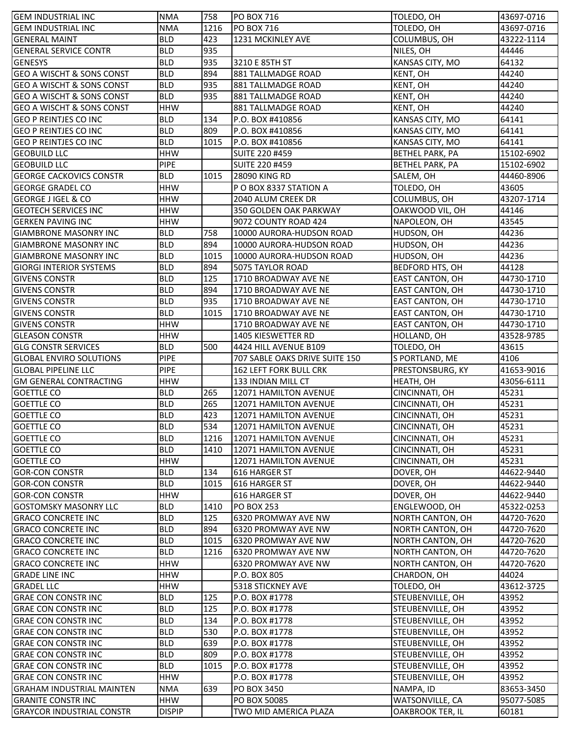| GEM INDUSTRIAL INC | NMA | 758 | PO BOX 716 | TOLEDO, OH | 43697-0716 |
|---|---|---|---|---|---|
| GEM INDUSTRIAL INC | NMA | 1216 | PO BOX 716 | TOLEDO, OH | 43697-0716 |
| GENERAL MAINT | BLD | 423 | 1231 MCKINLEY AVE | COLUMBUS, OH | 43222-1114 |
| GENERAL SERVICE CONTR | BLD | 935 | | NILES, OH | 44446 |
| GENESYS | BLD | 935 | 3210 E 85TH ST | KANSAS CITY, MO | 64132 |
| GEO A WISCHT & SONS CONST | BLD | 894 | 881 TALLMADGE ROAD | KENT, OH | 44240 |
| GEO A WISCHT & SONS CONST | BLD | 935 | 881 TALLMADGE ROAD | KENT, OH | 44240 |
| GEO A WISCHT & SONS CONST | BLD | 935 | 881 TALLMADGE ROAD | KENT, OH | 44240 |
| GEO A WISCHT & SONS CONST | HHW | | 881 TALLMADGE ROAD | KENT, OH | 44240 |
| GEO P REINTJES CO INC | BLD | 134 | P.O. BOX #410856 | KANSAS CITY, MO | 64141 |
| GEO P REINTJES CO INC | BLD | 809 | P.O. BOX #410856 | KANSAS CITY, MO | 64141 |
| GEO P REINTJES CO INC | BLD | 1015 | P.O. BOX #410856 | KANSAS CITY, MO | 64141 |
| GEOBUILD LLC | HHW | | SUITE 220 #459 | BETHEL PARK, PA | 15102-6902 |
| GEOBUILD LLC | PIPE | | SUITE 220 #459 | BETHEL PARK, PA | 15102-6902 |
| GEORGE CACKOVICS CONSTR | BLD | 1015 | 28090 KING RD | SALEM, OH | 44460-8906 |
| GEORGE GRADEL CO | HHW | | P O BOX 8337 STATION A | TOLEDO, OH | 43605 |
| GEORGE J IGEL & CO | HHW | | 2040 ALUM CREEK DR | COLUMBUS, OH | 43207-1714 |
| GEOTECH SERVICES INC | HHW | | 350 GOLDEN OAK PARKWAY | OAKWOOD VIL, OH | 44146 |
| GERKEN PAVING INC | HHW | | 9072 COUNTY ROAD 424 | NAPOLEON, OH | 43545 |
| GIAMBRONE MASONRY INC | BLD | 758 | 10000 AURORA-HUDSON ROAD | HUDSON, OH | 44236 |
| GIAMBRONE MASONRY INC | BLD | 894 | 10000 AURORA-HUDSON ROAD | HUDSON, OH | 44236 |
| GIAMBRONE MASONRY INC | BLD | 1015 | 10000 AURORA-HUDSON ROAD | HUDSON, OH | 44236 |
| GIORGI INTERIOR SYSTEMS | BLD | 894 | 5075 TAYLOR ROAD | BEDFORD HTS, OH | 44128 |
| GIVENS CONSTR | BLD | 125 | 1710 BROADWAY AVE NE | EAST CANTON, OH | 44730-1710 |
| GIVENS CONSTR | BLD | 894 | 1710 BROADWAY AVE NE | EAST CANTON, OH | 44730-1710 |
| GIVENS CONSTR | BLD | 935 | 1710 BROADWAY AVE NE | EAST CANTON, OH | 44730-1710 |
| GIVENS CONSTR | BLD | 1015 | 1710 BROADWAY AVE NE | EAST CANTON, OH | 44730-1710 |
| GIVENS CONSTR | HHW | | 1710 BROADWAY AVE NE | EAST CANTON, OH | 44730-1710 |
| GLEASON CONSTR | HHW | | 1405 KIESWETTER RD | HOLLAND, OH | 43528-9785 |
| GLG CONSTR SERVICES | BLD | 500 | 4424 HILL AVENUE B109 | TOLEDO, OH | 43615 |
| GLOBAL ENVIRO SOLUTIONS | PIPE | | 707 SABLE OAKS DRIVE SUITE 150 | S PORTLAND, ME | 4106 |
| GLOBAL PIPELINE LLC | PIPE | | 162 LEFT FORK BULL CRK | PRESTONSBURG, KY | 41653-9016 |
| GM GENERAL CONTRACTING | HHW | | 133 INDIAN MILL CT | HEATH, OH | 43056-6111 |
| GOETTLE CO | BLD | 265 | 12071 HAMILTON AVENUE | CINCINNATI, OH | 45231 |
| GOETTLE CO | BLD | 265 | 12071 HAMILTON AVENUE | CINCINNATI, OH | 45231 |
| GOETTLE CO | BLD | 423 | 12071 HAMILTON AVENUE | CINCINNATI, OH | 45231 |
| GOETTLE CO | BLD | 534 | 12071 HAMILTON AVENUE | CINCINNATI, OH | 45231 |
| GOETTLE CO | BLD | 1216 | 12071 HAMILTON AVENUE | CINCINNATI, OH | 45231 |
| GOETTLE CO | BLD | 1410 | 12071 HAMILTON AVENUE | CINCINNATI, OH | 45231 |
| GOETTLE CO | HHW | | 12071 HAMILTON AVENUE | CINCINNATI, OH | 45231 |
| GOR-CON CONSTR | BLD | 134 | 616 HARGER ST | DOVER, OH | 44622-9440 |
| GOR-CON CONSTR | BLD | 1015 | 616 HARGER ST | DOVER, OH | 44622-9440 |
| GOR-CON CONSTR | HHW | | 616 HARGER ST | DOVER, OH | 44622-9440 |
| GOSTOMSKY MASONRY LLC | BLD | 1410 | PO BOX 253 | ENGLEWOOD, OH | 45322-0253 |
| GRACO CONCRETE INC | BLD | 125 | 6320 PROMWAY AVE NW | NORTH CANTON, OH | 44720-7620 |
| GRACO CONCRETE INC | BLD | 894 | 6320 PROMWAY AVE NW | NORTH CANTON, OH | 44720-7620 |
| GRACO CONCRETE INC | BLD | 1015 | 6320 PROMWAY AVE NW | NORTH CANTON, OH | 44720-7620 |
| GRACO CONCRETE INC | BLD | 1216 | 6320 PROMWAY AVE NW | NORTH CANTON, OH | 44720-7620 |
| GRACO CONCRETE INC | HHW | | 6320 PROMWAY AVE NW | NORTH CANTON, OH | 44720-7620 |
| GRADE LINE INC | HHW | | P.O. BOX 805 | CHARDON, OH | 44024 |
| GRADEL LLC | HHW | | 5318 STICKNEY AVE | TOLEDO, OH | 43612-3725 |
| GRAE CON CONSTR INC | BLD | 125 | P.O. BOX #1778 | STEUBENVILLE, OH | 43952 |
| GRAE CON CONSTR INC | BLD | 125 | P.O. BOX #1778 | STEUBENVILLE, OH | 43952 |
| GRAE CON CONSTR INC | BLD | 134 | P.O. BOX #1778 | STEUBENVILLE, OH | 43952 |
| GRAE CON CONSTR INC | BLD | 530 | P.O. BOX #1778 | STEUBENVILLE, OH | 43952 |
| GRAE CON CONSTR INC | BLD | 639 | P.O. BOX #1778 | STEUBENVILLE, OH | 43952 |
| GRAE CON CONSTR INC | BLD | 809 | P.O. BOX #1778 | STEUBENVILLE, OH | 43952 |
| GRAE CON CONSTR INC | BLD | 1015 | P.O. BOX #1778 | STEUBENVILLE, OH | 43952 |
| GRAE CON CONSTR INC | HHW | | P.O. BOX #1778 | STEUBENVILLE, OH | 43952 |
| GRAHAM INDUSTRIAL MAINTEN | NMA | 639 | PO BOX 3450 | NAMPA, ID | 83653-3450 |
| GRANITE CONSTR INC | HHW | | PO BOX 50085 | WATSONVILLE, CA | 95077-5085 |
| GRAYCOR INDUSTRIAL CONSTR | DISPIP | | TWO MID AMERICA PLAZA | OAKBROOK TER, IL | 60181 |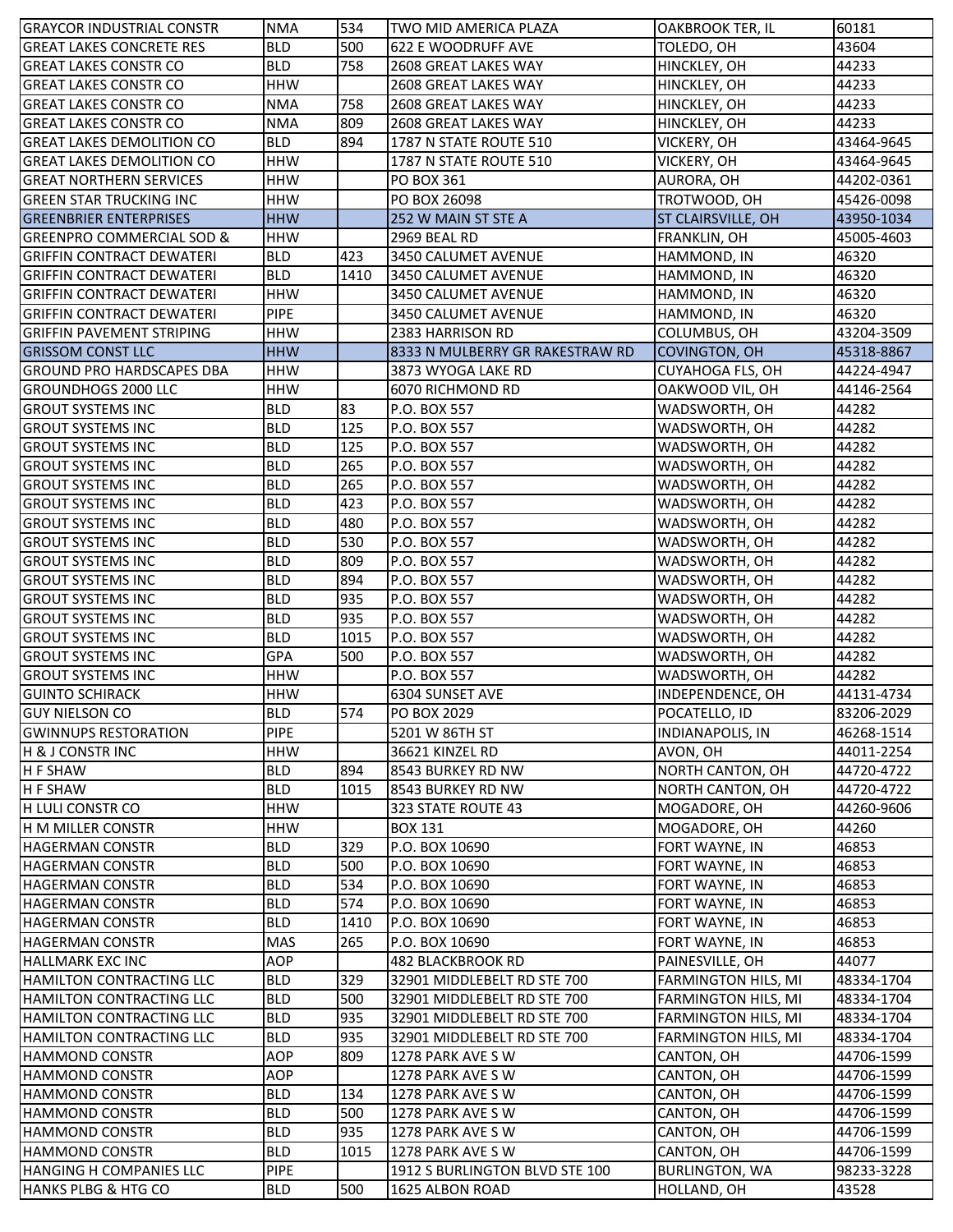| GRAYCOR INDUSTRIAL CONSTR | NMA | 534 | TWO MID AMERICA PLAZA | OAKBROOK TER, IL | 60181 |
|---|---|---|---|---|---|
| GREAT LAKES CONCRETE RES | BLD | 500 | 622 E WOODRUFF AVE | TOLEDO, OH | 43604 |
| GREAT LAKES CONSTR CO | BLD | 758 | 2608 GREAT LAKES WAY | HINCKLEY, OH | 44233 |
| GREAT LAKES CONSTR CO | HHW | | 2608 GREAT LAKES WAY | HINCKLEY, OH | 44233 |
| GREAT LAKES CONSTR CO | NMA | 758 | 2608 GREAT LAKES WAY | HINCKLEY, OH | 44233 |
| GREAT LAKES CONSTR CO | NMA | 809 | 2608 GREAT LAKES WAY | HINCKLEY, OH | 44233 |
| GREAT LAKES DEMOLITION CO | BLD | 894 | 1787 N STATE ROUTE 510 | VICKERY, OH | 43464-9645 |
| GREAT LAKES DEMOLITION CO | HHW | | 1787 N STATE ROUTE 510 | VICKERY, OH | 43464-9645 |
| GREAT NORTHERN SERVICES | HHW | | PO BOX 361 | AURORA, OH | 44202-0361 |
| GREEN STAR TRUCKING INC | HHW | | PO BOX 26098 | TROTWOOD, OH | 45426-0098 |
| GREENBRIER ENTERPRISES | HHW | | 252 W MAIN ST STE A | ST CLAIRSVILLE, OH | 43950-1034 |
| GREENPRO COMMERCIAL SOD & | HHW | | 2969 BEAL RD | FRANKLIN, OH | 45005-4603 |
| GRIFFIN CONTRACT DEWATERI | BLD | 423 | 3450 CALUMET AVENUE | HAMMOND, IN | 46320 |
| GRIFFIN CONTRACT DEWATERI | BLD | 1410 | 3450 CALUMET AVENUE | HAMMOND, IN | 46320 |
| GRIFFIN CONTRACT DEWATERI | HHW | | 3450 CALUMET AVENUE | HAMMOND, IN | 46320 |
| GRIFFIN CONTRACT DEWATERI | PIPE | | 3450 CALUMET AVENUE | HAMMOND, IN | 46320 |
| GRIFFIN PAVEMENT STRIPING | HHW | | 2383 HARRISON RD | COLUMBUS, OH | 43204-3509 |
| GRISSOM CONST LLC | HHW | | 8333 N MULBERRY GR RAKESTRAW RD | COVINGTON, OH | 45318-8867 |
| GROUND PRO HARDSCAPES DBA | HHW | | 3873 WYOGA LAKE RD | CUYAHOGA FLS, OH | 44224-4947 |
| GROUNDHOGS 2000 LLC | HHW | | 6070 RICHMOND RD | OAKWOOD VIL, OH | 44146-2564 |
| GROUT SYSTEMS INC | BLD | 83 | P.O. BOX 557 | WADSWORTH, OH | 44282 |
| GROUT SYSTEMS INC | BLD | 125 | P.O. BOX 557 | WADSWORTH, OH | 44282 |
| GROUT SYSTEMS INC | BLD | 125 | P.O. BOX 557 | WADSWORTH, OH | 44282 |
| GROUT SYSTEMS INC | BLD | 265 | P.O. BOX 557 | WADSWORTH, OH | 44282 |
| GROUT SYSTEMS INC | BLD | 265 | P.O. BOX 557 | WADSWORTH, OH | 44282 |
| GROUT SYSTEMS INC | BLD | 423 | P.O. BOX 557 | WADSWORTH, OH | 44282 |
| GROUT SYSTEMS INC | BLD | 480 | P.O. BOX 557 | WADSWORTH, OH | 44282 |
| GROUT SYSTEMS INC | BLD | 530 | P.O. BOX 557 | WADSWORTH, OH | 44282 |
| GROUT SYSTEMS INC | BLD | 809 | P.O. BOX 557 | WADSWORTH, OH | 44282 |
| GROUT SYSTEMS INC | BLD | 894 | P.O. BOX 557 | WADSWORTH, OH | 44282 |
| GROUT SYSTEMS INC | BLD | 935 | P.O. BOX 557 | WADSWORTH, OH | 44282 |
| GROUT SYSTEMS INC | BLD | 935 | P.O. BOX 557 | WADSWORTH, OH | 44282 |
| GROUT SYSTEMS INC | BLD | 1015 | P.O. BOX 557 | WADSWORTH, OH | 44282 |
| GROUT SYSTEMS INC | GPA | 500 | P.O. BOX 557 | WADSWORTH, OH | 44282 |
| GROUT SYSTEMS INC | HHW | | P.O. BOX 557 | WADSWORTH, OH | 44282 |
| GUINTO SCHIRACK | HHW | | 6304 SUNSET AVE | INDEPENDENCE, OH | 44131-4734 |
| GUY NIELSON CO | BLD | 574 | PO BOX 2029 | POCATELLO, ID | 83206-2029 |
| GWINNUPS RESTORATION | PIPE | | 5201 W 86TH ST | INDIANAPOLIS, IN | 46268-1514 |
| H & J CONSTR INC | HHW | | 36621 KINZEL RD | AVON, OH | 44011-2254 |
| H F SHAW | BLD | 894 | 8543 BURKEY RD NW | NORTH CANTON, OH | 44720-4722 |
| H F SHAW | BLD | 1015 | 8543 BURKEY RD NW | NORTH CANTON, OH | 44720-4722 |
| H LULI CONSTR CO | HHW | | 323 STATE ROUTE 43 | MOGADORE, OH | 44260-9606 |
| H M MILLER CONSTR | HHW | | BOX 131 | MOGADORE, OH | 44260 |
| HAGERMAN CONSTR | BLD | 329 | P.O. BOX 10690 | FORT WAYNE, IN | 46853 |
| HAGERMAN CONSTR | BLD | 500 | P.O. BOX 10690 | FORT WAYNE, IN | 46853 |
| HAGERMAN CONSTR | BLD | 534 | P.O. BOX 10690 | FORT WAYNE, IN | 46853 |
| HAGERMAN CONSTR | BLD | 574 | P.O. BOX 10690 | FORT WAYNE, IN | 46853 |
| HAGERMAN CONSTR | BLD | 1410 | P.O. BOX 10690 | FORT WAYNE, IN | 46853 |
| HAGERMAN CONSTR | MAS | 265 | P.O. BOX 10690 | FORT WAYNE, IN | 46853 |
| HALLMARK EXC INC | AOP | | 482 BLACKBROOK RD | PAINESVILLE, OH | 44077 |
| HAMILTON CONTRACTING LLC | BLD | 329 | 32901 MIDDLEBELT RD STE 700 | FARMINGTON HILS, MI | 48334-1704 |
| HAMILTON CONTRACTING LLC | BLD | 500 | 32901 MIDDLEBELT RD STE 700 | FARMINGTON HILS, MI | 48334-1704 |
| HAMILTON CONTRACTING LLC | BLD | 935 | 32901 MIDDLEBELT RD STE 700 | FARMINGTON HILS, MI | 48334-1704 |
| HAMILTON CONTRACTING LLC | BLD | 935 | 32901 MIDDLEBELT RD STE 700 | FARMINGTON HILS, MI | 48334-1704 |
| HAMMOND CONSTR | AOP | 809 | 1278 PARK AVE S W | CANTON, OH | 44706-1599 |
| HAMMOND CONSTR | AOP | | 1278 PARK AVE S W | CANTON, OH | 44706-1599 |
| HAMMOND CONSTR | BLD | 134 | 1278 PARK AVE S W | CANTON, OH | 44706-1599 |
| HAMMOND CONSTR | BLD | 500 | 1278 PARK AVE S W | CANTON, OH | 44706-1599 |
| HAMMOND CONSTR | BLD | 935 | 1278 PARK AVE S W | CANTON, OH | 44706-1599 |
| HAMMOND CONSTR | BLD | 1015 | 1278 PARK AVE S W | CANTON, OH | 44706-1599 |
| HANGING H COMPANIES LLC | PIPE | | 1912 S BURLINGTON BLVD STE 100 | BURLINGTON, WA | 98233-3228 |
| HANKS PLBG & HTG CO | BLD | 500 | 1625 ALBON ROAD | HOLLAND, OH | 43528 |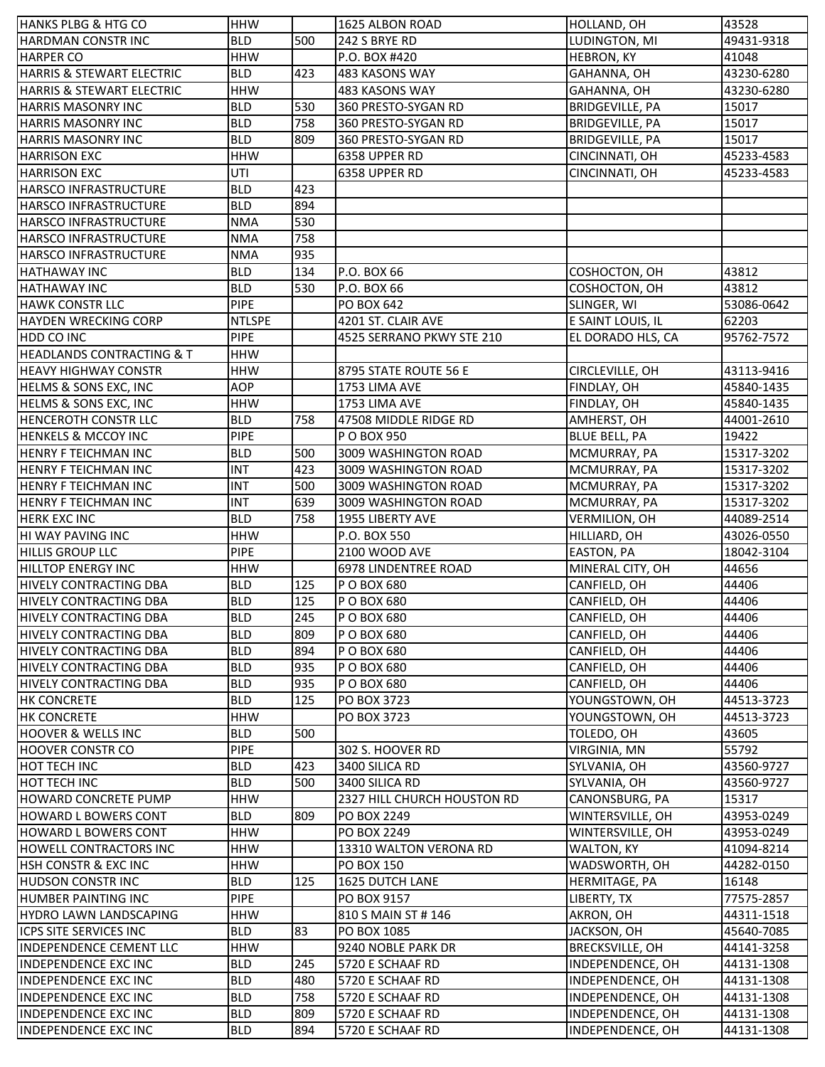| | | | | | |
|---|---|---|---|---|---|
| HANKS PLBG & HTG CO | HHW | | 1625 ALBON ROAD | HOLLAND, OH | 43528 |
| HARDMAN CONSTR INC | BLD | 500 | 242 S BRYE RD | LUDINGTON, MI | 49431-9318 |
| HARPER CO | HHW | | P.O. BOX #420 | HEBRON, KY | 41048 |
| HARRIS & STEWART ELECTRIC | BLD | 423 | 483 KASONS WAY | GAHANNA, OH | 43230-6280 |
| HARRIS & STEWART ELECTRIC | HHW | | 483 KASONS WAY | GAHANNA, OH | 43230-6280 |
| HARRIS MASONRY INC | BLD | 530 | 360 PRESTO-SYGAN RD | BRIDGEVILLE, PA | 15017 |
| HARRIS MASONRY INC | BLD | 758 | 360 PRESTO-SYGAN RD | BRIDGEVILLE, PA | 15017 |
| HARRIS MASONRY INC | BLD | 809 | 360 PRESTO-SYGAN RD | BRIDGEVILLE, PA | 15017 |
| HARRISON EXC | HHW | | 6358 UPPER RD | CINCINNATI, OH | 45233-4583 |
| HARRISON EXC | UTI | | 6358 UPPER RD | CINCINNATI, OH | 45233-4583 |
| HARSCO INFRASTRUCTURE | BLD | 423 | | | |
| HARSCO INFRASTRUCTURE | BLD | 894 | | | |
| HARSCO INFRASTRUCTURE | NMA | 530 | | | |
| HARSCO INFRASTRUCTURE | NMA | 758 | | | |
| HARSCO INFRASTRUCTURE | NMA | 935 | | | |
| HATHAWAY INC | BLD | 134 | P.O. BOX 66 | COSHOCTON, OH | 43812 |
| HATHAWAY INC | BLD | 530 | P.O. BOX 66 | COSHOCTON, OH | 43812 |
| HAWK CONSTR LLC | PIPE | | PO BOX 642 | SLINGER, WI | 53086-0642 |
| HAYDEN WRECKING CORP | NTLSPE | | 4201 ST. CLAIR AVE | E SAINT LOUIS, IL | 62203 |
| HDD CO INC | PIPE | | 4525 SERRANO PKWY STE 210 | EL DORADO HLS, CA | 95762-7572 |
| HEADLANDS CONTRACTING & T | HHW | | | | |
| HEAVY HIGHWAY CONSTR | HHW | | 8795 STATE ROUTE 56 E | CIRCLEVILLE, OH | 43113-9416 |
| HELMS & SONS EXC, INC | AOP | | 1753 LIMA AVE | FINDLAY, OH | 45840-1435 |
| HELMS & SONS EXC, INC | HHW | | 1753 LIMA AVE | FINDLAY, OH | 45840-1435 |
| HENCEROTH CONSTR LLC | BLD | 758 | 47508 MIDDLE RIDGE RD | AMHERST, OH | 44001-2610 |
| HENKELS & MCCOY INC | PIPE | | P O BOX 950 | BLUE BELL, PA | 19422 |
| HENRY F TEICHMAN INC | BLD | 500 | 3009 WASHINGTON ROAD | MCMURRAY, PA | 15317-3202 |
| HENRY F TEICHMAN INC | INT | 423 | 3009 WASHINGTON ROAD | MCMURRAY, PA | 15317-3202 |
| HENRY F TEICHMAN INC | INT | 500 | 3009 WASHINGTON ROAD | MCMURRAY, PA | 15317-3202 |
| HENRY F TEICHMAN INC | INT | 639 | 3009 WASHINGTON ROAD | MCMURRAY, PA | 15317-3202 |
| HERK EXC INC | BLD | 758 | 1955 LIBERTY AVE | VERMILION, OH | 44089-2514 |
| HI WAY PAVING INC | HHW | | P.O. BOX 550 | HILLIARD, OH | 43026-0550 |
| HILLIS GROUP LLC | PIPE | | 2100 WOOD AVE | EASTON, PA | 18042-3104 |
| HILLTOP ENERGY INC | HHW | | 6978 LINDENTREE ROAD | MINERAL CITY, OH | 44656 |
| HIVELY CONTRACTING DBA | BLD | 125 | P O BOX 680 | CANFIELD, OH | 44406 |
| HIVELY CONTRACTING DBA | BLD | 125 | P O BOX 680 | CANFIELD, OH | 44406 |
| HIVELY CONTRACTING DBA | BLD | 245 | P O BOX 680 | CANFIELD, OH | 44406 |
| HIVELY CONTRACTING DBA | BLD | 809 | P O BOX 680 | CANFIELD, OH | 44406 |
| HIVELY CONTRACTING DBA | BLD | 894 | P O BOX 680 | CANFIELD, OH | 44406 |
| HIVELY CONTRACTING DBA | BLD | 935 | P O BOX 680 | CANFIELD, OH | 44406 |
| HIVELY CONTRACTING DBA | BLD | 935 | P O BOX 680 | CANFIELD, OH | 44406 |
| HK CONCRETE | BLD | 125 | PO BOX 3723 | YOUNGSTOWN, OH | 44513-3723 |
| HK CONCRETE | HHW | | PO BOX 3723 | YOUNGSTOWN, OH | 44513-3723 |
| HOOVER & WELLS INC | BLD | 500 | | TOLEDO, OH | 43605 |
| HOOVER CONSTR CO | PIPE | | 302 S. HOOVER RD | VIRGINIA, MN | 55792 |
| HOT TECH INC | BLD | 423 | 3400 SILICA RD | SYLVANIA, OH | 43560-9727 |
| HOT TECH INC | BLD | 500 | 3400 SILICA RD | SYLVANIA, OH | 43560-9727 |
| HOWARD CONCRETE PUMP | HHW | | 2327 HILL CHURCH HOUSTON RD | CANONSBURG, PA | 15317 |
| HOWARD L BOWERS CONT | BLD | 809 | PO BOX 2249 | WINTERSVILLE, OH | 43953-0249 |
| HOWARD L BOWERS CONT | HHW | | PO BOX 2249 | WINTERSVILLE, OH | 43953-0249 |
| HOWELL CONTRACTORS INC | HHW | | 13310 WALTON VERONA RD | WALTON, KY | 41094-8214 |
| HSH CONSTR & EXC INC | HHW | | PO BOX 150 | WADSWORTH, OH | 44282-0150 |
| HUDSON CONSTR INC | BLD | 125 | 1625 DUTCH LANE | HERMITAGE, PA | 16148 |
| HUMBER PAINTING INC | PIPE | | PO BOX 9157 | LIBERTY, TX | 77575-2857 |
| HYDRO LAWN LANDSCAPING | HHW | | 810 S MAIN ST # 146 | AKRON, OH | 44311-1518 |
| ICPS SITE SERVICES INC | BLD | 83 | PO BOX 1085 | JACKSON, OH | 45640-7085 |
| INDEPENDENCE CEMENT LLC | HHW | | 9240 NOBLE PARK DR | BRECKSVILLE, OH | 44141-3258 |
| INDEPENDENCE EXC INC | BLD | 245 | 5720 E SCHAAF RD | INDEPENDENCE, OH | 44131-1308 |
| INDEPENDENCE EXC INC | BLD | 480 | 5720 E SCHAAF RD | INDEPENDENCE, OH | 44131-1308 |
| INDEPENDENCE EXC INC | BLD | 758 | 5720 E SCHAAF RD | INDEPENDENCE, OH | 44131-1308 |
| INDEPENDENCE EXC INC | BLD | 809 | 5720 E SCHAAF RD | INDEPENDENCE, OH | 44131-1308 |
| INDEPENDENCE EXC INC | BLD | 894 | 5720 E SCHAAF RD | INDEPENDENCE, OH | 44131-1308 |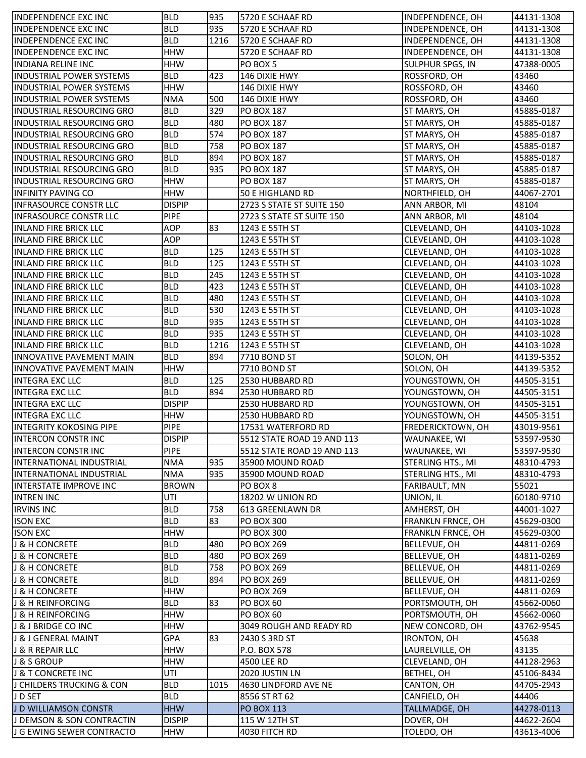| INDEPENDENCE EXC INC | BLD | 935 | 5720 E SCHAAF RD | INDEPENDENCE, OH | 44131-1308 |
|---|---|---|---|---|---|
| INDEPENDENCE EXC INC | BLD | 935 | 5720 E SCHAAF RD | INDEPENDENCE, OH | 44131-1308 |
| INDEPENDENCE EXC INC | BLD | 1216 | 5720 E SCHAAF RD | INDEPENDENCE, OH | 44131-1308 |
| INDEPENDENCE EXC INC | HHW | | 5720 E SCHAAF RD | INDEPENDENCE, OH | 44131-1308 |
| INDIANA RELINE INC | HHW | | PO BOX 5 | SULPHUR SPGS, IN | 47388-0005 |
| INDUSTRIAL POWER SYSTEMS | BLD | 423 | 146 DIXIE HWY | ROSSFORD, OH | 43460 |
| INDUSTRIAL POWER SYSTEMS | HHW | | 146 DIXIE HWY | ROSSFORD, OH | 43460 |
| INDUSTRIAL POWER SYSTEMS | NMA | 500 | 146 DIXIE HWY | ROSSFORD, OH | 43460 |
| INDUSTRIAL RESOURCING GRO | BLD | 329 | PO BOX 187 | ST MARYS, OH | 45885-0187 |
| INDUSTRIAL RESOURCING GRO | BLD | 480 | PO BOX 187 | ST MARYS, OH | 45885-0187 |
| INDUSTRIAL RESOURCING GRO | BLD | 574 | PO BOX 187 | ST MARYS, OH | 45885-0187 |
| INDUSTRIAL RESOURCING GRO | BLD | 758 | PO BOX 187 | ST MARYS, OH | 45885-0187 |
| INDUSTRIAL RESOURCING GRO | BLD | 894 | PO BOX 187 | ST MARYS, OH | 45885-0187 |
| INDUSTRIAL RESOURCING GRO | BLD | 935 | PO BOX 187 | ST MARYS, OH | 45885-0187 |
| INDUSTRIAL RESOURCING GRO | HHW | | PO BOX 187 | ST MARYS, OH | 45885-0187 |
| INFINITY PAVING CO | HHW | | 50 E HIGHLAND RD | NORTHFIELD, OH | 44067-2701 |
| INFRASOURCE CONSTR LLC | DISPIP | | 2723 S STATE ST SUITE 150 | ANN ARBOR, MI | 48104 |
| INFRASOURCE CONSTR LLC | PIPE | | 2723 S STATE ST SUITE 150 | ANN ARBOR, MI | 48104 |
| INLAND FIRE BRICK LLC | AOP | 83 | 1243 E 55TH ST | CLEVELAND, OH | 44103-1028 |
| INLAND FIRE BRICK LLC | AOP | | 1243 E 55TH ST | CLEVELAND, OH | 44103-1028 |
| INLAND FIRE BRICK LLC | BLD | 125 | 1243 E 55TH ST | CLEVELAND, OH | 44103-1028 |
| INLAND FIRE BRICK LLC | BLD | 125 | 1243 E 55TH ST | CLEVELAND, OH | 44103-1028 |
| INLAND FIRE BRICK LLC | BLD | 245 | 1243 E 55TH ST | CLEVELAND, OH | 44103-1028 |
| INLAND FIRE BRICK LLC | BLD | 423 | 1243 E 55TH ST | CLEVELAND, OH | 44103-1028 |
| INLAND FIRE BRICK LLC | BLD | 480 | 1243 E 55TH ST | CLEVELAND, OH | 44103-1028 |
| INLAND FIRE BRICK LLC | BLD | 530 | 1243 E 55TH ST | CLEVELAND, OH | 44103-1028 |
| INLAND FIRE BRICK LLC | BLD | 935 | 1243 E 55TH ST | CLEVELAND, OH | 44103-1028 |
| INLAND FIRE BRICK LLC | BLD | 935 | 1243 E 55TH ST | CLEVELAND, OH | 44103-1028 |
| INLAND FIRE BRICK LLC | BLD | 1216 | 1243 E 55TH ST | CLEVELAND, OH | 44103-1028 |
| INNOVATIVE PAVEMENT MAIN | BLD | 894 | 7710 BOND ST | SOLON, OH | 44139-5352 |
| INNOVATIVE PAVEMENT MAIN | HHW | | 7710 BOND ST | SOLON, OH | 44139-5352 |
| INTEGRA EXC LLC | BLD | 125 | 2530 HUBBARD RD | YOUNGSTOWN, OH | 44505-3151 |
| INTEGRA EXC LLC | BLD | 894 | 2530 HUBBARD RD | YOUNGSTOWN, OH | 44505-3151 |
| INTEGRA EXC LLC | DISPIP | | 2530 HUBBARD RD | YOUNGSTOWN, OH | 44505-3151 |
| INTEGRA EXC LLC | HHW | | 2530 HUBBARD RD | YOUNGSTOWN, OH | 44505-3151 |
| INTEGRITY KOKOSING PIPE | PIPE | | 17531 WATERFORD RD | FREDERICKTOWN, OH | 43019-9561 |
| INTERCON CONSTR INC | DISPIP | | 5512 STATE ROAD 19 AND 113 | WAUNAKEE, WI | 53597-9530 |
| INTERCON CONSTR INC | PIPE | | 5512 STATE ROAD 19 AND 113 | WAUNAKEE, WI | 53597-9530 |
| INTERNATIONAL INDUSTRIAL | NMA | 935 | 35900 MOUND ROAD | STERLING HTS., MI | 48310-4793 |
| INTERNATIONAL INDUSTRIAL | NMA | 935 | 35900 MOUND ROAD | STERLING HTS., MI | 48310-4793 |
| INTERSTATE IMPROVE INC | BROWN | | PO BOX 8 | FARIBAULT, MN | 55021 |
| INTREN INC | UTI | | 18202 W UNION RD | UNION, IL | 60180-9710 |
| IRVINS INC | BLD | 758 | 613 GREENLAWN DR | AMHERST, OH | 44001-1027 |
| ISON EXC | BLD | 83 | PO BOX 300 | FRANKLN FRNCE, OH | 45629-0300 |
| ISON EXC | HHW | | PO BOX 300 | FRANKLN FRNCE, OH | 45629-0300 |
| J & H CONCRETE | BLD | 480 | PO BOX 269 | BELLEVUE, OH | 44811-0269 |
| J & H CONCRETE | BLD | 480 | PO BOX 269 | BELLEVUE, OH | 44811-0269 |
| J & H CONCRETE | BLD | 758 | PO BOX 269 | BELLEVUE, OH | 44811-0269 |
| J & H CONCRETE | BLD | 894 | PO BOX 269 | BELLEVUE, OH | 44811-0269 |
| J & H CONCRETE | HHW | | PO BOX 269 | BELLEVUE, OH | 44811-0269 |
| J & H REINFORCING | BLD | 83 | PO BOX 60 | PORTSMOUTH, OH | 45662-0060 |
| J & H REINFORCING | HHW | | PO BOX 60 | PORTSMOUTH, OH | 45662-0060 |
| J & J BRIDGE CO INC | HHW | | 3049 ROUGH AND READY RD | NEW CONCORD, OH | 43762-9545 |
| J & J GENERAL MAINT | GPA | 83 | 2430 S 3RD ST | IRONTON, OH | 45638 |
| J & R REPAIR LLC | HHW | | P.O. BOX 578 | LAURELVILLE, OH | 43135 |
| J & S GROUP | HHW | | 4500 LEE RD | CLEVELAND, OH | 44128-2963 |
| J & T CONCRETE INC | UTI | | 2020 JUSTIN LN | BETHEL, OH | 45106-8434 |
| J CHILDERS TRUCKING & CON | BLD | 1015 | 4630 LINDFORD AVE NE | CANTON, OH | 44705-2943 |
| J D SET | BLD | | 8556 ST RT 62 | CANFIELD, OH | 44406 |
| J D WILLIAMSON CONSTR | HHW | | PO BOX 113 | TALLMADGE, OH | 44278-0113 |
| J DEMSON & SON CONTRACTIN | DISPIP | | 115 W 12TH ST | DOVER, OH | 44622-2604 |
| J G EWING SEWER CONTRACTO | HHW | | 4030 FITCH RD | TOLEDO, OH | 43613-4006 |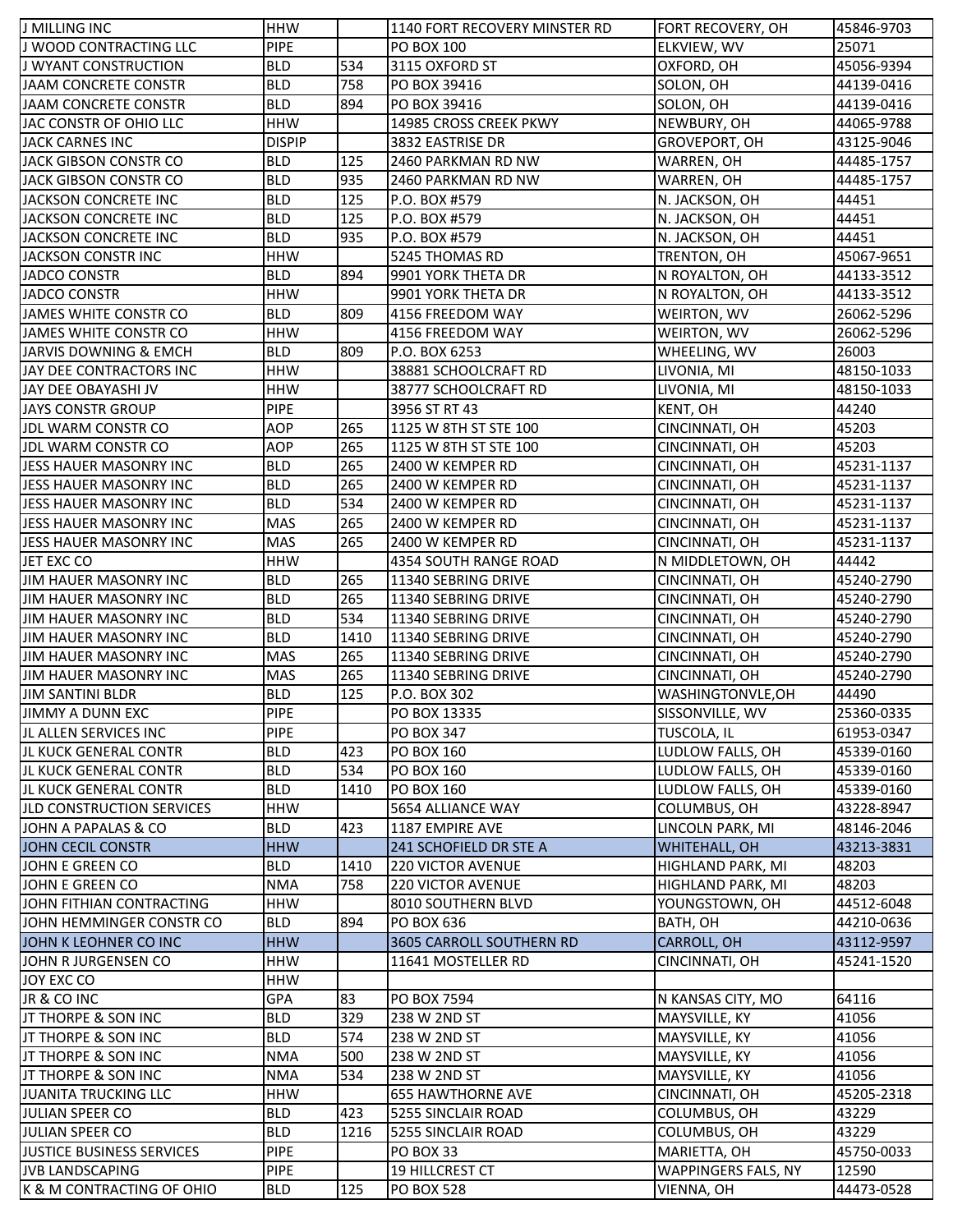| J MILLING INC | HHW | | 1140 FORT RECOVERY MINSTER RD | FORT RECOVERY, OH | 45846-9703 |
|---|---|---|---|---|---|
| J WOOD CONTRACTING LLC | PIPE | | PO BOX 100 | ELKVIEW, WV | 25071 |
| J WYANT CONSTRUCTION | BLD | 534 | 3115 OXFORD ST | OXFORD, OH | 45056-9394 |
| JAAM CONCRETE CONSTR | BLD | 758 | PO BOX 39416 | SOLON, OH | 44139-0416 |
| JAAM CONCRETE CONSTR | BLD | 894 | PO BOX 39416 | SOLON, OH | 44139-0416 |
| JAC CONSTR OF OHIO LLC | HHW | | 14985 CROSS CREEK PKWY | NEWBURY, OH | 44065-9788 |
| JACK CARNES INC | DISPIP | | 3832 EASTRISE DR | GROVEPORT, OH | 43125-9046 |
| JACK GIBSON CONSTR CO | BLD | 125 | 2460 PARKMAN RD NW | WARREN, OH | 44485-1757 |
| JACK GIBSON CONSTR CO | BLD | 935 | 2460 PARKMAN RD NW | WARREN, OH | 44485-1757 |
| JACKSON CONCRETE INC | BLD | 125 | P.O. BOX #579 | N. JACKSON, OH | 44451 |
| JACKSON CONCRETE INC | BLD | 125 | P.O. BOX #579 | N. JACKSON, OH | 44451 |
| JACKSON CONCRETE INC | BLD | 935 | P.O. BOX #579 | N. JACKSON, OH | 44451 |
| JACKSON CONSTR INC | HHW | | 5245 THOMAS RD | TRENTON, OH | 45067-9651 |
| JADCO CONSTR | BLD | 894 | 9901 YORK THETA DR | N ROYALTON, OH | 44133-3512 |
| JADCO CONSTR | HHW | | 9901 YORK THETA DR | N ROYALTON, OH | 44133-3512 |
| JAMES WHITE CONSTR CO | BLD | 809 | 4156 FREEDOM WAY | WEIRTON, WV | 26062-5296 |
| JAMES WHITE CONSTR CO | HHW | | 4156 FREEDOM WAY | WEIRTON, WV | 26062-5296 |
| JARVIS DOWNING & EMCH | BLD | 809 | P.O. BOX 6253 | WHEELING, WV | 26003 |
| JAY DEE CONTRACTORS INC | HHW | | 38881 SCHOOLCRAFT RD | LIVONIA, MI | 48150-1033 |
| JAY DEE OBAYASHI JV | HHW | | 38777 SCHOOLCRAFT RD | LIVONIA, MI | 48150-1033 |
| JAYS CONSTR GROUP | PIPE | | 3956 ST RT 43 | KENT, OH | 44240 |
| JDL WARM CONSTR CO | AOP | 265 | 1125 W 8TH ST STE 100 | CINCINNATI, OH | 45203 |
| JDL WARM CONSTR CO | AOP | 265 | 1125 W 8TH ST STE 100 | CINCINNATI, OH | 45203 |
| JESS HAUER MASONRY INC | BLD | 265 | 2400 W KEMPER RD | CINCINNATI, OH | 45231-1137 |
| JESS HAUER MASONRY INC | BLD | 265 | 2400 W KEMPER RD | CINCINNATI, OH | 45231-1137 |
| JESS HAUER MASONRY INC | BLD | 534 | 2400 W KEMPER RD | CINCINNATI, OH | 45231-1137 |
| JESS HAUER MASONRY INC | MAS | 265 | 2400 W KEMPER RD | CINCINNATI, OH | 45231-1137 |
| JESS HAUER MASONRY INC | MAS | 265 | 2400 W KEMPER RD | CINCINNATI, OH | 45231-1137 |
| JET EXC CO | HHW | | 4354 SOUTH RANGE ROAD | N MIDDLETOWN, OH | 44442 |
| JIM HAUER MASONRY INC | BLD | 265 | 11340 SEBRING DRIVE | CINCINNATI, OH | 45240-2790 |
| JIM HAUER MASONRY INC | BLD | 265 | 11340 SEBRING DRIVE | CINCINNATI, OH | 45240-2790 |
| JIM HAUER MASONRY INC | BLD | 534 | 11340 SEBRING DRIVE | CINCINNATI, OH | 45240-2790 |
| JIM HAUER MASONRY INC | BLD | 1410 | 11340 SEBRING DRIVE | CINCINNATI, OH | 45240-2790 |
| JIM HAUER MASONRY INC | MAS | 265 | 11340 SEBRING DRIVE | CINCINNATI, OH | 45240-2790 |
| JIM HAUER MASONRY INC | MAS | 265 | 11340 SEBRING DRIVE | CINCINNATI, OH | 45240-2790 |
| JIM SANTINI BLDR | BLD | 125 | P.O. BOX 302 | WASHINGTONVLE,OH | 44490 |
| JIMMY A DUNN EXC | PIPE | | PO BOX 13335 | SISSONVILLE, WV | 25360-0335 |
| JL ALLEN SERVICES INC | PIPE | | PO BOX 347 | TUSCOLA, IL | 61953-0347 |
| JL KUCK GENERAL CONTR | BLD | 423 | PO BOX 160 | LUDLOW FALLS, OH | 45339-0160 |
| JL KUCK GENERAL CONTR | BLD | 534 | PO BOX 160 | LUDLOW FALLS, OH | 45339-0160 |
| JL KUCK GENERAL CONTR | BLD | 1410 | PO BOX 160 | LUDLOW FALLS, OH | 45339-0160 |
| JLD CONSTRUCTION SERVICES | HHW | | 5654 ALLIANCE WAY | COLUMBUS, OH | 43228-8947 |
| JOHN A PAPALAS & CO | BLD | 423 | 1187 EMPIRE AVE | LINCOLN PARK, MI | 48146-2046 |
| JOHN CECIL CONSTR | HHW | | 241 SCHOFIELD DR STE A | WHITEHALL, OH | 43213-3831 |
| JOHN E GREEN CO | BLD | 1410 | 220 VICTOR AVENUE | HIGHLAND PARK, MI | 48203 |
| JOHN E GREEN CO | NMA | 758 | 220 VICTOR AVENUE | HIGHLAND PARK, MI | 48203 |
| JOHN FITHIAN CONTRACTING | HHW | | 8010 SOUTHERN BLVD | YOUNGSTOWN, OH | 44512-6048 |
| JOHN HEMMINGER CONSTR CO | BLD | 894 | PO BOX 636 | BATH, OH | 44210-0636 |
| JOHN K LEOHNER CO INC | HHW | | 3605 CARROLL SOUTHERN RD | CARROLL, OH | 43112-9597 |
| JOHN R JURGENSEN CO | HHW | | 11641 MOSTELLER RD | CINCINNATI, OH | 45241-1520 |
| JOY EXC CO | HHW | | | | |
| JR & CO INC | GPA | 83 | PO BOX 7594 | N KANSAS CITY, MO | 64116 |
| JT THORPE & SON INC | BLD | 329 | 238 W 2ND ST | MAYSVILLE, KY | 41056 |
| JT THORPE & SON INC | BLD | 574 | 238 W 2ND ST | MAYSVILLE, KY | 41056 |
| JT THORPE & SON INC | NMA | 500 | 238 W 2ND ST | MAYSVILLE, KY | 41056 |
| JT THORPE & SON INC | NMA | 534 | 238 W 2ND ST | MAYSVILLE, KY | 41056 |
| JUANITA TRUCKING LLC | HHW | | 655 HAWTHORNE AVE | CINCINNATI, OH | 45205-2318 |
| JULIAN SPEER CO | BLD | 423 | 5255 SINCLAIR ROAD | COLUMBUS, OH | 43229 |
| JULIAN SPEER CO | BLD | 1216 | 5255 SINCLAIR ROAD | COLUMBUS, OH | 43229 |
| JUSTICE BUSINESS SERVICES | PIPE | | PO BOX 33 | MARIETTA, OH | 45750-0033 |
| JVB LANDSCAPING | PIPE | | 19 HILLCREST CT | WAPPINGERS FALS, NY | 12590 |
| K & M CONTRACTING OF OHIO | BLD | 125 | PO BOX 528 | VIENNA, OH | 44473-0528 |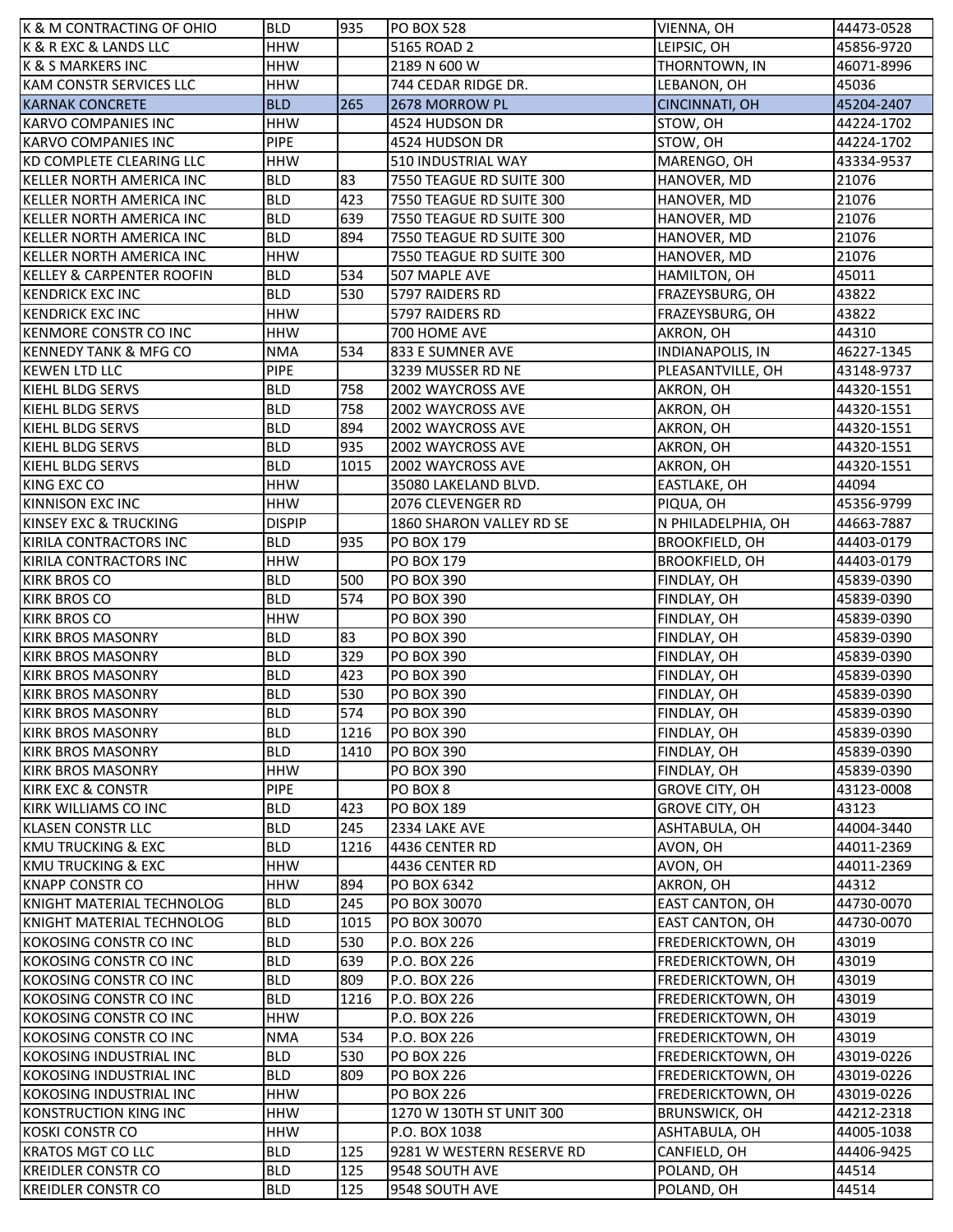| K & M CONTRACTING OF OHIO | BLD | 935 | PO BOX 528 | VIENNA, OH | 44473-0528 |
|---|---|---|---|---|---|
| K & R EXC & LANDS LLC | HHW | | 5165 ROAD 2 | LEIPSIC, OH | 45856-9720 |
| K & S MARKERS INC | HHW | | 2189 N 600 W | THORNTOWN, IN | 46071-8996 |
| KAM CONSTR SERVICES LLC | HHW | | 744 CEDAR RIDGE DR. | LEBANON, OH | 45036 |
| KARNAK CONCRETE | BLD | 265 | 2678 MORROW PL | CINCINNATI, OH | 45204-2407 |
| KARVO COMPANIES INC | HHW | | 4524 HUDSON DR | STOW, OH | 44224-1702 |
| KARVO COMPANIES INC | PIPE | | 4524 HUDSON DR | STOW, OH | 44224-1702 |
| KD COMPLETE CLEARING LLC | HHW | | 510 INDUSTRIAL WAY | MARENGO, OH | 43334-9537 |
| KELLER NORTH AMERICA INC | BLD | 83 | 7550 TEAGUE RD SUITE 300 | HANOVER, MD | 21076 |
| KELLER NORTH AMERICA INC | BLD | 423 | 7550 TEAGUE RD SUITE 300 | HANOVER, MD | 21076 |
| KELLER NORTH AMERICA INC | BLD | 639 | 7550 TEAGUE RD SUITE 300 | HANOVER, MD | 21076 |
| KELLER NORTH AMERICA INC | BLD | 894 | 7550 TEAGUE RD SUITE 300 | HANOVER, MD | 21076 |
| KELLER NORTH AMERICA INC | HHW | | 7550 TEAGUE RD SUITE 300 | HANOVER, MD | 21076 |
| KELLEY & CARPENTER ROOFIN | BLD | 534 | 507 MAPLE AVE | HAMILTON, OH | 45011 |
| KENDRICK EXC INC | BLD | 530 | 5797 RAIDERS RD | FRAZEYSBURG, OH | 43822 |
| KENDRICK EXC INC | HHW | | 5797 RAIDERS RD | FRAZEYSBURG, OH | 43822 |
| KENMORE CONSTR CO INC | HHW | | 700 HOME AVE | AKRON, OH | 44310 |
| KENNEDY TANK & MFG CO | NMA | 534 | 833 E SUMNER AVE | INDIANAPOLIS, IN | 46227-1345 |
| KEWEN LTD LLC | PIPE | | 3239 MUSSER RD NE | PLEASANTVILLE, OH | 43148-9737 |
| KIEHL BLDG SERVS | BLD | 758 | 2002 WAYCROSS AVE | AKRON, OH | 44320-1551 |
| KIEHL BLDG SERVS | BLD | 758 | 2002 WAYCROSS AVE | AKRON, OH | 44320-1551 |
| KIEHL BLDG SERVS | BLD | 894 | 2002 WAYCROSS AVE | AKRON, OH | 44320-1551 |
| KIEHL BLDG SERVS | BLD | 935 | 2002 WAYCROSS AVE | AKRON, OH | 44320-1551 |
| KIEHL BLDG SERVS | BLD | 1015 | 2002 WAYCROSS AVE | AKRON, OH | 44320-1551 |
| KING EXC CO | HHW | | 35080 LAKELAND BLVD. | EASTLAKE, OH | 44094 |
| KINNISON EXC INC | HHW | | 2076 CLEVENGER RD | PIQUA, OH | 45356-9799 |
| KINSEY EXC & TRUCKING | DISPIP | | 1860 SHARON VALLEY RD SE | N PHILADELPHIA, OH | 44663-7887 |
| KIRILA CONTRACTORS INC | BLD | 935 | PO BOX 179 | BROOKFIELD, OH | 44403-0179 |
| KIRILA CONTRACTORS INC | HHW | | PO BOX 179 | BROOKFIELD, OH | 44403-0179 |
| KIRK BROS CO | BLD | 500 | PO BOX 390 | FINDLAY, OH | 45839-0390 |
| KIRK BROS CO | BLD | 574 | PO BOX 390 | FINDLAY, OH | 45839-0390 |
| KIRK BROS CO | HHW | | PO BOX 390 | FINDLAY, OH | 45839-0390 |
| KIRK BROS MASONRY | BLD | 83 | PO BOX 390 | FINDLAY, OH | 45839-0390 |
| KIRK BROS MASONRY | BLD | 329 | PO BOX 390 | FINDLAY, OH | 45839-0390 |
| KIRK BROS MASONRY | BLD | 423 | PO BOX 390 | FINDLAY, OH | 45839-0390 |
| KIRK BROS MASONRY | BLD | 530 | PO BOX 390 | FINDLAY, OH | 45839-0390 |
| KIRK BROS MASONRY | BLD | 574 | PO BOX 390 | FINDLAY, OH | 45839-0390 |
| KIRK BROS MASONRY | BLD | 1216 | PO BOX 390 | FINDLAY, OH | 45839-0390 |
| KIRK BROS MASONRY | BLD | 1410 | PO BOX 390 | FINDLAY, OH | 45839-0390 |
| KIRK BROS MASONRY | HHW | | PO BOX 390 | FINDLAY, OH | 45839-0390 |
| KIRK EXC & CONSTR | PIPE | | PO BOX 8 | GROVE CITY, OH | 43123-0008 |
| KIRK WILLIAMS CO INC | BLD | 423 | PO BOX 189 | GROVE CITY, OH | 43123 |
| KLASEN CONSTR LLC | BLD | 245 | 2334 LAKE AVE | ASHTABULA, OH | 44004-3440 |
| KMU TRUCKING & EXC | BLD | 1216 | 4436 CENTER RD | AVON, OH | 44011-2369 |
| KMU TRUCKING & EXC | HHW | | 4436 CENTER RD | AVON, OH | 44011-2369 |
| KNAPP CONSTR CO | HHW | 894 | PO BOX 6342 | AKRON, OH | 44312 |
| KNIGHT MATERIAL TECHNOLOG | BLD | 245 | PO BOX 30070 | EAST CANTON, OH | 44730-0070 |
| KNIGHT MATERIAL TECHNOLOG | BLD | 1015 | PO BOX 30070 | EAST CANTON, OH | 44730-0070 |
| KOKOSING CONSTR CO INC | BLD | 530 | P.O. BOX 226 | FREDERICKTOWN, OH | 43019 |
| KOKOSING CONSTR CO INC | BLD | 639 | P.O. BOX 226 | FREDERICKTOWN, OH | 43019 |
| KOKOSING CONSTR CO INC | BLD | 809 | P.O. BOX 226 | FREDERICKTOWN, OH | 43019 |
| KOKOSING CONSTR CO INC | BLD | 1216 | P.O. BOX 226 | FREDERICKTOWN, OH | 43019 |
| KOKOSING CONSTR CO INC | HHW | | P.O. BOX 226 | FREDERICKTOWN, OH | 43019 |
| KOKOSING CONSTR CO INC | NMA | 534 | P.O. BOX 226 | FREDERICKTOWN, OH | 43019 |
| KOKOSING INDUSTRIAL INC | BLD | 530 | PO BOX 226 | FREDERICKTOWN, OH | 43019-0226 |
| KOKOSING INDUSTRIAL INC | BLD | 809 | PO BOX 226 | FREDERICKTOWN, OH | 43019-0226 |
| KOKOSING INDUSTRIAL INC | HHW | | PO BOX 226 | FREDERICKTOWN, OH | 43019-0226 |
| KONSTRUCTION KING INC | HHW | | 1270 W 130TH ST UNIT 300 | BRUNSWICK, OH | 44212-2318 |
| KOSKI CONSTR CO | HHW | | P.O. BOX 1038 | ASHTABULA, OH | 44005-1038 |
| KRATOS MGT CO LLC | BLD | 125 | 9281 W WESTERN RESERVE RD | CANFIELD, OH | 44406-9425 |
| KREIDLER CONSTR CO | BLD | 125 | 9548 SOUTH AVE | POLAND, OH | 44514 |
| KREIDLER CONSTR CO | BLD | 125 | 9548 SOUTH AVE | POLAND, OH | 44514 |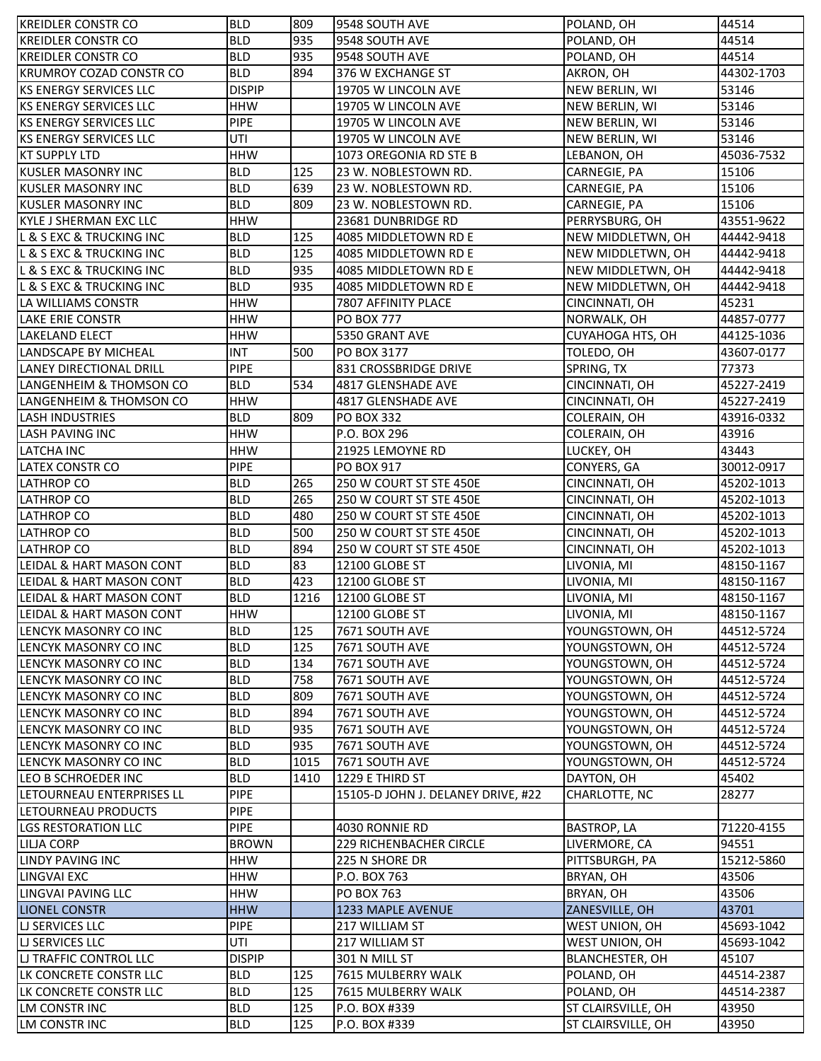| | | | | | |
|---|---|---|---|---|---|
| KREIDLER CONSTR CO | BLD | 809 | 9548 SOUTH AVE | POLAND, OH | 44514 |
| KREIDLER CONSTR CO | BLD | 935 | 9548 SOUTH AVE | POLAND, OH | 44514 |
| KREIDLER CONSTR CO | BLD | 935 | 9548 SOUTH AVE | POLAND, OH | 44514 |
| KRUMROY COZAD CONSTR CO | BLD | 894 | 376 W EXCHANGE ST | AKRON, OH | 44302-1703 |
| KS ENERGY SERVICES LLC | DISPIP | | 19705 W LINCOLN AVE | NEW BERLIN, WI | 53146 |
| KS ENERGY SERVICES LLC | HHW | | 19705 W LINCOLN AVE | NEW BERLIN, WI | 53146 |
| KS ENERGY SERVICES LLC | PIPE | | 19705 W LINCOLN AVE | NEW BERLIN, WI | 53146 |
| KS ENERGY SERVICES LLC | UTI | | 19705 W LINCOLN AVE | NEW BERLIN, WI | 53146 |
| KT SUPPLY LTD | HHW | | 1073 OREGONIA RD STE B | LEBANON, OH | 45036-7532 |
| KUSLER MASONRY INC | BLD | 125 | 23 W. NOBLESTOWN RD. | CARNEGIE, PA | 15106 |
| KUSLER MASONRY INC | BLD | 639 | 23 W. NOBLESTOWN RD. | CARNEGIE, PA | 15106 |
| KUSLER MASONRY INC | BLD | 809 | 23 W. NOBLESTOWN RD. | CARNEGIE, PA | 15106 |
| KYLE J SHERMAN EXC LLC | HHW | | 23681 DUNBRIDGE RD | PERRYSBURG, OH | 43551-9622 |
| L & S EXC & TRUCKING INC | BLD | 125 | 4085 MIDDLETOWN RD E | NEW MIDDLETWN, OH | 44442-9418 |
| L & S EXC & TRUCKING INC | BLD | 125 | 4085 MIDDLETOWN RD E | NEW MIDDLETWN, OH | 44442-9418 |
| L & S EXC & TRUCKING INC | BLD | 935 | 4085 MIDDLETOWN RD E | NEW MIDDLETWN, OH | 44442-9418 |
| L & S EXC & TRUCKING INC | BLD | 935 | 4085 MIDDLETOWN RD E | NEW MIDDLETWN, OH | 44442-9418 |
| LA WILLIAMS CONSTR | HHW | | 7807 AFFINITY PLACE | CINCINNATI, OH | 45231 |
| LAKE ERIE CONSTR | HHW | | PO BOX 777 | NORWALK, OH | 44857-0777 |
| LAKELAND ELECT | HHW | | 5350 GRANT AVE | CUYAHOGA HTS, OH | 44125-1036 |
| LANDSCAPE BY MICHEAL | INT | 500 | PO BOX 3177 | TOLEDO, OH | 43607-0177 |
| LANEY DIRECTIONAL DRILL | PIPE | | 831 CROSSBRIDGE DRIVE | SPRING, TX | 77373 |
| LANGENHEIM & THOMSON CO | BLD | 534 | 4817 GLENSHADE AVE | CINCINNATI, OH | 45227-2419 |
| LANGENHEIM & THOMSON CO | HHW | | 4817 GLENSHADE AVE | CINCINNATI, OH | 45227-2419 |
| LASH INDUSTRIES | BLD | 809 | PO BOX 332 | COLERAIN, OH | 43916-0332 |
| LASH PAVING INC | HHW | | P.O. BOX 296 | COLERAIN, OH | 43916 |
| LATCHA INC | HHW | | 21925 LEMOYNE RD | LUCKEY, OH | 43443 |
| LATEX CONSTR CO | PIPE | | PO BOX 917 | CONYERS, GA | 30012-0917 |
| LATHROP CO | BLD | 265 | 250 W COURT ST STE 450E | CINCINNATI, OH | 45202-1013 |
| LATHROP CO | BLD | 265 | 250 W COURT ST STE 450E | CINCINNATI, OH | 45202-1013 |
| LATHROP CO | BLD | 480 | 250 W COURT ST STE 450E | CINCINNATI, OH | 45202-1013 |
| LATHROP CO | BLD | 500 | 250 W COURT ST STE 450E | CINCINNATI, OH | 45202-1013 |
| LATHROP CO | BLD | 894 | 250 W COURT ST STE 450E | CINCINNATI, OH | 45202-1013 |
| LEIDAL & HART MASON CONT | BLD | 83 | 12100 GLOBE ST | LIVONIA, MI | 48150-1167 |
| LEIDAL & HART MASON CONT | BLD | 423 | 12100 GLOBE ST | LIVONIA, MI | 48150-1167 |
| LEIDAL & HART MASON CONT | BLD | 1216 | 12100 GLOBE ST | LIVONIA, MI | 48150-1167 |
| LEIDAL & HART MASON CONT | HHW | | 12100 GLOBE ST | LIVONIA, MI | 48150-1167 |
| LENCYK MASONRY CO INC | BLD | 125 | 7671 SOUTH AVE | YOUNGSTOWN, OH | 44512-5724 |
| LENCYK MASONRY CO INC | BLD | 125 | 7671 SOUTH AVE | YOUNGSTOWN, OH | 44512-5724 |
| LENCYK MASONRY CO INC | BLD | 134 | 7671 SOUTH AVE | YOUNGSTOWN, OH | 44512-5724 |
| LENCYK MASONRY CO INC | BLD | 758 | 7671 SOUTH AVE | YOUNGSTOWN, OH | 44512-5724 |
| LENCYK MASONRY CO INC | BLD | 809 | 7671 SOUTH AVE | YOUNGSTOWN, OH | 44512-5724 |
| LENCYK MASONRY CO INC | BLD | 894 | 7671 SOUTH AVE | YOUNGSTOWN, OH | 44512-5724 |
| LENCYK MASONRY CO INC | BLD | 935 | 7671 SOUTH AVE | YOUNGSTOWN, OH | 44512-5724 |
| LENCYK MASONRY CO INC | BLD | 935 | 7671 SOUTH AVE | YOUNGSTOWN, OH | 44512-5724 |
| LENCYK MASONRY CO INC | BLD | 1015 | 7671 SOUTH AVE | YOUNGSTOWN, OH | 44512-5724 |
| LEO B SCHROEDER INC | BLD | 1410 | 1229 E THIRD ST | DAYTON, OH | 45402 |
| LETOURNEAU ENTERPRISES LL | PIPE | | 15105-D JOHN J. DELANEY DRIVE, #22 | CHARLOTTE, NC | 28277 |
| LETOURNEAU PRODUCTS | PIPE | | | | |
| LGS RESTORATION LLC | PIPE | | 4030 RONNIE RD | BASTROP, LA | 71220-4155 |
| LILJA CORP | BROWN | | 229 RICHENBACHER CIRCLE | LIVERMORE, CA | 94551 |
| LINDY PAVING INC | HHW | | 225 N SHORE DR | PITTSBURGH, PA | 15212-5860 |
| LINGVAI EXC | HHW | | P.O. BOX 763 | BRYAN, OH | 43506 |
| LINGVAI PAVING LLC | HHW | | PO BOX 763 | BRYAN, OH | 43506 |
| LIONEL CONSTR | HHW | | 1233 MAPLE AVENUE | ZANESVILLE, OH | 43701 |
| LJ SERVICES LLC | PIPE | | 217 WILLIAM ST | WEST UNION, OH | 45693-1042 |
| LJ SERVICES LLC | UTI | | 217 WILLIAM ST | WEST UNION, OH | 45693-1042 |
| LJ TRAFFIC CONTROL LLC | DISPIP | | 301 N MILL ST | BLANCHESTER, OH | 45107 |
| LK CONCRETE CONSTR LLC | BLD | 125 | 7615 MULBERRY WALK | POLAND, OH | 44514-2387 |
| LK CONCRETE CONSTR LLC | BLD | 125 | 7615 MULBERRY WALK | POLAND, OH | 44514-2387 |
| LM CONSTR INC | BLD | 125 | P.O. BOX #339 | ST CLAIRSVILLE, OH | 43950 |
| LM CONSTR INC | BLD | 125 | P.O. BOX #339 | ST CLAIRSVILLE, OH | 43950 |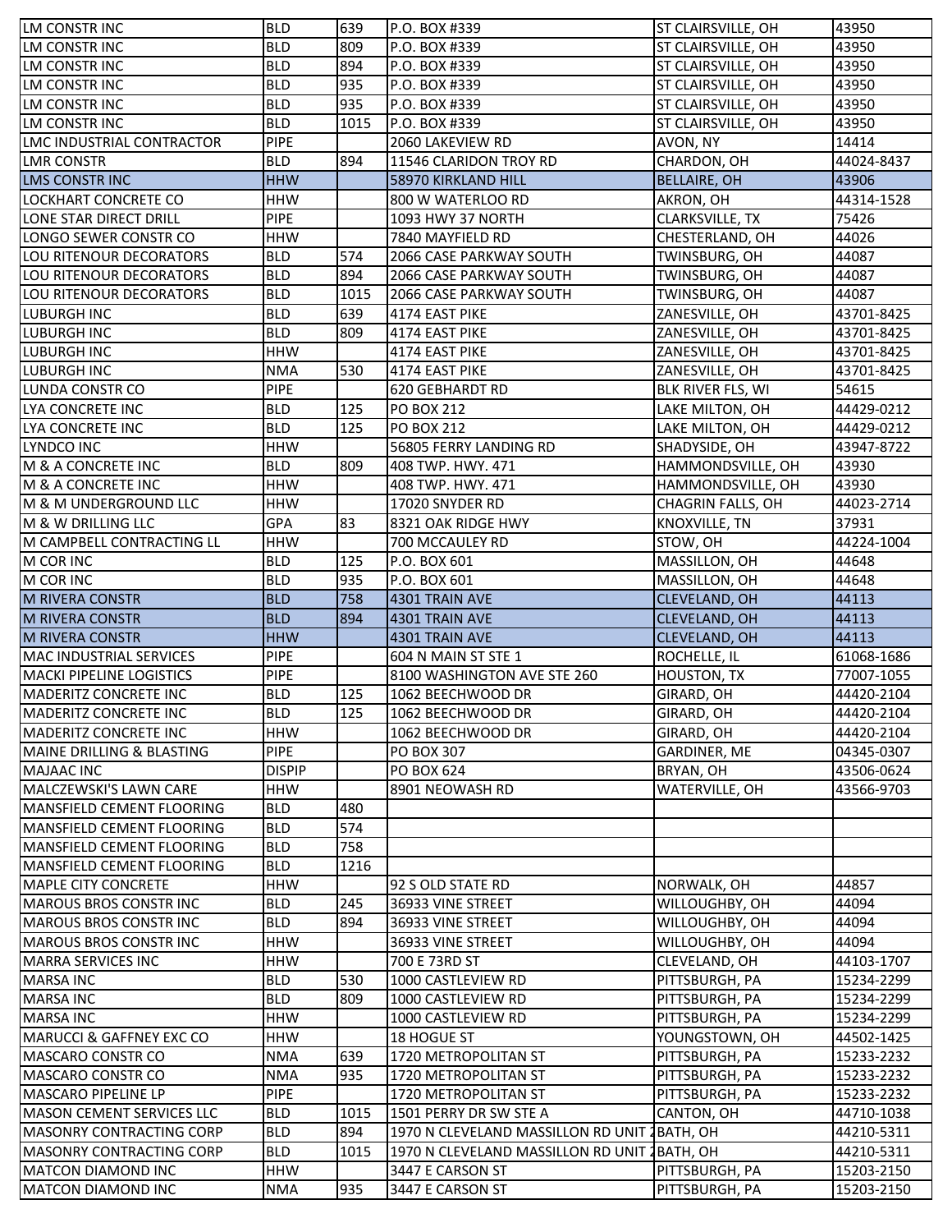| LM CONSTR INC | BLD | 639 | P.O. BOX #339 | ST CLAIRSVILLE, OH | 43950 |
|---|---|---|---|---|---|
| LM CONSTR INC | BLD | 809 | P.O. BOX #339 | ST CLAIRSVILLE, OH | 43950 |
| LM CONSTR INC | BLD | 894 | P.O. BOX #339 | ST CLAIRSVILLE, OH | 43950 |
| LM CONSTR INC | BLD | 935 | P.O. BOX #339 | ST CLAIRSVILLE, OH | 43950 |
| LM CONSTR INC | BLD | 935 | P.O. BOX #339 | ST CLAIRSVILLE, OH | 43950 |
| LM CONSTR INC | BLD | 1015 | P.O. BOX #339 | ST CLAIRSVILLE, OH | 43950 |
| LMC INDUSTRIAL CONTRACTOR | PIPE | | 2060 LAKEVIEW RD | AVON, NY | 14414 |
| LMR CONSTR | BLD | 894 | 11546 CLARIDON TROY RD | CHARDON, OH | 44024-8437 |
| LMS CONSTR INC | HHW | | 58970 KIRKLAND HILL | BELLAIRE, OH | 43906 |
| LOCKHART CONCRETE CO | HHW | | 800 W WATERLOO RD | AKRON, OH | 44314-1528 |
| LONE STAR DIRECT DRILL | PIPE | | 1093 HWY 37 NORTH | CLARKSVILLE, TX | 75426 |
| LONGO SEWER CONSTR CO | HHW | | 7840 MAYFIELD RD | CHESTERLAND, OH | 44026 |
| LOU RITENOUR DECORATORS | BLD | 574 | 2066 CASE PARKWAY SOUTH | TWINSBURG, OH | 44087 |
| LOU RITENOUR DECORATORS | BLD | 894 | 2066 CASE PARKWAY SOUTH | TWINSBURG, OH | 44087 |
| LOU RITENOUR DECORATORS | BLD | 1015 | 2066 CASE PARKWAY SOUTH | TWINSBURG, OH | 44087 |
| LUBURGH INC | BLD | 639 | 4174 EAST PIKE | ZANESVILLE, OH | 43701-8425 |
| LUBURGH INC | BLD | 809 | 4174 EAST PIKE | ZANESVILLE, OH | 43701-8425 |
| LUBURGH INC | HHW | | 4174 EAST PIKE | ZANESVILLE, OH | 43701-8425 |
| LUBURGH INC | NMA | 530 | 4174 EAST PIKE | ZANESVILLE, OH | 43701-8425 |
| LUNDA CONSTR CO | PIPE | | 620 GEBHARDT RD | BLK RIVER FLS, WI | 54615 |
| LYA CONCRETE INC | BLD | 125 | PO BOX 212 | LAKE MILTON, OH | 44429-0212 |
| LYA CONCRETE INC | BLD | 125 | PO BOX 212 | LAKE MILTON, OH | 44429-0212 |
| LYNDCO INC | HHW | | 56805 FERRY LANDING RD | SHADYSIDE, OH | 43947-8722 |
| M & A CONCRETE INC | BLD | 809 | 408 TWP. HWY. 471 | HAMMONDSVILLE, OH | 43930 |
| M & A CONCRETE INC | HHW | | 408 TWP. HWY. 471 | HAMMONDSVILLE, OH | 43930 |
| M & M UNDERGROUND LLC | HHW | | 17020 SNYDER RD | CHAGRIN FALLS, OH | 44023-2714 |
| M & W DRILLING LLC | GPA | 83 | 8321 OAK RIDGE HWY | KNOXVILLE, TN | 37931 |
| M CAMPBELL CONTRACTING LL | HHW | | 700 MCCAULEY RD | STOW, OH | 44224-1004 |
| M COR INC | BLD | 125 | P.O. BOX 601 | MASSILLON, OH | 44648 |
| M COR INC | BLD | 935 | P.O. BOX 601 | MASSILLON, OH | 44648 |
| M RIVERA CONSTR | BLD | 758 | 4301 TRAIN AVE | CLEVELAND, OH | 44113 |
| M RIVERA CONSTR | BLD | 894 | 4301 TRAIN AVE | CLEVELAND, OH | 44113 |
| M RIVERA CONSTR | HHW | | 4301 TRAIN AVE | CLEVELAND, OH | 44113 |
| MAC INDUSTRIAL SERVICES | PIPE | | 604 N MAIN ST STE 1 | ROCHELLE, IL | 61068-1686 |
| MACKI PIPELINE LOGISTICS | PIPE | | 8100 WASHINGTON AVE STE 260 | HOUSTON, TX | 77007-1055 |
| MADERITZ CONCRETE INC | BLD | 125 | 1062 BEECHWOOD DR | GIRARD, OH | 44420-2104 |
| MADERITZ CONCRETE INC | BLD | 125 | 1062 BEECHWOOD DR | GIRARD, OH | 44420-2104 |
| MADERITZ CONCRETE INC | HHW | | 1062 BEECHWOOD DR | GIRARD, OH | 44420-2104 |
| MAINE DRILLING & BLASTING | PIPE | | PO BOX 307 | GARDINER, ME | 04345-0307 |
| MAJAAC INC | DISPIP | | PO BOX 624 | BRYAN, OH | 43506-0624 |
| MALCZEWSKI'S LAWN CARE | HHW | | 8901 NEOWASH RD | WATERVILLE, OH | 43566-9703 |
| MANSFIELD CEMENT FLOORING | BLD | 480 | | | |
| MANSFIELD CEMENT FLOORING | BLD | 574 | | | |
| MANSFIELD CEMENT FLOORING | BLD | 758 | | | |
| MANSFIELD CEMENT FLOORING | BLD | 1216 | | | |
| MAPLE CITY CONCRETE | HHW | | 92 S OLD STATE RD | NORWALK, OH | 44857 |
| MAROUS BROS CONSTR INC | BLD | 245 | 36933 VINE STREET | WILLOUGHBY, OH | 44094 |
| MAROUS BROS CONSTR INC | BLD | 894 | 36933 VINE STREET | WILLOUGHBY, OH | 44094 |
| MAROUS BROS CONSTR INC | HHW | | 36933 VINE STREET | WILLOUGHBY, OH | 44094 |
| MARRA SERVICES INC | HHW | | 700 E 73RD ST | CLEVELAND, OH | 44103-1707 |
| MARSA INC | BLD | 530 | 1000 CASTLEVIEW RD | PITTSBURGH, PA | 15234-2299 |
| MARSA INC | BLD | 809 | 1000 CASTLEVIEW RD | PITTSBURGH, PA | 15234-2299 |
| MARSA INC | HHW | | 1000 CASTLEVIEW RD | PITTSBURGH, PA | 15234-2299 |
| MARUCCI & GAFFNEY EXC CO | HHW | | 18 HOGUE ST | YOUNGSTOWN, OH | 44502-1425 |
| MASCARO CONSTR CO | NMA | 639 | 1720 METROPOLITAN ST | PITTSBURGH, PA | 15233-2232 |
| MASCARO CONSTR CO | NMA | 935 | 1720 METROPOLITAN ST | PITTSBURGH, PA | 15233-2232 |
| MASCARO PIPELINE LP | PIPE | | 1720 METROPOLITAN ST | PITTSBURGH, PA | 15233-2232 |
| MASON CEMENT SERVICES LLC | BLD | 1015 | 1501 PERRY DR SW STE A | CANTON, OH | 44710-1038 |
| MASONRY CONTRACTING CORP | BLD | 894 | 1970 N CLEVELAND MASSILLON RD UNIT 2 | BATH, OH | 44210-5311 |
| MASONRY CONTRACTING CORP | BLD | 1015 | 1970 N CLEVELAND MASSILLON RD UNIT 2 | BATH, OH | 44210-5311 |
| MATCON DIAMOND INC | HHW | | 3447 E CARSON ST | PITTSBURGH, PA | 15203-2150 |
| MATCON DIAMOND INC | NMA | 935 | 3447 E CARSON ST | PITTSBURGH, PA | 15203-2150 |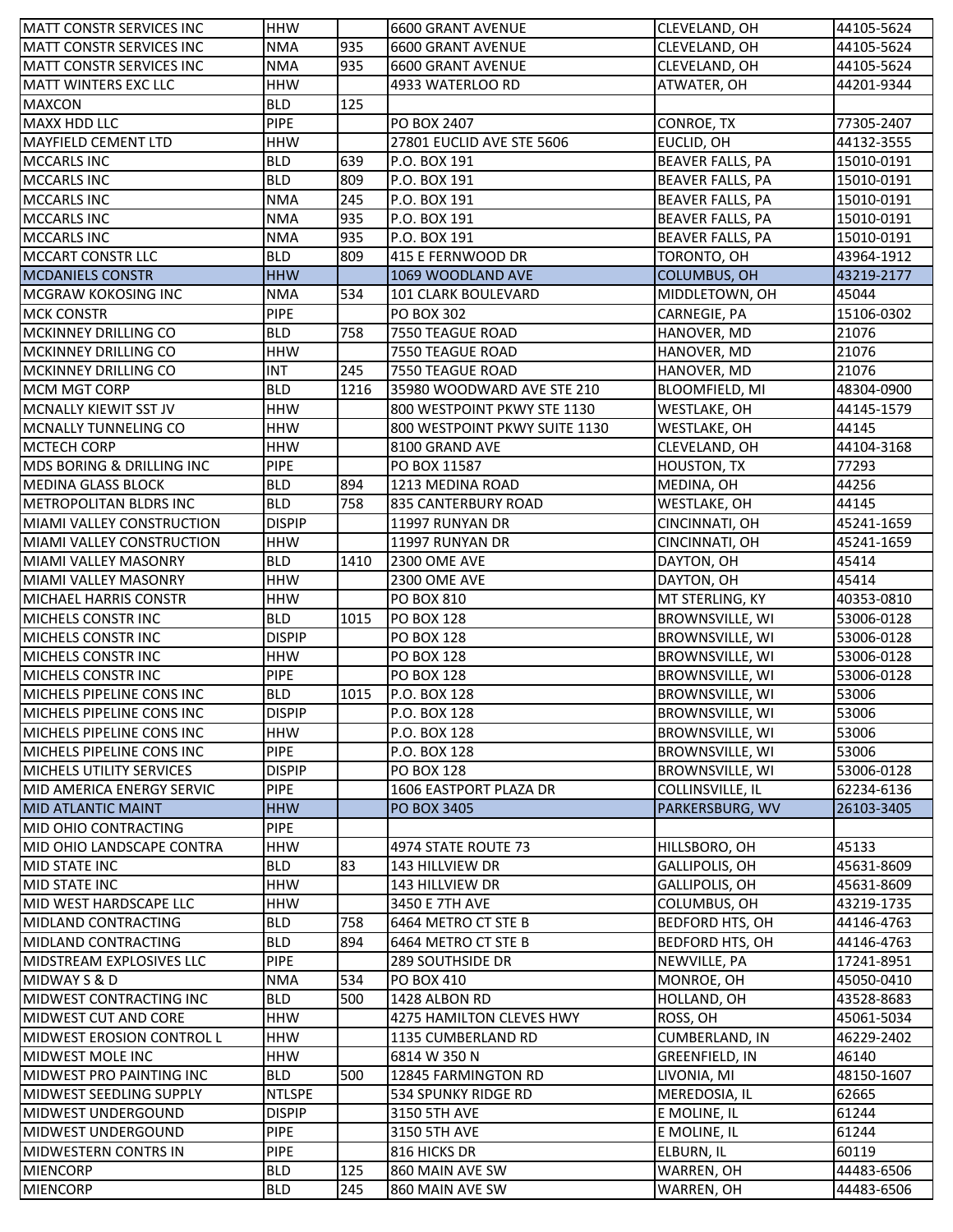| MATT CONSTR SERVICES INC | HHW | | 6600 GRANT AVENUE | CLEVELAND, OH | 44105-5624 |
|---|---|---|---|---|---|
| MATT CONSTR SERVICES INC | NMA | 935 | 6600 GRANT AVENUE | CLEVELAND, OH | 44105-5624 |
| MATT CONSTR SERVICES INC | NMA | 935 | 6600 GRANT AVENUE | CLEVELAND, OH | 44105-5624 |
| MATT WINTERS EXC LLC | HHW | | 4933 WATERLOO RD | ATWATER, OH | 44201-9344 |
| MAXCON | BLD | 125 | | | |
| MAXX HDD LLC | PIPE | | PO BOX 2407 | CONROE, TX | 77305-2407 |
| MAYFIELD CEMENT LTD | HHW | | 27801 EUCLID AVE STE 5606 | EUCLID, OH | 44132-3555 |
| MCCARLS INC | BLD | 639 | P.O. BOX 191 | BEAVER FALLS, PA | 15010-0191 |
| MCCARLS INC | BLD | 809 | P.O. BOX 191 | BEAVER FALLS, PA | 15010-0191 |
| MCCARLS INC | NMA | 245 | P.O. BOX 191 | BEAVER FALLS, PA | 15010-0191 |
| MCCARLS INC | NMA | 935 | P.O. BOX 191 | BEAVER FALLS, PA | 15010-0191 |
| MCCARLS INC | NMA | 935 | P.O. BOX 191 | BEAVER FALLS, PA | 15010-0191 |
| MCCART CONSTR LLC | BLD | 809 | 415 E FERNWOOD DR | TORONTO, OH | 43964-1912 |
| MCDANIELS CONSTR | HHW | | 1069 WOODLAND AVE | COLUMBUS, OH | 43219-2177 |
| MCGRAW KOKOSING INC | NMA | 534 | 101 CLARK BOULEVARD | MIDDLETOWN, OH | 45044 |
| MCK CONSTR | PIPE | | PO BOX 302 | CARNEGIE, PA | 15106-0302 |
| MCKINNEY DRILLING CO | BLD | 758 | 7550 TEAGUE ROAD | HANOVER, MD | 21076 |
| MCKINNEY DRILLING CO | HHW | | 7550 TEAGUE ROAD | HANOVER, MD | 21076 |
| MCKINNEY DRILLING CO | INT | 245 | 7550 TEAGUE ROAD | HANOVER, MD | 21076 |
| MCM MGT CORP | BLD | 1216 | 35980 WOODWARD AVE STE 210 | BLOOMFIELD, MI | 48304-0900 |
| MCNALLY KIEWIT SST JV | HHW | | 800 WESTPOINT PKWY STE 1130 | WESTLAKE, OH | 44145-1579 |
| MCNALLY TUNNELING CO | HHW | | 800 WESTPOINT PKWY SUITE 1130 | WESTLAKE, OH | 44145 |
| MCTECH CORP | HHW | | 8100 GRAND AVE | CLEVELAND, OH | 44104-3168 |
| MDS BORING & DRILLING INC | PIPE | | PO BOX 11587 | HOUSTON, TX | 77293 |
| MEDINA GLASS BLOCK | BLD | 894 | 1213 MEDINA ROAD | MEDINA, OH | 44256 |
| METROPOLITAN BLDRS INC | BLD | 758 | 835 CANTERBURY ROAD | WESTLAKE, OH | 44145 |
| MIAMI VALLEY CONSTRUCTION | DISPIP | | 11997 RUNYAN DR | CINCINNATI, OH | 45241-1659 |
| MIAMI VALLEY CONSTRUCTION | HHW | | 11997 RUNYAN DR | CINCINNATI, OH | 45241-1659 |
| MIAMI VALLEY MASONRY | BLD | 1410 | 2300 OME AVE | DAYTON, OH | 45414 |
| MIAMI VALLEY MASONRY | HHW | | 2300 OME AVE | DAYTON, OH | 45414 |
| MICHAEL HARRIS CONSTR | HHW | | PO BOX 810 | MT STERLING, KY | 40353-0810 |
| MICHELS CONSTR INC | BLD | 1015 | PO BOX 128 | BROWNSVILLE, WI | 53006-0128 |
| MICHELS CONSTR INC | DISPIP | | PO BOX 128 | BROWNSVILLE, WI | 53006-0128 |
| MICHELS CONSTR INC | HHW | | PO BOX 128 | BROWNSVILLE, WI | 53006-0128 |
| MICHELS CONSTR INC | PIPE | | PO BOX 128 | BROWNSVILLE, WI | 53006-0128 |
| MICHELS PIPELINE CONS INC | BLD | 1015 | P.O. BOX 128 | BROWNSVILLE, WI | 53006 |
| MICHELS PIPELINE CONS INC | DISPIP | | P.O. BOX 128 | BROWNSVILLE, WI | 53006 |
| MICHELS PIPELINE CONS INC | HHW | | P.O. BOX 128 | BROWNSVILLE, WI | 53006 |
| MICHELS PIPELINE CONS INC | PIPE | | P.O. BOX 128 | BROWNSVILLE, WI | 53006 |
| MICHELS UTILITY SERVICES | DISPIP | | PO BOX 128 | BROWNSVILLE, WI | 53006-0128 |
| MID AMERICA ENERGY SERVIC | PIPE | | 1606 EASTPORT PLAZA DR | COLLINSVILLE, IL | 62234-6136 |
| MID ATLANTIC MAINT | HHW | | PO BOX 3405 | PARKERSBURG, WV | 26103-3405 |
| MID OHIO CONTRACTING | PIPE | | | | |
| MID OHIO LANDSCAPE CONTRA | HHW | | 4974 STATE ROUTE 73 | HILLSBORO, OH | 45133 |
| MID STATE INC | BLD | 83 | 143 HILLVIEW DR | GALLIPOLIS, OH | 45631-8609 |
| MID STATE INC | HHW | | 143 HILLVIEW DR | GALLIPOLIS, OH | 45631-8609 |
| MID WEST HARDSCAPE LLC | HHW | | 3450 E 7TH AVE | COLUMBUS, OH | 43219-1735 |
| MIDLAND CONTRACTING | BLD | 758 | 6464 METRO CT STE B | BEDFORD HTS, OH | 44146-4763 |
| MIDLAND CONTRACTING | BLD | 894 | 6464 METRO CT STE B | BEDFORD HTS, OH | 44146-4763 |
| MIDSTREAM EXPLOSIVES LLC | PIPE | | 289 SOUTHSIDE DR | NEWVILLE, PA | 17241-8951 |
| MIDWAY S & D | NMA | 534 | PO BOX 410 | MONROE, OH | 45050-0410 |
| MIDWEST CONTRACTING INC | BLD | 500 | 1428 ALBON RD | HOLLAND, OH | 43528-8683 |
| MIDWEST CUT AND CORE | HHW | | 4275 HAMILTON CLEVES HWY | ROSS, OH | 45061-5034 |
| MIDWEST EROSION CONTROL L | HHW | | 1135 CUMBERLAND RD | CUMBERLAND, IN | 46229-2402 |
| MIDWEST MOLE INC | HHW | | 6814 W 350 N | GREENFIELD, IN | 46140 |
| MIDWEST PRO PAINTING INC | BLD | 500 | 12845 FARMINGTON RD | LIVONIA, MI | 48150-1607 |
| MIDWEST SEEDLING SUPPLY | NTLSPE | | 534 SPUNKY RIDGE RD | MEREDOSIA, IL | 62665 |
| MIDWEST UNDERGOUND | DISPIP | | 3150 5TH AVE | E MOLINE, IL | 61244 |
| MIDWEST UNDERGOUND | PIPE | | 3150 5TH AVE | E MOLINE, IL | 61244 |
| MIDWESTERN CONTRS IN | PIPE | | 816 HICKS DR | ELBURN, IL | 60119 |
| MIENCORP | BLD | 125 | 860 MAIN AVE SW | WARREN, OH | 44483-6506 |
| MIENCORP | BLD | 245 | 860 MAIN AVE SW | WARREN, OH | 44483-6506 |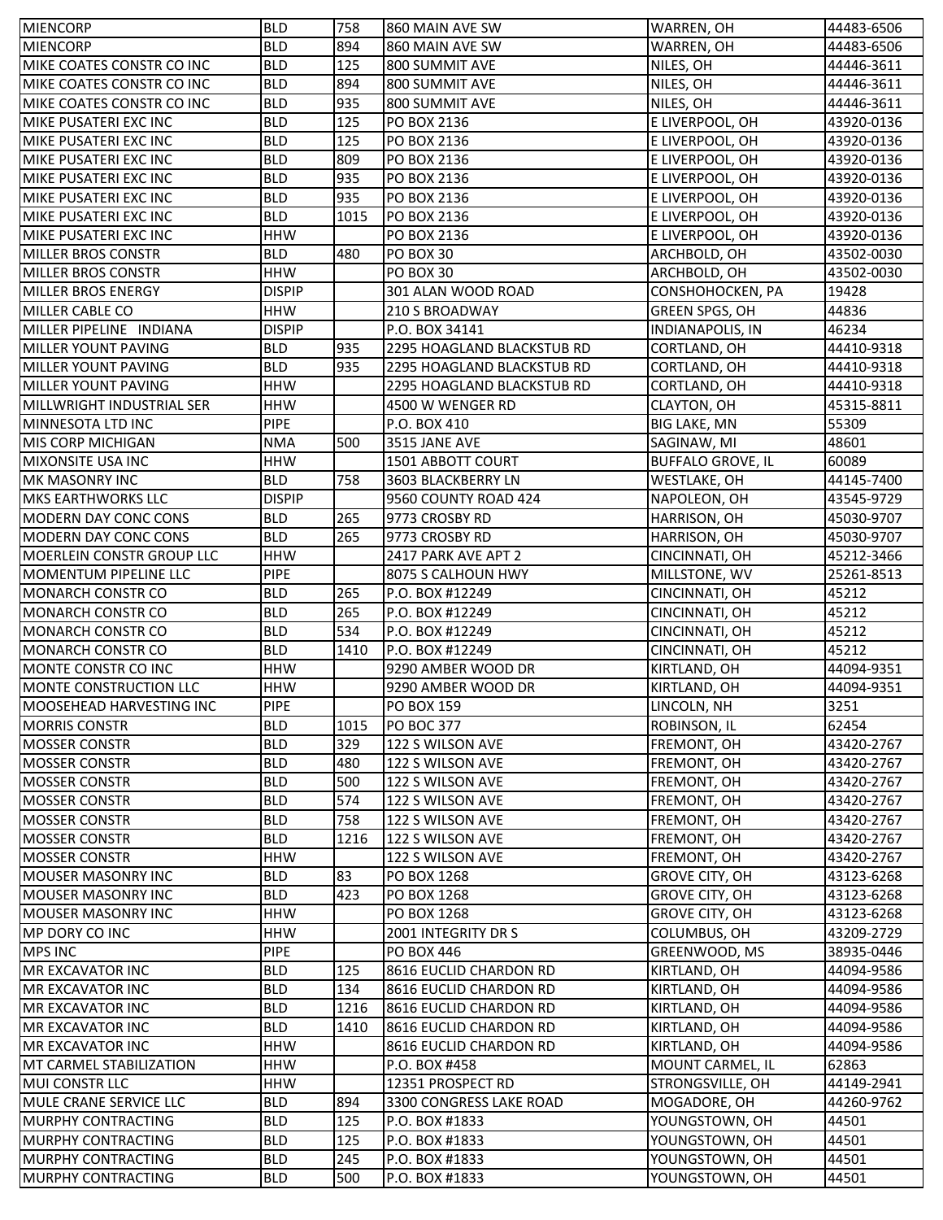| | | | | | |
|---|---|---|---|---|---|
| MIENCORP | BLD | 758 | 860 MAIN AVE SW | WARREN, OH | 44483-6506 |
| MIENCORP | BLD | 894 | 860 MAIN AVE SW | WARREN, OH | 44483-6506 |
| MIKE COATES CONSTR CO INC | BLD | 125 | 800 SUMMIT AVE | NILES, OH | 44446-3611 |
| MIKE COATES CONSTR CO INC | BLD | 894 | 800 SUMMIT AVE | NILES, OH | 44446-3611 |
| MIKE COATES CONSTR CO INC | BLD | 935 | 800 SUMMIT AVE | NILES, OH | 44446-3611 |
| MIKE PUSATERI EXC INC | BLD | 125 | PO BOX 2136 | E LIVERPOOL, OH | 43920-0136 |
| MIKE PUSATERI EXC INC | BLD | 125 | PO BOX 2136 | E LIVERPOOL, OH | 43920-0136 |
| MIKE PUSATERI EXC INC | BLD | 809 | PO BOX 2136 | E LIVERPOOL, OH | 43920-0136 |
| MIKE PUSATERI EXC INC | BLD | 935 | PO BOX 2136 | E LIVERPOOL, OH | 43920-0136 |
| MIKE PUSATERI EXC INC | BLD | 935 | PO BOX 2136 | E LIVERPOOL, OH | 43920-0136 |
| MIKE PUSATERI EXC INC | BLD | 1015 | PO BOX 2136 | E LIVERPOOL, OH | 43920-0136 |
| MIKE PUSATERI EXC INC | HHW | | PO BOX 2136 | E LIVERPOOL, OH | 43920-0136 |
| MILLER BROS CONSTR | BLD | 480 | PO BOX 30 | ARCHBOLD, OH | 43502-0030 |
| MILLER BROS CONSTR | HHW | | PO BOX 30 | ARCHBOLD, OH | 43502-0030 |
| MILLER BROS ENERGY | DISPIP | | 301 ALAN WOOD ROAD | CONSHOHOCKEN, PA | 19428 |
| MILLER CABLE CO | HHW | | 210 S BROADWAY | GREEN SPGS, OH | 44836 |
| MILLER PIPELINE INDIANA | DISPIP | | P.O. BOX 34141 | INDIANAPOLIS, IN | 46234 |
| MILLER YOUNT PAVING | BLD | 935 | 2295 HOAGLAND BLACKSTUB RD | CORTLAND, OH | 44410-9318 |
| MILLER YOUNT PAVING | BLD | 935 | 2295 HOAGLAND BLACKSTUB RD | CORTLAND, OH | 44410-9318 |
| MILLER YOUNT PAVING | HHW | | 2295 HOAGLAND BLACKSTUB RD | CORTLAND, OH | 44410-9318 |
| MILLWRIGHT INDUSTRIAL SER | HHW | | 4500 W WENGER RD | CLAYTON, OH | 45315-8811 |
| MINNESOTA LTD INC | PIPE | | P.O. BOX 410 | BIG LAKE, MN | 55309 |
| MIS CORP MICHIGAN | NMA | 500 | 3515 JANE AVE | SAGINAW, MI | 48601 |
| MIXONSITE USA INC | HHW | | 1501 ABBOTT COURT | BUFFALO GROVE, IL | 60089 |
| MK MASONRY INC | BLD | 758 | 3603 BLACKBERRY LN | WESTLAKE, OH | 44145-7400 |
| MKS EARTHWORKS LLC | DISPIP | | 9560 COUNTY ROAD 424 | NAPOLEON, OH | 43545-9729 |
| MODERN DAY CONC CONS | BLD | 265 | 9773 CROSBY RD | HARRISON, OH | 45030-9707 |
| MODERN DAY CONC CONS | BLD | 265 | 9773 CROSBY RD | HARRISON, OH | 45030-9707 |
| MOERLEIN CONSTR GROUP LLC | HHW | | 2417 PARK AVE APT 2 | CINCINNATI, OH | 45212-3466 |
| MOMENTUM PIPELINE LLC | PIPE | | 8075 S CALHOUN HWY | MILLSTONE, WV | 25261-8513 |
| MONARCH CONSTR CO | BLD | 265 | P.O. BOX #12249 | CINCINNATI, OH | 45212 |
| MONARCH CONSTR CO | BLD | 265 | P.O. BOX #12249 | CINCINNATI, OH | 45212 |
| MONARCH CONSTR CO | BLD | 534 | P.O. BOX #12249 | CINCINNATI, OH | 45212 |
| MONARCH CONSTR CO | BLD | 1410 | P.O. BOX #12249 | CINCINNATI, OH | 45212 |
| MONTE CONSTR CO INC | HHW | | 9290 AMBER WOOD DR | KIRTLAND, OH | 44094-9351 |
| MONTE CONSTRUCTION LLC | HHW | | 9290 AMBER WOOD DR | KIRTLAND, OH | 44094-9351 |
| MOOSEHEAD HARVESTING INC | PIPE | | PO BOX 159 | LINCOLN, NH | 3251 |
| MORRIS CONSTR | BLD | 1015 | PO BOC 377 | ROBINSON, IL | 62454 |
| MOSSER CONSTR | BLD | 329 | 122 S WILSON AVE | FREMONT, OH | 43420-2767 |
| MOSSER CONSTR | BLD | 480 | 122 S WILSON AVE | FREMONT, OH | 43420-2767 |
| MOSSER CONSTR | BLD | 500 | 122 S WILSON AVE | FREMONT, OH | 43420-2767 |
| MOSSER CONSTR | BLD | 574 | 122 S WILSON AVE | FREMONT, OH | 43420-2767 |
| MOSSER CONSTR | BLD | 758 | 122 S WILSON AVE | FREMONT, OH | 43420-2767 |
| MOSSER CONSTR | BLD | 1216 | 122 S WILSON AVE | FREMONT, OH | 43420-2767 |
| MOSSER CONSTR | HHW | | 122 S WILSON AVE | FREMONT, OH | 43420-2767 |
| MOUSER MASONRY INC | BLD | 83 | PO BOX 1268 | GROVE CITY, OH | 43123-6268 |
| MOUSER MASONRY INC | BLD | 423 | PO BOX 1268 | GROVE CITY, OH | 43123-6268 |
| MOUSER MASONRY INC | HHW | | PO BOX 1268 | GROVE CITY, OH | 43123-6268 |
| MP DORY CO INC | HHW | | 2001 INTEGRITY DR S | COLUMBUS, OH | 43209-2729 |
| MPS INC | PIPE | | PO BOX 446 | GREENWOOD, MS | 38935-0446 |
| MR EXCAVATOR INC | BLD | 125 | 8616 EUCLID CHARDON RD | KIRTLAND, OH | 44094-9586 |
| MR EXCAVATOR INC | BLD | 134 | 8616 EUCLID CHARDON RD | KIRTLAND, OH | 44094-9586 |
| MR EXCAVATOR INC | BLD | 1216 | 8616 EUCLID CHARDON RD | KIRTLAND, OH | 44094-9586 |
| MR EXCAVATOR INC | BLD | 1410 | 8616 EUCLID CHARDON RD | KIRTLAND, OH | 44094-9586 |
| MR EXCAVATOR INC | HHW | | 8616 EUCLID CHARDON RD | KIRTLAND, OH | 44094-9586 |
| MT CARMEL STABILIZATION | HHW | | P.O. BOX #458 | MOUNT CARMEL, IL | 62863 |
| MUI CONSTR LLC | HHW | | 12351 PROSPECT RD | STRONGSVILLE, OH | 44149-2941 |
| MULE CRANE SERVICE LLC | BLD | 894 | 3300 CONGRESS LAKE ROAD | MOGADORE, OH | 44260-9762 |
| MURPHY CONTRACTING | BLD | 125 | P.O. BOX #1833 | YOUNGSTOWN, OH | 44501 |
| MURPHY CONTRACTING | BLD | 125 | P.O. BOX #1833 | YOUNGSTOWN, OH | 44501 |
| MURPHY CONTRACTING | BLD | 245 | P.O. BOX #1833 | YOUNGSTOWN, OH | 44501 |
| MURPHY CONTRACTING | BLD | 500 | P.O. BOX #1833 | YOUNGSTOWN, OH | 44501 |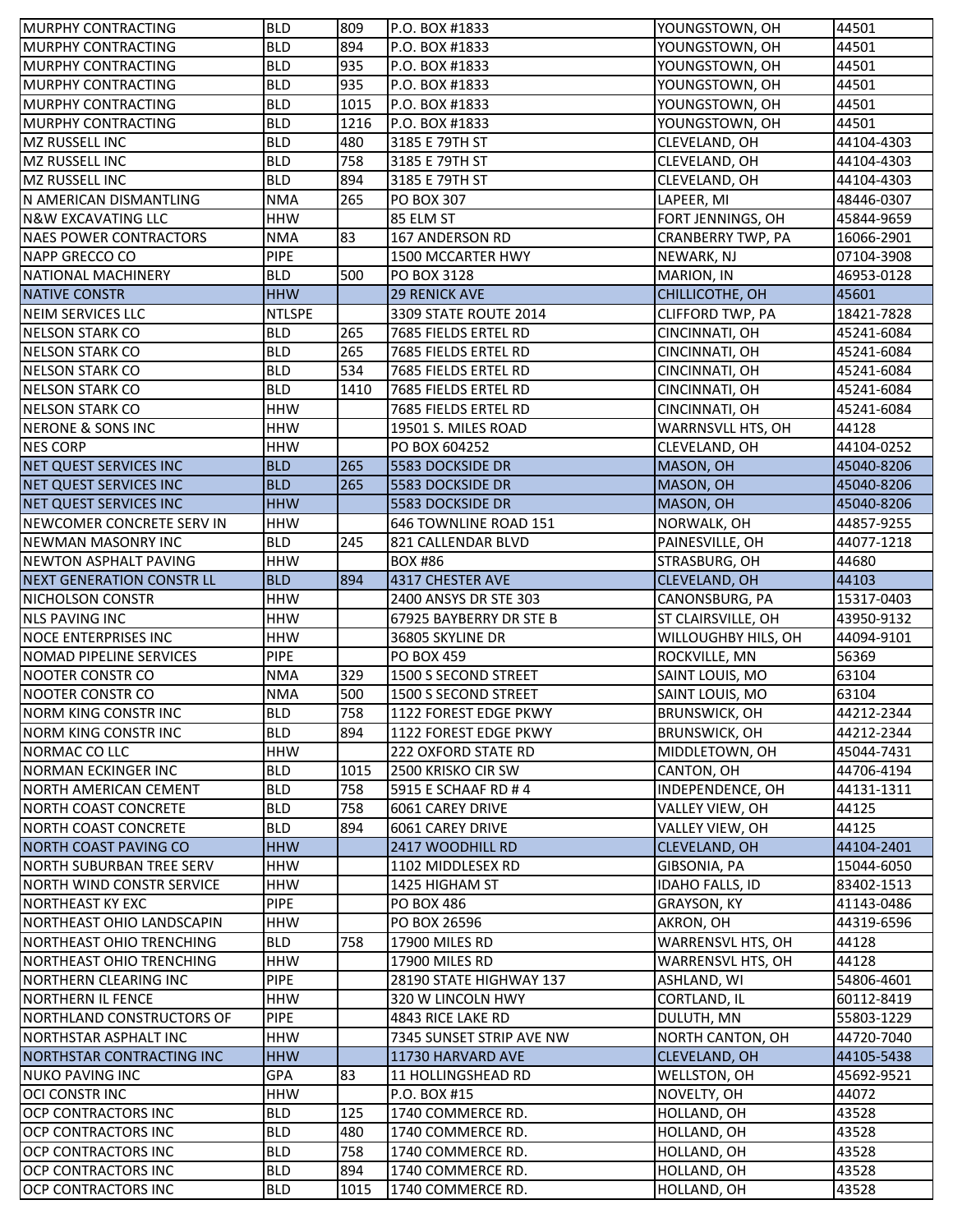| MURPHY CONTRACTING | BLD | 809 | P.O. BOX #1833 | YOUNGSTOWN, OH | 44501 |
|---|---|---|---|---|---|
| MURPHY CONTRACTING | BLD | 894 | P.O. BOX #1833 | YOUNGSTOWN, OH | 44501 |
| MURPHY CONTRACTING | BLD | 935 | P.O. BOX #1833 | YOUNGSTOWN, OH | 44501 |
| MURPHY CONTRACTING | BLD | 935 | P.O. BOX #1833 | YOUNGSTOWN, OH | 44501 |
| MURPHY CONTRACTING | BLD | 1015 | P.O. BOX #1833 | YOUNGSTOWN, OH | 44501 |
| MURPHY CONTRACTING | BLD | 1216 | P.O. BOX #1833 | YOUNGSTOWN, OH | 44501 |
| MZ RUSSELL INC | BLD | 480 | 3185 E 79TH ST | CLEVELAND, OH | 44104-4303 |
| MZ RUSSELL INC | BLD | 758 | 3185 E 79TH ST | CLEVELAND, OH | 44104-4303 |
| MZ RUSSELL INC | BLD | 894 | 3185 E 79TH ST | CLEVELAND, OH | 44104-4303 |
| N AMERICAN DISMANTLING | NMA | 265 | PO BOX 307 | LAPEER, MI | 48446-0307 |
| N&W EXCAVATING LLC | HHW | | 85 ELM ST | FORT JENNINGS, OH | 45844-9659 |
| NAES POWER CONTRACTORS | NMA | 83 | 167 ANDERSON RD | CRANBERRY TWP, PA | 16066-2901 |
| NAPP GRECCO CO | PIPE | | 1500 MCCARTER HWY | NEWARK, NJ | 07104-3908 |
| NATIONAL MACHINERY | BLD | 500 | PO BOX 3128 | MARION, IN | 46953-0128 |
| NATIVE CONSTR | HHW | | 29 RENICK AVE | CHILLICOTHE, OH | 45601 |
| NEIM SERVICES LLC | NTLSPE | | 3309 STATE ROUTE 2014 | CLIFFORD TWP, PA | 18421-7828 |
| NELSON STARK CO | BLD | 265 | 7685 FIELDS ERTEL RD | CINCINNATI, OH | 45241-6084 |
| NELSON STARK CO | BLD | 265 | 7685 FIELDS ERTEL RD | CINCINNATI, OH | 45241-6084 |
| NELSON STARK CO | BLD | 534 | 7685 FIELDS ERTEL RD | CINCINNATI, OH | 45241-6084 |
| NELSON STARK CO | BLD | 1410 | 7685 FIELDS ERTEL RD | CINCINNATI, OH | 45241-6084 |
| NELSON STARK CO | HHW | | 7685 FIELDS ERTEL RD | CINCINNATI, OH | 45241-6084 |
| NERONE & SONS INC | HHW | | 19501 S. MILES ROAD | WARRNSVLL HTS, OH | 44128 |
| NES CORP | HHW | | PO BOX 604252 | CLEVELAND, OH | 44104-0252 |
| NET QUEST SERVICES INC | BLD | 265 | 5583 DOCKSIDE DR | MASON, OH | 45040-8206 |
| NET QUEST SERVICES INC | BLD | 265 | 5583 DOCKSIDE DR | MASON, OH | 45040-8206 |
| NET QUEST SERVICES INC | HHW | | 5583 DOCKSIDE DR | MASON, OH | 45040-8206 |
| NEWCOMER CONCRETE SERV IN | HHW | | 646 TOWNLINE ROAD 151 | NORWALK, OH | 44857-9255 |
| NEWMAN MASONRY INC | BLD | 245 | 821 CALLENDAR BLVD | PAINESVILLE, OH | 44077-1218 |
| NEWTON ASPHALT PAVING | HHW | | BOX #86 | STRASBURG, OH | 44680 |
| NEXT GENERATION CONSTR LL | BLD | 894 | 4317 CHESTER AVE | CLEVELAND, OH | 44103 |
| NICHOLSON CONSTR | HHW | | 2400 ANSYS DR STE 303 | CANONSBURG, PA | 15317-0403 |
| NLS PAVING INC | HHW | | 67925 BAYBERRY DR STE B | ST CLAIRSVILLE, OH | 43950-9132 |
| NOCE ENTERPRISES INC | HHW | | 36805 SKYLINE DR | WILLOUGHBY HILS, OH | 44094-9101 |
| NOMAD PIPELINE SERVICES | PIPE | | PO BOX 459 | ROCKVILLE, MN | 56369 |
| NOOTER CONSTR CO | NMA | 329 | 1500 S SECOND STREET | SAINT LOUIS, MO | 63104 |
| NOOTER CONSTR CO | NMA | 500 | 1500 S SECOND STREET | SAINT LOUIS, MO | 63104 |
| NORM KING CONSTR INC | BLD | 758 | 1122 FOREST EDGE PKWY | BRUNSWICK, OH | 44212-2344 |
| NORM KING CONSTR INC | BLD | 894 | 1122 FOREST EDGE PKWY | BRUNSWICK, OH | 44212-2344 |
| NORMAC CO LLC | HHW | | 222 OXFORD STATE RD | MIDDLETOWN, OH | 45044-7431 |
| NORMAN ECKINGER INC | BLD | 1015 | 2500 KRISKO CIR SW | CANTON, OH | 44706-4194 |
| NORTH AMERICAN CEMENT | BLD | 758 | 5915 E SCHAAF RD # 4 | INDEPENDENCE, OH | 44131-1311 |
| NORTH COAST CONCRETE | BLD | 758 | 6061 CAREY DRIVE | VALLEY VIEW, OH | 44125 |
| NORTH COAST CONCRETE | BLD | 894 | 6061 CAREY DRIVE | VALLEY VIEW, OH | 44125 |
| NORTH COAST PAVING CO | HHW | | 2417 WOODHILL RD | CLEVELAND, OH | 44104-2401 |
| NORTH SUBURBAN TREE SERV | HHW | | 1102 MIDDLESEX RD | GIBSONIA, PA | 15044-6050 |
| NORTH WIND CONSTR SERVICE | HHW | | 1425 HIGHAM ST | IDAHO FALLS, ID | 83402-1513 |
| NORTHEAST KY EXC | PIPE | | PO BOX 486 | GRAYSON, KY | 41143-0486 |
| NORTHEAST OHIO LANDSCAPIN | HHW | | PO BOX 26596 | AKRON, OH | 44319-6596 |
| NORTHEAST OHIO TRENCHING | BLD | 758 | 17900 MILES RD | WARRENSVL HTS, OH | 44128 |
| NORTHEAST OHIO TRENCHING | HHW | | 17900 MILES RD | WARRENSVL HTS, OH | 44128 |
| NORTHERN CLEARING INC | PIPE | | 28190 STATE HIGHWAY 137 | ASHLAND, WI | 54806-4601 |
| NORTHERN IL FENCE | HHW | | 320 W LINCOLN HWY | CORTLAND, IL | 60112-8419 |
| NORTHLAND CONSTRUCTORS OF | PIPE | | 4843 RICE LAKE RD | DULUTH, MN | 55803-1229 |
| NORTHSTAR ASPHALT INC | HHW | | 7345 SUNSET STRIP AVE NW | NORTH CANTON, OH | 44720-7040 |
| NORTHSTAR CONTRACTING INC | HHW | | 11730 HARVARD AVE | CLEVELAND, OH | 44105-5438 |
| NUKO PAVING INC | GPA | 83 | 11 HOLLINGSHEAD RD | WELLSTON, OH | 45692-9521 |
| OCI CONSTR INC | HHW | | P.O. BOX #15 | NOVELTY, OH | 44072 |
| OCP CONTRACTORS INC | BLD | 125 | 1740 COMMERCE RD. | HOLLAND, OH | 43528 |
| OCP CONTRACTORS INC | BLD | 480 | 1740 COMMERCE RD. | HOLLAND, OH | 43528 |
| OCP CONTRACTORS INC | BLD | 758 | 1740 COMMERCE RD. | HOLLAND, OH | 43528 |
| OCP CONTRACTORS INC | BLD | 894 | 1740 COMMERCE RD. | HOLLAND, OH | 43528 |
| OCP CONTRACTORS INC | BLD | 1015 | 1740 COMMERCE RD. | HOLLAND, OH | 43528 |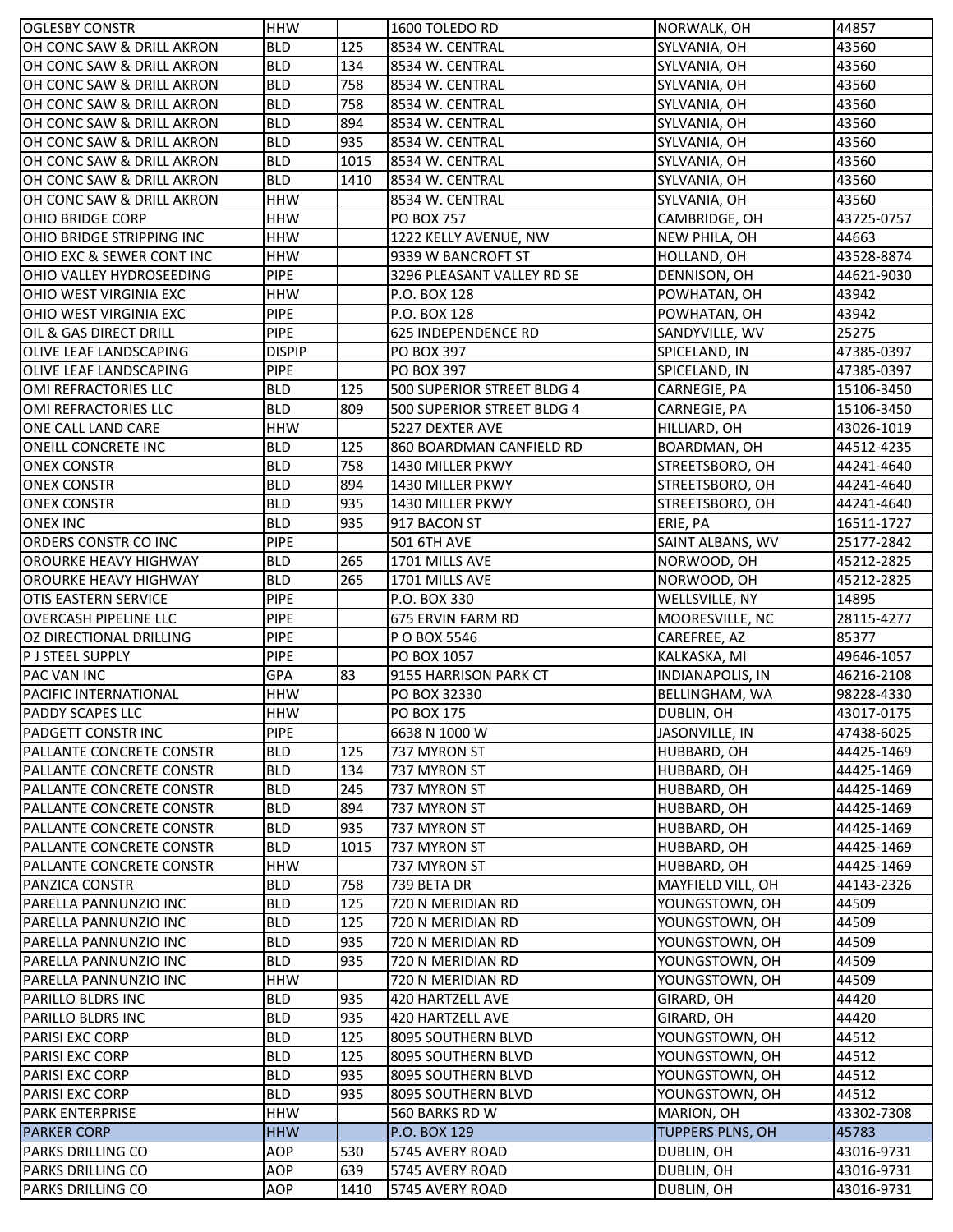| OGLESBY CONSTR | HHW | | 1600 TOLEDO RD | NORWALK, OH | 44857 |
|---|---|---|---|---|---|
| OH CONC SAW & DRILL AKRON | BLD | 125 | 8534 W. CENTRAL | SYLVANIA, OH | 43560 |
| OH CONC SAW & DRILL AKRON | BLD | 134 | 8534 W. CENTRAL | SYLVANIA, OH | 43560 |
| OH CONC SAW & DRILL AKRON | BLD | 758 | 8534 W. CENTRAL | SYLVANIA, OH | 43560 |
| OH CONC SAW & DRILL AKRON | BLD | 758 | 8534 W. CENTRAL | SYLVANIA, OH | 43560 |
| OH CONC SAW & DRILL AKRON | BLD | 894 | 8534 W. CENTRAL | SYLVANIA, OH | 43560 |
| OH CONC SAW & DRILL AKRON | BLD | 935 | 8534 W. CENTRAL | SYLVANIA, OH | 43560 |
| OH CONC SAW & DRILL AKRON | BLD | 1015 | 8534 W. CENTRAL | SYLVANIA, OH | 43560 |
| OH CONC SAW & DRILL AKRON | BLD | 1410 | 8534 W. CENTRAL | SYLVANIA, OH | 43560 |
| OH CONC SAW & DRILL AKRON | HHW | | 8534 W. CENTRAL | SYLVANIA, OH | 43560 |
| OHIO BRIDGE CORP | HHW | | PO BOX 757 | CAMBRIDGE, OH | 43725-0757 |
| OHIO BRIDGE STRIPPING INC | HHW | | 1222 KELLY AVENUE, NW | NEW PHILA, OH | 44663 |
| OHIO EXC & SEWER CONT INC | HHW | | 9339 W BANCROFT ST | HOLLAND, OH | 43528-8874 |
| OHIO VALLEY HYDROSEEDING | PIPE | | 3296 PLEASANT VALLEY RD SE | DENNISON, OH | 44621-9030 |
| OHIO WEST VIRGINIA EXC | HHW | | P.O. BOX 128 | POWHATAN, OH | 43942 |
| OHIO WEST VIRGINIA EXC | PIPE | | P.O. BOX 128 | POWHATAN, OH | 43942 |
| OIL & GAS DIRECT DRILL | PIPE | | 625 INDEPENDENCE RD | SANDYVILLE, WV | 25275 |
| OLIVE LEAF LANDSCAPING | DISPIP | | PO BOX 397 | SPICELAND, IN | 47385-0397 |
| OLIVE LEAF LANDSCAPING | PIPE | | PO BOX 397 | SPICELAND, IN | 47385-0397 |
| OMI REFRACTORIES LLC | BLD | 125 | 500 SUPERIOR STREET BLDG 4 | CARNEGIE, PA | 15106-3450 |
| OMI REFRACTORIES LLC | BLD | 809 | 500 SUPERIOR STREET BLDG 4 | CARNEGIE, PA | 15106-3450 |
| ONE CALL LAND CARE | HHW | | 5227 DEXTER AVE | HILLIARD, OH | 43026-1019 |
| ONEILL CONCRETE INC | BLD | 125 | 860 BOARDMAN CANFIELD RD | BOARDMAN, OH | 44512-4235 |
| ONEX CONSTR | BLD | 758 | 1430 MILLER PKWY | STREETSBORO, OH | 44241-4640 |
| ONEX CONSTR | BLD | 894 | 1430 MILLER PKWY | STREETSBORO, OH | 44241-4640 |
| ONEX CONSTR | BLD | 935 | 1430 MILLER PKWY | STREETSBORO, OH | 44241-4640 |
| ONEX INC | BLD | 935 | 917 BACON ST | ERIE, PA | 16511-1727 |
| ORDERS CONSTR CO INC | PIPE | | 501 6TH AVE | SAINT ALBANS, WV | 25177-2842 |
| OROURKE HEAVY HIGHWAY | BLD | 265 | 1701 MILLS AVE | NORWOOD, OH | 45212-2825 |
| OROURKE HEAVY HIGHWAY | BLD | 265 | 1701 MILLS AVE | NORWOOD, OH | 45212-2825 |
| OTIS EASTERN SERVICE | PIPE | | P.O. BOX 330 | WELLSVILLE, NY | 14895 |
| OVERCASH PIPELINE LLC | PIPE | | 675 ERVIN FARM RD | MOORESVILLE, NC | 28115-4277 |
| OZ DIRECTIONAL DRILLING | PIPE | | P O BOX 5546 | CAREFREE, AZ | 85377 |
| P J STEEL SUPPLY | PIPE | | PO BOX 1057 | KALKASKA, MI | 49646-1057 |
| PAC VAN INC | GPA | 83 | 9155 HARRISON PARK CT | INDIANAPOLIS, IN | 46216-2108 |
| PACIFIC INTERNATIONAL | HHW | | PO BOX 32330 | BELLINGHAM, WA | 98228-4330 |
| PADDY SCAPES LLC | HHW | | PO BOX 175 | DUBLIN, OH | 43017-0175 |
| PADGETT CONSTR INC | PIPE | | 6638 N 1000 W | JASONVILLE, IN | 47438-6025 |
| PALLANTE CONCRETE CONSTR | BLD | 125 | 737 MYRON ST | HUBBARD, OH | 44425-1469 |
| PALLANTE CONCRETE CONSTR | BLD | 134 | 737 MYRON ST | HUBBARD, OH | 44425-1469 |
| PALLANTE CONCRETE CONSTR | BLD | 245 | 737 MYRON ST | HUBBARD, OH | 44425-1469 |
| PALLANTE CONCRETE CONSTR | BLD | 894 | 737 MYRON ST | HUBBARD, OH | 44425-1469 |
| PALLANTE CONCRETE CONSTR | BLD | 935 | 737 MYRON ST | HUBBARD, OH | 44425-1469 |
| PALLANTE CONCRETE CONSTR | BLD | 1015 | 737 MYRON ST | HUBBARD, OH | 44425-1469 |
| PALLANTE CONCRETE CONSTR | HHW | | 737 MYRON ST | HUBBARD, OH | 44425-1469 |
| PANZICA CONSTR | BLD | 758 | 739 BETA DR | MAYFIELD VILL, OH | 44143-2326 |
| PARELLA PANNUNZIO INC | BLD | 125 | 720 N MERIDIAN RD | YOUNGSTOWN, OH | 44509 |
| PARELLA PANNUNZIO INC | BLD | 125 | 720 N MERIDIAN RD | YOUNGSTOWN, OH | 44509 |
| PARELLA PANNUNZIO INC | BLD | 935 | 720 N MERIDIAN RD | YOUNGSTOWN, OH | 44509 |
| PARELLA PANNUNZIO INC | BLD | 935 | 720 N MERIDIAN RD | YOUNGSTOWN, OH | 44509 |
| PARELLA PANNUNZIO INC | HHW | | 720 N MERIDIAN RD | YOUNGSTOWN, OH | 44509 |
| PARILLO BLDRS INC | BLD | 935 | 420 HARTZELL AVE | GIRARD, OH | 44420 |
| PARILLO BLDRS INC | BLD | 935 | 420 HARTZELL AVE | GIRARD, OH | 44420 |
| PARISI EXC CORP | BLD | 125 | 8095 SOUTHERN BLVD | YOUNGSTOWN, OH | 44512 |
| PARISI EXC CORP | BLD | 125 | 8095 SOUTHERN BLVD | YOUNGSTOWN, OH | 44512 |
| PARISI EXC CORP | BLD | 935 | 8095 SOUTHERN BLVD | YOUNGSTOWN, OH | 44512 |
| PARISI EXC CORP | BLD | 935 | 8095 SOUTHERN BLVD | YOUNGSTOWN, OH | 44512 |
| PARK ENTERPRISE | HHW | | 560 BARKS RD W | MARION, OH | 43302-7308 |
| PARKER CORP | HHW | | P.O. BOX 129 | TUPPERS PLNS, OH | 45783 |
| PARKS DRILLING CO | AOP | 530 | 5745 AVERY ROAD | DUBLIN, OH | 43016-9731 |
| PARKS DRILLING CO | AOP | 639 | 5745 AVERY ROAD | DUBLIN, OH | 43016-9731 |
| PARKS DRILLING CO | AOP | 1410 | 5745 AVERY ROAD | DUBLIN, OH | 43016-9731 |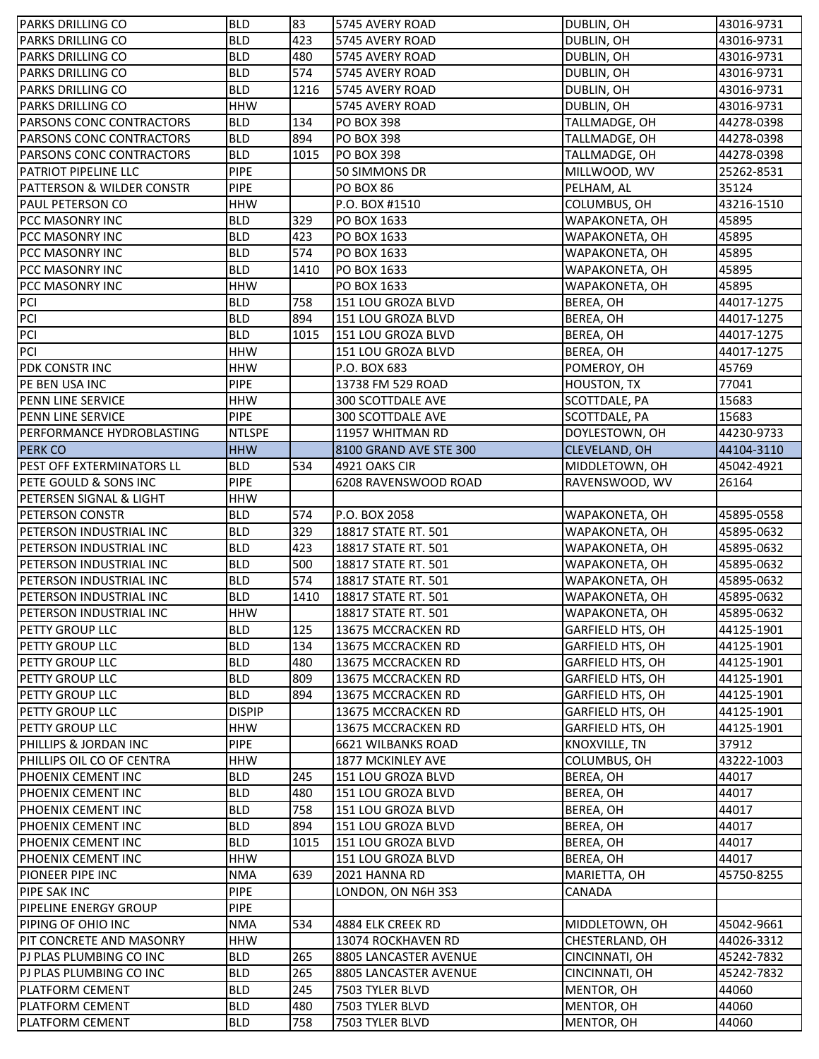| | | | | | |
|---|---|---|---|---|---|
| PARKS DRILLING CO | BLD | 83 | 5745 AVERY ROAD | DUBLIN, OH | 43016-9731 |
| PARKS DRILLING CO | BLD | 423 | 5745 AVERY ROAD | DUBLIN, OH | 43016-9731 |
| PARKS DRILLING CO | BLD | 480 | 5745 AVERY ROAD | DUBLIN, OH | 43016-9731 |
| PARKS DRILLING CO | BLD | 574 | 5745 AVERY ROAD | DUBLIN, OH | 43016-9731 |
| PARKS DRILLING CO | BLD | 1216 | 5745 AVERY ROAD | DUBLIN, OH | 43016-9731 |
| PARKS DRILLING CO | HHW | | 5745 AVERY ROAD | DUBLIN, OH | 43016-9731 |
| PARSONS CONC CONTRACTORS | BLD | 134 | PO BOX 398 | TALLMADGE, OH | 44278-0398 |
| PARSONS CONC CONTRACTORS | BLD | 894 | PO BOX 398 | TALLMADGE, OH | 44278-0398 |
| PARSONS CONC CONTRACTORS | BLD | 1015 | PO BOX 398 | TALLMADGE, OH | 44278-0398 |
| PATRIOT PIPELINE LLC | PIPE | | 50 SIMMONS DR | MILLWOOD, WV | 25262-8531 |
| PATTERSON & WILDER CONSTR | PIPE | | PO BOX 86 | PELHAM, AL | 35124 |
| PAUL PETERSON CO | HHW | | P.O. BOX #1510 | COLUMBUS, OH | 43216-1510 |
| PCC MASONRY INC | BLD | 329 | PO BOX 1633 | WAPAKONETA, OH | 45895 |
| PCC MASONRY INC | BLD | 423 | PO BOX 1633 | WAPAKONETA, OH | 45895 |
| PCC MASONRY INC | BLD | 574 | PO BOX 1633 | WAPAKONETA, OH | 45895 |
| PCC MASONRY INC | BLD | 1410 | PO BOX 1633 | WAPAKONETA, OH | 45895 |
| PCC MASONRY INC | HHW | | PO BOX 1633 | WAPAKONETA, OH | 45895 |
| PCI | BLD | 758 | 151 LOU GROZA BLVD | BEREA, OH | 44017-1275 |
| PCI | BLD | 894 | 151 LOU GROZA BLVD | BEREA, OH | 44017-1275 |
| PCI | BLD | 1015 | 151 LOU GROZA BLVD | BEREA, OH | 44017-1275 |
| PCI | HHW | | 151 LOU GROZA BLVD | BEREA, OH | 44017-1275 |
| PDK CONSTR INC | HHW | | P.O. BOX 683 | POMEROY, OH | 45769 |
| PE BEN USA INC | PIPE | | 13738 FM 529 ROAD | HOUSTON, TX | 77041 |
| PENN LINE SERVICE | HHW | | 300 SCOTTDALE AVE | SCOTTDALE, PA | 15683 |
| PENN LINE SERVICE | PIPE | | 300 SCOTTDALE AVE | SCOTTDALE, PA | 15683 |
| PERFORMANCE HYDROBLASTING | NTLSPE | | 11957 WHITMAN RD | DOYLESTOWN, OH | 44230-9733 |
| PERK CO | HHW | | 8100 GRAND AVE STE 300 | CLEVELAND, OH | 44104-3110 |
| PEST OFF EXTERMINATORS LL | BLD | 534 | 4921 OAKS CIR | MIDDLETOWN, OH | 45042-4921 |
| PETE GOULD & SONS INC | PIPE | | 6208 RAVENSWOOD ROAD | RAVENSWOOD, WV | 26164 |
| PETERSEN SIGNAL & LIGHT | HHW | | | | |
| PETERSON CONSTR | BLD | 574 | P.O. BOX 2058 | WAPAKONETA, OH | 45895-0558 |
| PETERSON INDUSTRIAL INC | BLD | 329 | 18817 STATE RT. 501 | WAPAKONETA, OH | 45895-0632 |
| PETERSON INDUSTRIAL INC | BLD | 423 | 18817 STATE RT. 501 | WAPAKONETA, OH | 45895-0632 |
| PETERSON INDUSTRIAL INC | BLD | 500 | 18817 STATE RT. 501 | WAPAKONETA, OH | 45895-0632 |
| PETERSON INDUSTRIAL INC | BLD | 574 | 18817 STATE RT. 501 | WAPAKONETA, OH | 45895-0632 |
| PETERSON INDUSTRIAL INC | BLD | 1410 | 18817 STATE RT. 501 | WAPAKONETA, OH | 45895-0632 |
| PETERSON INDUSTRIAL INC | HHW | | 18817 STATE RT. 501 | WAPAKONETA, OH | 45895-0632 |
| PETTY GROUP LLC | BLD | 125 | 13675 MCCRACKEN RD | GARFIELD HTS, OH | 44125-1901 |
| PETTY GROUP LLC | BLD | 134 | 13675 MCCRACKEN RD | GARFIELD HTS, OH | 44125-1901 |
| PETTY GROUP LLC | BLD | 480 | 13675 MCCRACKEN RD | GARFIELD HTS, OH | 44125-1901 |
| PETTY GROUP LLC | BLD | 809 | 13675 MCCRACKEN RD | GARFIELD HTS, OH | 44125-1901 |
| PETTY GROUP LLC | BLD | 894 | 13675 MCCRACKEN RD | GARFIELD HTS, OH | 44125-1901 |
| PETTY GROUP LLC | DISPIP | | 13675 MCCRACKEN RD | GARFIELD HTS, OH | 44125-1901 |
| PETTY GROUP LLC | HHW | | 13675 MCCRACKEN RD | GARFIELD HTS, OH | 44125-1901 |
| PHILLIPS & JORDAN INC | PIPE | | 6621 WILBANKS ROAD | KNOXVILLE, TN | 37912 |
| PHILLIPS OIL CO OF CENTRA | HHW | | 1877 MCKINLEY AVE | COLUMBUS, OH | 43222-1003 |
| PHOENIX CEMENT INC | BLD | 245 | 151 LOU GROZA BLVD | BEREA, OH | 44017 |
| PHOENIX CEMENT INC | BLD | 480 | 151 LOU GROZA BLVD | BEREA, OH | 44017 |
| PHOENIX CEMENT INC | BLD | 758 | 151 LOU GROZA BLVD | BEREA, OH | 44017 |
| PHOENIX CEMENT INC | BLD | 894 | 151 LOU GROZA BLVD | BEREA, OH | 44017 |
| PHOENIX CEMENT INC | BLD | 1015 | 151 LOU GROZA BLVD | BEREA, OH | 44017 |
| PHOENIX CEMENT INC | HHW | | 151 LOU GROZA BLVD | BEREA, OH | 44017 |
| PIONEER PIPE INC | NMA | 639 | 2021 HANNA RD | MARIETTA, OH | 45750-8255 |
| PIPE SAK INC | PIPE | | LONDON, ON N6H 3S3 | CANADA | |
| PIPELINE ENERGY GROUP | PIPE | | | | |
| PIPING OF OHIO INC | NMA | 534 | 4884 ELK CREEK RD | MIDDLETOWN, OH | 45042-9661 |
| PIT CONCRETE AND MASONRY | HHW | | 13074 ROCKHAVEN RD | CHESTERLAND, OH | 44026-3312 |
| PJ PLAS PLUMBING CO INC | BLD | 265 | 8805 LANCASTER AVENUE | CINCINNATI, OH | 45242-7832 |
| PJ PLAS PLUMBING CO INC | BLD | 265 | 8805 LANCASTER AVENUE | CINCINNATI, OH | 45242-7832 |
| PLATFORM CEMENT | BLD | 245 | 7503 TYLER BLVD | MENTOR, OH | 44060 |
| PLATFORM CEMENT | BLD | 480 | 7503 TYLER BLVD | MENTOR, OH | 44060 |
| PLATFORM CEMENT | BLD | 758 | 7503 TYLER BLVD | MENTOR, OH | 44060 |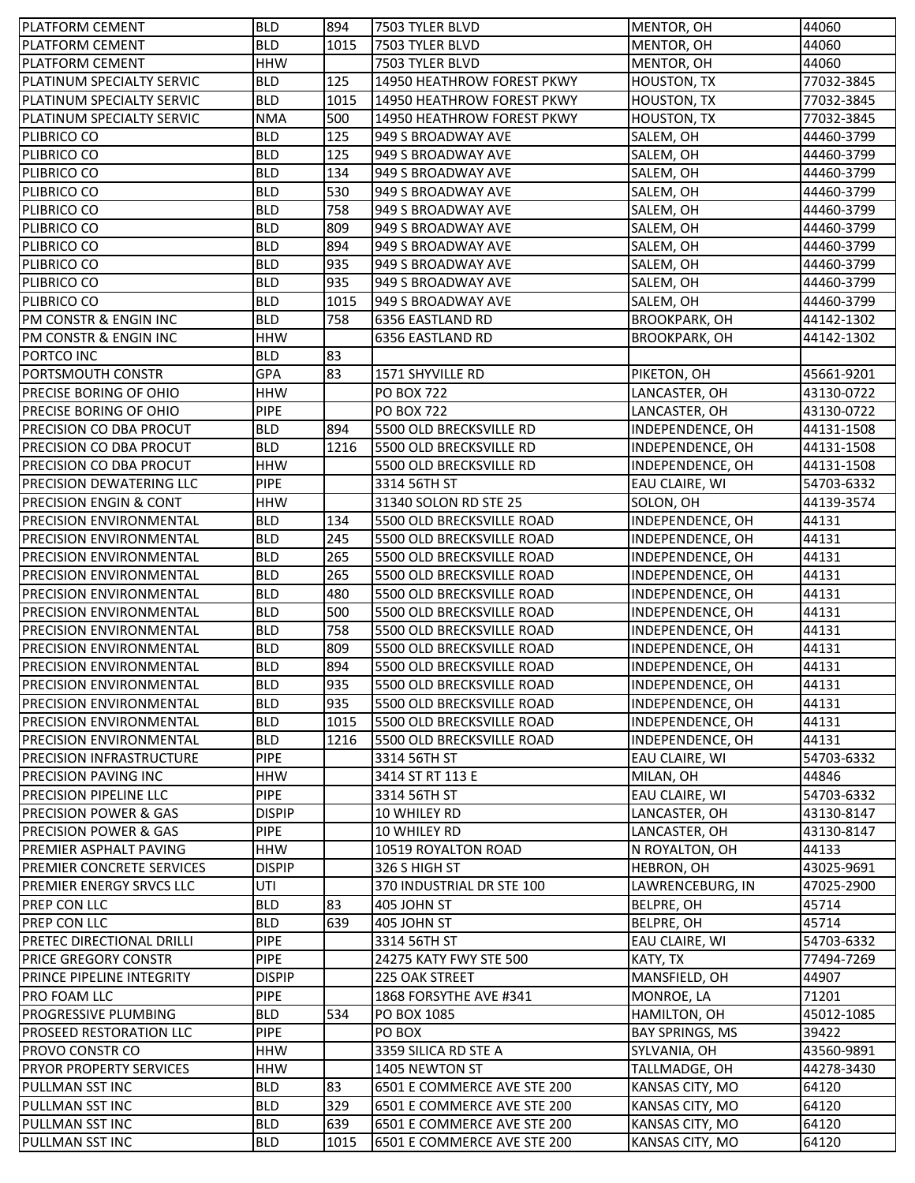| PLATFORM CEMENT | BLD | 894 | 7503 TYLER BLVD | MENTOR, OH | 44060 |
|---|---|---|---|---|---|
| PLATFORM CEMENT | BLD | 1015 | 7503 TYLER BLVD | MENTOR, OH | 44060 |
| PLATFORM CEMENT | HHW | | 7503 TYLER BLVD | MENTOR, OH | 44060 |
| PLATINUM SPECIALTY SERVIC | BLD | 125 | 14950 HEATHROW FOREST PKWY | HOUSTON, TX | 77032-3845 |
| PLATINUM SPECIALTY SERVIC | BLD | 1015 | 14950 HEATHROW FOREST PKWY | HOUSTON, TX | 77032-3845 |
| PLATINUM SPECIALTY SERVIC | NMA | 500 | 14950 HEATHROW FOREST PKWY | HOUSTON, TX | 77032-3845 |
| PLIBRICO CO | BLD | 125 | 949 S BROADWAY AVE | SALEM, OH | 44460-3799 |
| PLIBRICO CO | BLD | 125 | 949 S BROADWAY AVE | SALEM, OH | 44460-3799 |
| PLIBRICO CO | BLD | 134 | 949 S BROADWAY AVE | SALEM, OH | 44460-3799 |
| PLIBRICO CO | BLD | 530 | 949 S BROADWAY AVE | SALEM, OH | 44460-3799 |
| PLIBRICO CO | BLD | 758 | 949 S BROADWAY AVE | SALEM, OH | 44460-3799 |
| PLIBRICO CO | BLD | 809 | 949 S BROADWAY AVE | SALEM, OH | 44460-3799 |
| PLIBRICO CO | BLD | 894 | 949 S BROADWAY AVE | SALEM, OH | 44460-3799 |
| PLIBRICO CO | BLD | 935 | 949 S BROADWAY AVE | SALEM, OH | 44460-3799 |
| PLIBRICO CO | BLD | 935 | 949 S BROADWAY AVE | SALEM, OH | 44460-3799 |
| PLIBRICO CO | BLD | 1015 | 949 S BROADWAY AVE | SALEM, OH | 44460-3799 |
| PM CONSTR & ENGIN INC | BLD | 758 | 6356 EASTLAND RD | BROOKPARK, OH | 44142-1302 |
| PM CONSTR & ENGIN INC | HHW | | 6356 EASTLAND RD | BROOKPARK, OH | 44142-1302 |
| PORTCO INC | BLD | 83 | | | |
| PORTSMOUTH CONSTR | GPA | 83 | 1571 SHYVILLE RD | PIKETON, OH | 45661-9201 |
| PRECISE BORING OF OHIO | HHW | | PO BOX 722 | LANCASTER, OH | 43130-0722 |
| PRECISE BORING OF OHIO | PIPE | | PO BOX 722 | LANCASTER, OH | 43130-0722 |
| PRECISION CO DBA PROCUT | BLD | 894 | 5500 OLD BRECKSVILLE RD | INDEPENDENCE, OH | 44131-1508 |
| PRECISION CO DBA PROCUT | BLD | 1216 | 5500 OLD BRECKSVILLE RD | INDEPENDENCE, OH | 44131-1508 |
| PRECISION CO DBA PROCUT | HHW | | 5500 OLD BRECKSVILLE RD | INDEPENDENCE, OH | 44131-1508 |
| PRECISION DEWATERING LLC | PIPE | | 3314 56TH ST | EAU CLAIRE, WI | 54703-6332 |
| PRECISION ENGIN & CONT | HHW | | 31340 SOLON RD STE 25 | SOLON, OH | 44139-3574 |
| PRECISION ENVIRONMENTAL | BLD | 134 | 5500 OLD BRECKSVILLE ROAD | INDEPENDENCE, OH | 44131 |
| PRECISION ENVIRONMENTAL | BLD | 245 | 5500 OLD BRECKSVILLE ROAD | INDEPENDENCE, OH | 44131 |
| PRECISION ENVIRONMENTAL | BLD | 265 | 5500 OLD BRECKSVILLE ROAD | INDEPENDENCE, OH | 44131 |
| PRECISION ENVIRONMENTAL | BLD | 265 | 5500 OLD BRECKSVILLE ROAD | INDEPENDENCE, OH | 44131 |
| PRECISION ENVIRONMENTAL | BLD | 480 | 5500 OLD BRECKSVILLE ROAD | INDEPENDENCE, OH | 44131 |
| PRECISION ENVIRONMENTAL | BLD | 500 | 5500 OLD BRECKSVILLE ROAD | INDEPENDENCE, OH | 44131 |
| PRECISION ENVIRONMENTAL | BLD | 758 | 5500 OLD BRECKSVILLE ROAD | INDEPENDENCE, OH | 44131 |
| PRECISION ENVIRONMENTAL | BLD | 809 | 5500 OLD BRECKSVILLE ROAD | INDEPENDENCE, OH | 44131 |
| PRECISION ENVIRONMENTAL | BLD | 894 | 5500 OLD BRECKSVILLE ROAD | INDEPENDENCE, OH | 44131 |
| PRECISION ENVIRONMENTAL | BLD | 935 | 5500 OLD BRECKSVILLE ROAD | INDEPENDENCE, OH | 44131 |
| PRECISION ENVIRONMENTAL | BLD | 935 | 5500 OLD BRECKSVILLE ROAD | INDEPENDENCE, OH | 44131 |
| PRECISION ENVIRONMENTAL | BLD | 1015 | 5500 OLD BRECKSVILLE ROAD | INDEPENDENCE, OH | 44131 |
| PRECISION ENVIRONMENTAL | BLD | 1216 | 5500 OLD BRECKSVILLE ROAD | INDEPENDENCE, OH | 44131 |
| PRECISION INFRASTRUCTURE | PIPE | | 3314 56TH ST | EAU CLAIRE, WI | 54703-6332 |
| PRECISION PAVING INC | HHW | | 3414 ST RT 113 E | MILAN, OH | 44846 |
| PRECISION PIPELINE LLC | PIPE | | 3314 56TH ST | EAU CLAIRE, WI | 54703-6332 |
| PRECISION POWER & GAS | DISPIP | | 10 WHILEY RD | LANCASTER, OH | 43130-8147 |
| PRECISION POWER & GAS | PIPE | | 10 WHILEY RD | LANCASTER, OH | 43130-8147 |
| PREMIER ASPHALT PAVING | HHW | | 10519 ROYALTON ROAD | N ROYALTON, OH | 44133 |
| PREMIER CONCRETE SERVICES | DISPIP | | 326 S HIGH ST | HEBRON, OH | 43025-9691 |
| PREMIER ENERGY SRVCS LLC | UTI | | 370 INDUSTRIAL DR STE 100 | LAWRENCEBURG, IN | 47025-2900 |
| PREP CON LLC | BLD | 83 | 405 JOHN ST | BELPRE, OH | 45714 |
| PREP CON LLC | BLD | 639 | 405 JOHN ST | BELPRE, OH | 45714 |
| PRETEC DIRECTIONAL DRILLI | PIPE | | 3314 56TH ST | EAU CLAIRE, WI | 54703-6332 |
| PRICE GREGORY CONSTR | PIPE | | 24275 KATY FWY STE 500 | KATY, TX | 77494-7269 |
| PRINCE PIPELINE INTEGRITY | DISPIP | | 225 OAK STREET | MANSFIELD, OH | 44907 |
| PRO FOAM LLC | PIPE | | 1868 FORSYTHE AVE #341 | MONROE, LA | 71201 |
| PROGRESSIVE PLUMBING | BLD | 534 | PO BOX 1085 | HAMILTON, OH | 45012-1085 |
| PROSEED RESTORATION LLC | PIPE | | PO BOX | BAY SPRINGS, MS | 39422 |
| PROVO CONSTR CO | HHW | | 3359 SILICA RD STE A | SYLVANIA, OH | 43560-9891 |
| PRYOR PROPERTY SERVICES | HHW | | 1405 NEWTON ST | TALLMADGE, OH | 44278-3430 |
| PULLMAN SST INC | BLD | 83 | 6501 E COMMERCE AVE STE 200 | KANSAS CITY, MO | 64120 |
| PULLMAN SST INC | BLD | 329 | 6501 E COMMERCE AVE STE 200 | KANSAS CITY, MO | 64120 |
| PULLMAN SST INC | BLD | 639 | 6501 E COMMERCE AVE STE 200 | KANSAS CITY, MO | 64120 |
| PULLMAN SST INC | BLD | 1015 | 6501 E COMMERCE AVE STE 200 | KANSAS CITY, MO | 64120 |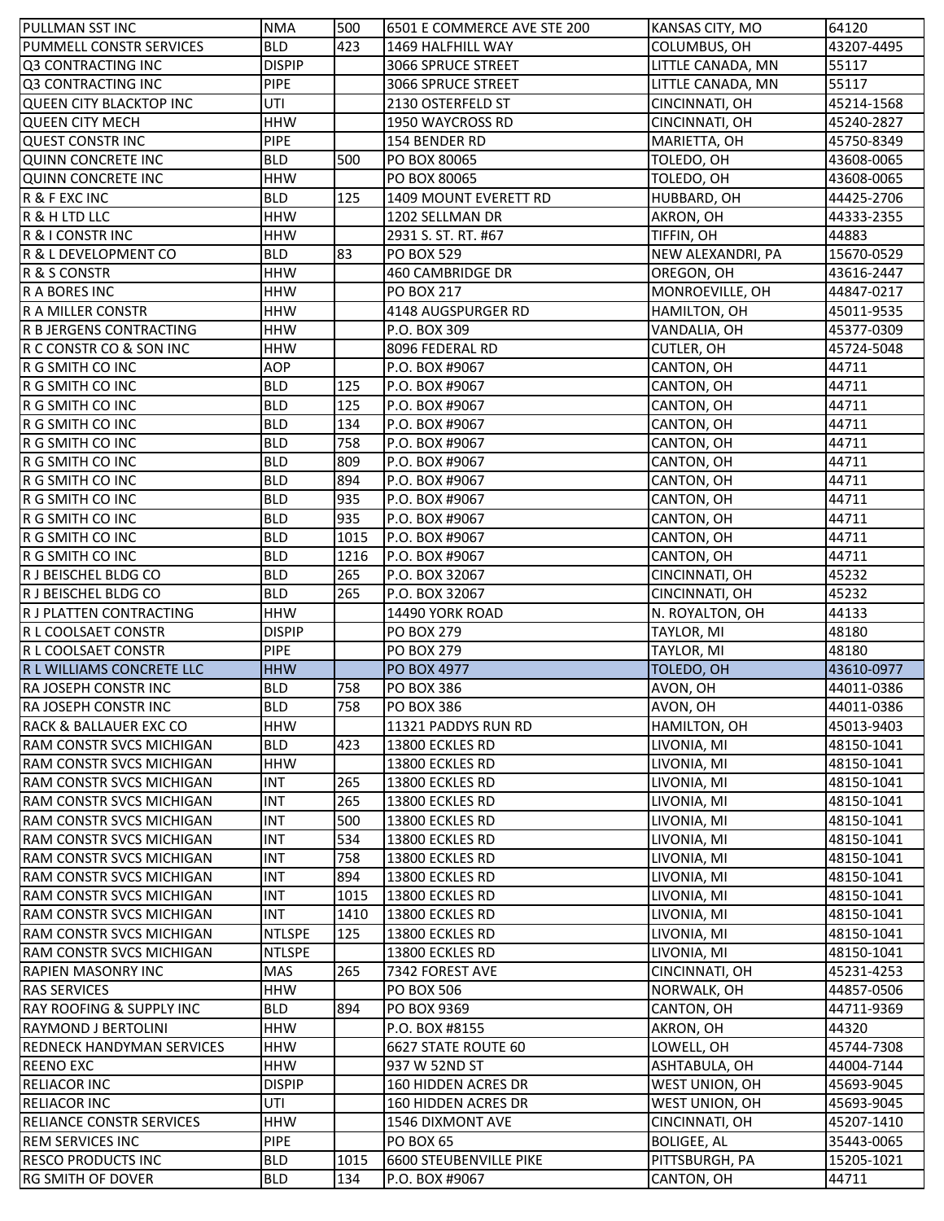| | | | | | |
|---|---|---|---|---|---|
| PULLMAN SST INC | NMA | 500 | 6501 E COMMERCE AVE STE 200 | KANSAS CITY, MO | 64120 |
| PUMMELL CONSTR SERVICES | BLD | 423 | 1469 HALFHILL WAY | COLUMBUS, OH | 43207-4495 |
| Q3 CONTRACTING INC | DISPIP | | 3066 SPRUCE STREET | LITTLE CANADA, MN | 55117 |
| Q3 CONTRACTING INC | PIPE | | 3066 SPRUCE STREET | LITTLE CANADA, MN | 55117 |
| QUEEN CITY BLACKTOP INC | UTI | | 2130 OSTERFELD ST | CINCINNATI, OH | 45214-1568 |
| QUEEN CITY MECH | HHW | | 1950 WAYCROSS RD | CINCINNATI, OH | 45240-2827 |
| QUEST CONSTR INC | PIPE | | 154 BENDER RD | MARIETTA, OH | 45750-8349 |
| QUINN CONCRETE INC | BLD | 500 | PO BOX 80065 | TOLEDO, OH | 43608-0065 |
| QUINN CONCRETE INC | HHW | | PO BOX 80065 | TOLEDO, OH | 43608-0065 |
| R & F EXC INC | BLD | 125 | 1409 MOUNT EVERETT RD | HUBBARD, OH | 44425-2706 |
| R & H LTD LLC | HHW | | 1202 SELLMAN DR | AKRON, OH | 44333-2355 |
| R & I CONSTR INC | HHW | | 2931 S. ST. RT. #67 | TIFFIN, OH | 44883 |
| R & L DEVELOPMENT CO | BLD | 83 | PO BOX 529 | NEW ALEXANDRI, PA | 15670-0529 |
| R & S CONSTR | HHW | | 460 CAMBRIDGE DR | OREGON, OH | 43616-2447 |
| R A BORES INC | HHW | | PO BOX 217 | MONROEVILLE, OH | 44847-0217 |
| R A MILLER CONSTR | HHW | | 4148 AUGSPURGER RD | HAMILTON, OH | 45011-9535 |
| R B JERGENS CONTRACTING | HHW | | P.O. BOX 309 | VANDALIA, OH | 45377-0309 |
| R C CONSTR CO & SON INC | HHW | | 8096 FEDERAL RD | CUTLER, OH | 45724-5048 |
| R G SMITH CO INC | AOP | | P.O. BOX #9067 | CANTON, OH | 44711 |
| R G SMITH CO INC | BLD | 125 | P.O. BOX #9067 | CANTON, OH | 44711 |
| R G SMITH CO INC | BLD | 125 | P.O. BOX #9067 | CANTON, OH | 44711 |
| R G SMITH CO INC | BLD | 134 | P.O. BOX #9067 | CANTON, OH | 44711 |
| R G SMITH CO INC | BLD | 758 | P.O. BOX #9067 | CANTON, OH | 44711 |
| R G SMITH CO INC | BLD | 809 | P.O. BOX #9067 | CANTON, OH | 44711 |
| R G SMITH CO INC | BLD | 894 | P.O. BOX #9067 | CANTON, OH | 44711 |
| R G SMITH CO INC | BLD | 935 | P.O. BOX #9067 | CANTON, OH | 44711 |
| R G SMITH CO INC | BLD | 935 | P.O. BOX #9067 | CANTON, OH | 44711 |
| R G SMITH CO INC | BLD | 1015 | P.O. BOX #9067 | CANTON, OH | 44711 |
| R G SMITH CO INC | BLD | 1216 | P.O. BOX #9067 | CANTON, OH | 44711 |
| R J BEISCHEL BLDG CO | BLD | 265 | P.O. BOX 32067 | CINCINNATI, OH | 45232 |
| R J BEISCHEL BLDG CO | BLD | 265 | P.O. BOX 32067 | CINCINNATI, OH | 45232 |
| R J PLATTEN CONTRACTING | HHW | | 14490 YORK ROAD | N. ROYALTON, OH | 44133 |
| R L COOLSAET CONSTR | DISPIP | | PO BOX 279 | TAYLOR, MI | 48180 |
| R L COOLSAET CONSTR | PIPE | | PO BOX 279 | TAYLOR, MI | 48180 |
| R L WILLIAMS CONCRETE LLC | HHW | | PO BOX 4977 | TOLEDO, OH | 43610-0977 |
| RA JOSEPH CONSTR INC | BLD | 758 | PO BOX 386 | AVON, OH | 44011-0386 |
| RA JOSEPH CONSTR INC | BLD | 758 | PO BOX 386 | AVON, OH | 44011-0386 |
| RACK & BALLAUER EXC CO | HHW | | 11321 PADDYS RUN RD | HAMILTON, OH | 45013-9403 |
| RAM CONSTR SVCS MICHIGAN | BLD | 423 | 13800 ECKLES RD | LIVONIA, MI | 48150-1041 |
| RAM CONSTR SVCS MICHIGAN | HHW | | 13800 ECKLES RD | LIVONIA, MI | 48150-1041 |
| RAM CONSTR SVCS MICHIGAN | INT | 265 | 13800 ECKLES RD | LIVONIA, MI | 48150-1041 |
| RAM CONSTR SVCS MICHIGAN | INT | 265 | 13800 ECKLES RD | LIVONIA, MI | 48150-1041 |
| RAM CONSTR SVCS MICHIGAN | INT | 500 | 13800 ECKLES RD | LIVONIA, MI | 48150-1041 |
| RAM CONSTR SVCS MICHIGAN | INT | 534 | 13800 ECKLES RD | LIVONIA, MI | 48150-1041 |
| RAM CONSTR SVCS MICHIGAN | INT | 758 | 13800 ECKLES RD | LIVONIA, MI | 48150-1041 |
| RAM CONSTR SVCS MICHIGAN | INT | 894 | 13800 ECKLES RD | LIVONIA, MI | 48150-1041 |
| RAM CONSTR SVCS MICHIGAN | INT | 1015 | 13800 ECKLES RD | LIVONIA, MI | 48150-1041 |
| RAM CONSTR SVCS MICHIGAN | INT | 1410 | 13800 ECKLES RD | LIVONIA, MI | 48150-1041 |
| RAM CONSTR SVCS MICHIGAN | NTLSPE | 125 | 13800 ECKLES RD | LIVONIA, MI | 48150-1041 |
| RAM CONSTR SVCS MICHIGAN | NTLSPE | | 13800 ECKLES RD | LIVONIA, MI | 48150-1041 |
| RAPIEN MASONRY INC | MAS | 265 | 7342 FOREST AVE | CINCINNATI, OH | 45231-4253 |
| RAS SERVICES | HHW | | PO BOX 506 | NORWALK, OH | 44857-0506 |
| RAY ROOFING & SUPPLY INC | BLD | 894 | PO BOX 9369 | CANTON, OH | 44711-9369 |
| RAYMOND J BERTOLINI | HHW | | P.O. BOX #8155 | AKRON, OH | 44320 |
| REDNECK HANDYMAN SERVICES | HHW | | 6627 STATE ROUTE 60 | LOWELL, OH | 45744-7308 |
| REENO EXC | HHW | | 937 W 52ND ST | ASHTABULA, OH | 44004-7144 |
| RELIACOR INC | DISPIP | | 160 HIDDEN ACRES DR | WEST UNION, OH | 45693-9045 |
| RELIACOR INC | UTI | | 160 HIDDEN ACRES DR | WEST UNION, OH | 45693-9045 |
| RELIANCE CONSTR SERVICES | HHW | | 1546 DIXMONT AVE | CINCINNATI, OH | 45207-1410 |
| REM SERVICES INC | PIPE | | PO BOX 65 | BOLIGEE, AL | 35443-0065 |
| RESCO PRODUCTS INC | BLD | 1015 | 6600 STEUBENVILLE PIKE | PITTSBURGH, PA | 15205-1021 |
| RG SMITH OF DOVER | BLD | 134 | P.O. BOX #9067 | CANTON, OH | 44711 |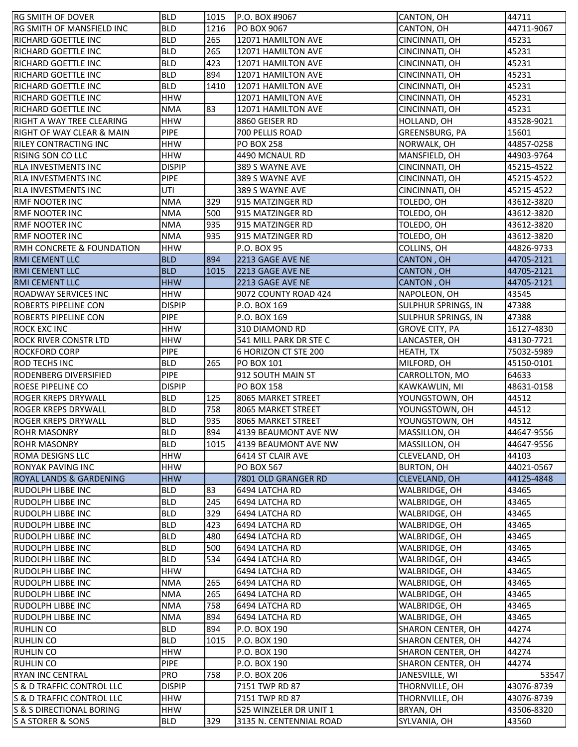| | | | | | |
|---|---|---|---|---|---|
| RG SMITH OF DOVER | BLD | 1015 | P.O. BOX #9067 | CANTON, OH | 44711 |
| RG SMITH OF MANSFIELD INC | BLD | 1216 | PO BOX 9067 | CANTON, OH | 44711-9067 |
| RICHARD GOETTLE INC | BLD | 265 | 12071 HAMILTON AVE | CINCINNATI, OH | 45231 |
| RICHARD GOETTLE INC | BLD | 265 | 12071 HAMILTON AVE | CINCINNATI, OH | 45231 |
| RICHARD GOETTLE INC | BLD | 423 | 12071 HAMILTON AVE | CINCINNATI, OH | 45231 |
| RICHARD GOETTLE INC | BLD | 894 | 12071 HAMILTON AVE | CINCINNATI, OH | 45231 |
| RICHARD GOETTLE INC | BLD | 1410 | 12071 HAMILTON AVE | CINCINNATI, OH | 45231 |
| RICHARD GOETTLE INC | HHW | | 12071 HAMILTON AVE | CINCINNATI, OH | 45231 |
| RICHARD GOETTLE INC | NMA | 83 | 12071 HAMILTON AVE | CINCINNATI, OH | 45231 |
| RIGHT A WAY TREE CLEARING | HHW | | 8860 GEISER RD | HOLLAND, OH | 43528-9021 |
| RIGHT OF WAY CLEAR & MAIN | PIPE | | 700 PELLIS ROAD | GREENSBURG, PA | 15601 |
| RILEY CONTRACTING INC | HHW | | PO BOX 258 | NORWALK, OH | 44857-0258 |
| RISING SON CO LLC | HHW | | 4490 MCNAUL RD | MANSFIELD, OH | 44903-9764 |
| RLA INVESTMENTS INC | DISPIP | | 389 S WAYNE AVE | CINCINNATI, OH | 45215-4522 |
| RLA INVESTMENTS INC | PIPE | | 389 S WAYNE AVE | CINCINNATI, OH | 45215-4522 |
| RLA INVESTMENTS INC | UTI | | 389 S WAYNE AVE | CINCINNATI, OH | 45215-4522 |
| RMF NOOTER INC | NMA | 329 | 915 MATZINGER RD | TOLEDO, OH | 43612-3820 |
| RMF NOOTER INC | NMA | 500 | 915 MATZINGER RD | TOLEDO, OH | 43612-3820 |
| RMF NOOTER INC | NMA | 935 | 915 MATZINGER RD | TOLEDO, OH | 43612-3820 |
| RMF NOOTER INC | NMA | 935 | 915 MATZINGER RD | TOLEDO, OH | 43612-3820 |
| RMH CONCRETE & FOUNDATION | HHW | | P.O. BOX 95 | COLLINS, OH | 44826-9733 |
| RMI CEMENT LLC | BLD | 894 | 2213 GAGE AVE NE | CANTON , OH | 44705-2121 |
| RMI CEMENT LLC | BLD | 1015 | 2213 GAGE AVE NE | CANTON , OH | 44705-2121 |
| RMI CEMENT LLC | HHW | | 2213 GAGE AVE NE | CANTON , OH | 44705-2121 |
| ROADWAY SERVICES INC | HHW | | 9072 COUNTY ROAD 424 | NAPOLEON, OH | 43545 |
| ROBERTS PIPELINE CON | DISPIP | | P.O. BOX 169 | SULPHUR SPRINGS, IN | 47388 |
| ROBERTS PIPELINE CON | PIPE | | P.O. BOX 169 | SULPHUR SPRINGS, IN | 47388 |
| ROCK EXC INC | HHW | | 310 DIAMOND RD | GROVE CITY, PA | 16127-4830 |
| ROCK RIVER CONSTR LTD | HHW | | 541 MILL PARK DR STE C | LANCASTER, OH | 43130-7721 |
| ROCKFORD CORP | PIPE | | 6 HORIZON CT STE 200 | HEATH, TX | 75032-5989 |
| ROD TECHS INC | BLD | 265 | PO BOX 101 | MILFORD, OH | 45150-0101 |
| RODENBERG DIVERSIFIED | PIPE | | 912 SOUTH MAIN ST | CARROLLTON, MO | 64633 |
| ROESE PIPELINE CO | DISPIP | | PO BOX 158 | KAWKAWLIN, MI | 48631-0158 |
| ROGER KREPS DRYWALL | BLD | 125 | 8065 MARKET STREET | YOUNGSTOWN, OH | 44512 |
| ROGER KREPS DRYWALL | BLD | 758 | 8065 MARKET STREET | YOUNGSTOWN, OH | 44512 |
| ROGER KREPS DRYWALL | BLD | 935 | 8065 MARKET STREET | YOUNGSTOWN, OH | 44512 |
| ROHR MASONRY | BLD | 894 | 4139 BEAUMONT AVE NW | MASSILLON, OH | 44647-9556 |
| ROHR MASONRY | BLD | 1015 | 4139 BEAUMONT AVE NW | MASSILLON, OH | 44647-9556 |
| ROMA DESIGNS LLC | HHW | | 6414 ST CLAIR AVE | CLEVELAND, OH | 44103 |
| RONYAK PAVING INC | HHW | | PO BOX 567 | BURTON, OH | 44021-0567 |
| ROYAL LANDS & GARDENING | HHW | | 7801 OLD GRANGER RD | CLEVELAND, OH | 44125-4848 |
| RUDOLPH LIBBE INC | BLD | 83 | 6494 LATCHA RD | WALBRIDGE, OH | 43465 |
| RUDOLPH LIBBE INC | BLD | 245 | 6494 LATCHA RD | WALBRIDGE, OH | 43465 |
| RUDOLPH LIBBE INC | BLD | 329 | 6494 LATCHA RD | WALBRIDGE, OH | 43465 |
| RUDOLPH LIBBE INC | BLD | 423 | 6494 LATCHA RD | WALBRIDGE, OH | 43465 |
| RUDOLPH LIBBE INC | BLD | 480 | 6494 LATCHA RD | WALBRIDGE, OH | 43465 |
| RUDOLPH LIBBE INC | BLD | 500 | 6494 LATCHA RD | WALBRIDGE, OH | 43465 |
| RUDOLPH LIBBE INC | BLD | 534 | 6494 LATCHA RD | WALBRIDGE, OH | 43465 |
| RUDOLPH LIBBE INC | HHW | | 6494 LATCHA RD | WALBRIDGE, OH | 43465 |
| RUDOLPH LIBBE INC | NMA | 265 | 6494 LATCHA RD | WALBRIDGE, OH | 43465 |
| RUDOLPH LIBBE INC | NMA | 265 | 6494 LATCHA RD | WALBRIDGE, OH | 43465 |
| RUDOLPH LIBBE INC | NMA | 758 | 6494 LATCHA RD | WALBRIDGE, OH | 43465 |
| RUDOLPH LIBBE INC | NMA | 894 | 6494 LATCHA RD | WALBRIDGE, OH | 43465 |
| RUHLIN CO | BLD | 894 | P.O. BOX 190 | SHARON CENTER, OH | 44274 |
| RUHLIN CO | BLD | 1015 | P.O. BOX 190 | SHARON CENTER, OH | 44274 |
| RUHLIN CO | HHW | | P.O. BOX 190 | SHARON CENTER, OH | 44274 |
| RUHLIN CO | PIPE | | P.O. BOX 190 | SHARON CENTER, OH | 44274 |
| RYAN INC CENTRAL | PRO | 758 | P.O. BOX 206 | JANESVILLE, WI | 53547 |
| S & D TRAFFIC CONTROL LLC | DISPIP | | 7151 TWP RD 87 | THORNVILLE, OH | 43076-8739 |
| S & D TRAFFIC CONTROL LLC | HHW | | 7151 TWP RD 87 | THORNVILLE, OH | 43076-8739 |
| S & S DIRECTIONAL BORING | HHW | | 525 WINZELER DR UNIT 1 | BRYAN, OH | 43506-8320 |
| S A STORER & SONS | BLD | 329 | 3135 N. CENTENNIAL ROAD | SYLVANIA, OH | 43560 |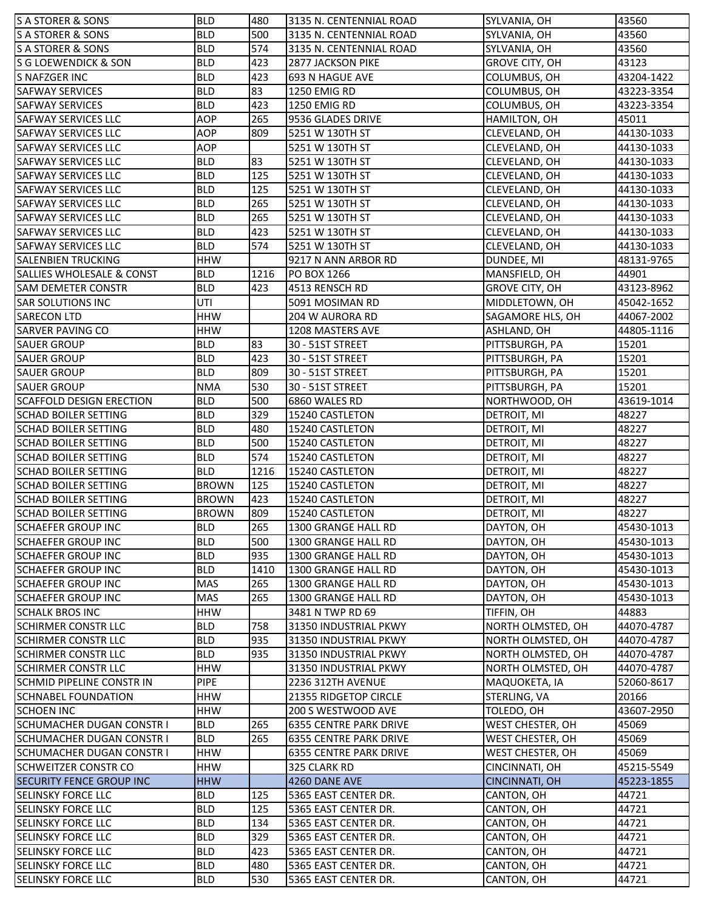| S A STORER & SONS | BLD | 480 | 3135 N. CENTENNIAL ROAD | SYLVANIA, OH | 43560 |
|---|---|---|---|---|---|
| S A STORER & SONS | BLD | 500 | 3135 N. CENTENNIAL ROAD | SYLVANIA, OH | 43560 |
| S A STORER & SONS | BLD | 574 | 3135 N. CENTENNIAL ROAD | SYLVANIA, OH | 43560 |
| S G LOEWENDICK & SON | BLD | 423 | 2877 JACKSON PIKE | GROVE CITY, OH | 43123 |
| S NAFZGER INC | BLD | 423 | 693 N HAGUE AVE | COLUMBUS, OH | 43204-1422 |
| SAFWAY SERVICES | BLD | 83 | 1250 EMIG RD | COLUMBUS, OH | 43223-3354 |
| SAFWAY SERVICES | BLD | 423 | 1250 EMIG RD | COLUMBUS, OH | 43223-3354 |
| SAFWAY SERVICES LLC | AOP | 265 | 9536 GLADES DRIVE | HAMILTON, OH | 45011 |
| SAFWAY SERVICES LLC | AOP | 809 | 5251 W 130TH ST | CLEVELAND, OH | 44130-1033 |
| SAFWAY SERVICES LLC | AOP | | 5251 W 130TH ST | CLEVELAND, OH | 44130-1033 |
| SAFWAY SERVICES LLC | BLD | 83 | 5251 W 130TH ST | CLEVELAND, OH | 44130-1033 |
| SAFWAY SERVICES LLC | BLD | 125 | 5251 W 130TH ST | CLEVELAND, OH | 44130-1033 |
| SAFWAY SERVICES LLC | BLD | 125 | 5251 W 130TH ST | CLEVELAND, OH | 44130-1033 |
| SAFWAY SERVICES LLC | BLD | 265 | 5251 W 130TH ST | CLEVELAND, OH | 44130-1033 |
| SAFWAY SERVICES LLC | BLD | 265 | 5251 W 130TH ST | CLEVELAND, OH | 44130-1033 |
| SAFWAY SERVICES LLC | BLD | 423 | 5251 W 130TH ST | CLEVELAND, OH | 44130-1033 |
| SAFWAY SERVICES LLC | BLD | 574 | 5251 W 130TH ST | CLEVELAND, OH | 44130-1033 |
| SALENBIEN TRUCKING | HHW | | 9217 N ANN ARBOR RD | DUNDEE, MI | 48131-9765 |
| SALLIES WHOLESALE & CONST | BLD | 1216 | PO BOX 1266 | MANSFIELD, OH | 44901 |
| SAM DEMETER CONSTR | BLD | 423 | 4513 RENSCH RD | GROVE CITY, OH | 43123-8962 |
| SAR SOLUTIONS INC | UTI | | 5091 MOSIMAN RD | MIDDLETOWN, OH | 45042-1652 |
| SARECON LTD | HHW | | 204 W AURORA RD | SAGAMORE HLS, OH | 44067-2002 |
| SARVER PAVING CO | HHW | | 1208 MASTERS AVE | ASHLAND, OH | 44805-1116 |
| SAUER GROUP | BLD | 83 | 30 - 51ST STREET | PITTSBURGH, PA | 15201 |
| SAUER GROUP | BLD | 423 | 30 - 51ST STREET | PITTSBURGH, PA | 15201 |
| SAUER GROUP | BLD | 809 | 30 - 51ST STREET | PITTSBURGH, PA | 15201 |
| SAUER GROUP | NMA | 530 | 30 - 51ST STREET | PITTSBURGH, PA | 15201 |
| SCAFFOLD DESIGN ERECTION | BLD | 500 | 6860 WALES RD | NORTHWOOD, OH | 43619-1014 |
| SCHAD BOILER SETTING | BLD | 329 | 15240 CASTLETON | DETROIT, MI | 48227 |
| SCHAD BOILER SETTING | BLD | 480 | 15240 CASTLETON | DETROIT, MI | 48227 |
| SCHAD BOILER SETTING | BLD | 500 | 15240 CASTLETON | DETROIT, MI | 48227 |
| SCHAD BOILER SETTING | BLD | 574 | 15240 CASTLETON | DETROIT, MI | 48227 |
| SCHAD BOILER SETTING | BLD | 1216 | 15240 CASTLETON | DETROIT, MI | 48227 |
| SCHAD BOILER SETTING | BROWN | 125 | 15240 CASTLETON | DETROIT, MI | 48227 |
| SCHAD BOILER SETTING | BROWN | 423 | 15240 CASTLETON | DETROIT, MI | 48227 |
| SCHAD BOILER SETTING | BROWN | 809 | 15240 CASTLETON | DETROIT, MI | 48227 |
| SCHAEFER GROUP INC | BLD | 265 | 1300 GRANGE HALL RD | DAYTON, OH | 45430-1013 |
| SCHAEFER GROUP INC | BLD | 500 | 1300 GRANGE HALL RD | DAYTON, OH | 45430-1013 |
| SCHAEFER GROUP INC | BLD | 935 | 1300 GRANGE HALL RD | DAYTON, OH | 45430-1013 |
| SCHAEFER GROUP INC | BLD | 1410 | 1300 GRANGE HALL RD | DAYTON, OH | 45430-1013 |
| SCHAEFER GROUP INC | MAS | 265 | 1300 GRANGE HALL RD | DAYTON, OH | 45430-1013 |
| SCHAEFER GROUP INC | MAS | 265 | 1300 GRANGE HALL RD | DAYTON, OH | 45430-1013 |
| SCHALK BROS INC | HHW | | 3481 N TWP RD 69 | TIFFIN, OH | 44883 |
| SCHIRMER CONSTR LLC | BLD | 758 | 31350 INDUSTRIAL PKWY | NORTH OLMSTED, OH | 44070-4787 |
| SCHIRMER CONSTR LLC | BLD | 935 | 31350 INDUSTRIAL PKWY | NORTH OLMSTED, OH | 44070-4787 |
| SCHIRMER CONSTR LLC | BLD | 935 | 31350 INDUSTRIAL PKWY | NORTH OLMSTED, OH | 44070-4787 |
| SCHIRMER CONSTR LLC | HHW | | 31350 INDUSTRIAL PKWY | NORTH OLMSTED, OH | 44070-4787 |
| SCHMID PIPELINE CONSTR IN | PIPE | | 2236 312TH AVENUE | MAQUOKETA, IA | 52060-8617 |
| SCHNABEL FOUNDATION | HHW | | 21355 RIDGETOP CIRCLE | STERLING, VA | 20166 |
| SCHOEN INC | HHW | | 200 S WESTWOOD AVE | TOLEDO, OH | 43607-2950 |
| SCHUMACHER DUGAN CONSTR I | BLD | 265 | 6355 CENTRE PARK DRIVE | WEST CHESTER, OH | 45069 |
| SCHUMACHER DUGAN CONSTR I | BLD | 265 | 6355 CENTRE PARK DRIVE | WEST CHESTER, OH | 45069 |
| SCHUMACHER DUGAN CONSTR I | HHW | | 6355 CENTRE PARK DRIVE | WEST CHESTER, OH | 45069 |
| SCHWEITZER CONSTR CO | HHW | | 325 CLARK RD | CINCINNATI, OH | 45215-5549 |
| SECURITY FENCE GROUP INC | HHW | | 4260 DANE AVE | CINCINNATI, OH | 45223-1855 |
| SELINSKY FORCE LLC | BLD | 125 | 5365 EAST CENTER DR. | CANTON, OH | 44721 |
| SELINSKY FORCE LLC | BLD | 125 | 5365 EAST CENTER DR. | CANTON, OH | 44721 |
| SELINSKY FORCE LLC | BLD | 134 | 5365 EAST CENTER DR. | CANTON, OH | 44721 |
| SELINSKY FORCE LLC | BLD | 329 | 5365 EAST CENTER DR. | CANTON, OH | 44721 |
| SELINSKY FORCE LLC | BLD | 423 | 5365 EAST CENTER DR. | CANTON, OH | 44721 |
| SELINSKY FORCE LLC | BLD | 480 | 5365 EAST CENTER DR. | CANTON, OH | 44721 |
| SELINSKY FORCE LLC | BLD | 530 | 5365 EAST CENTER DR. | CANTON, OH | 44721 |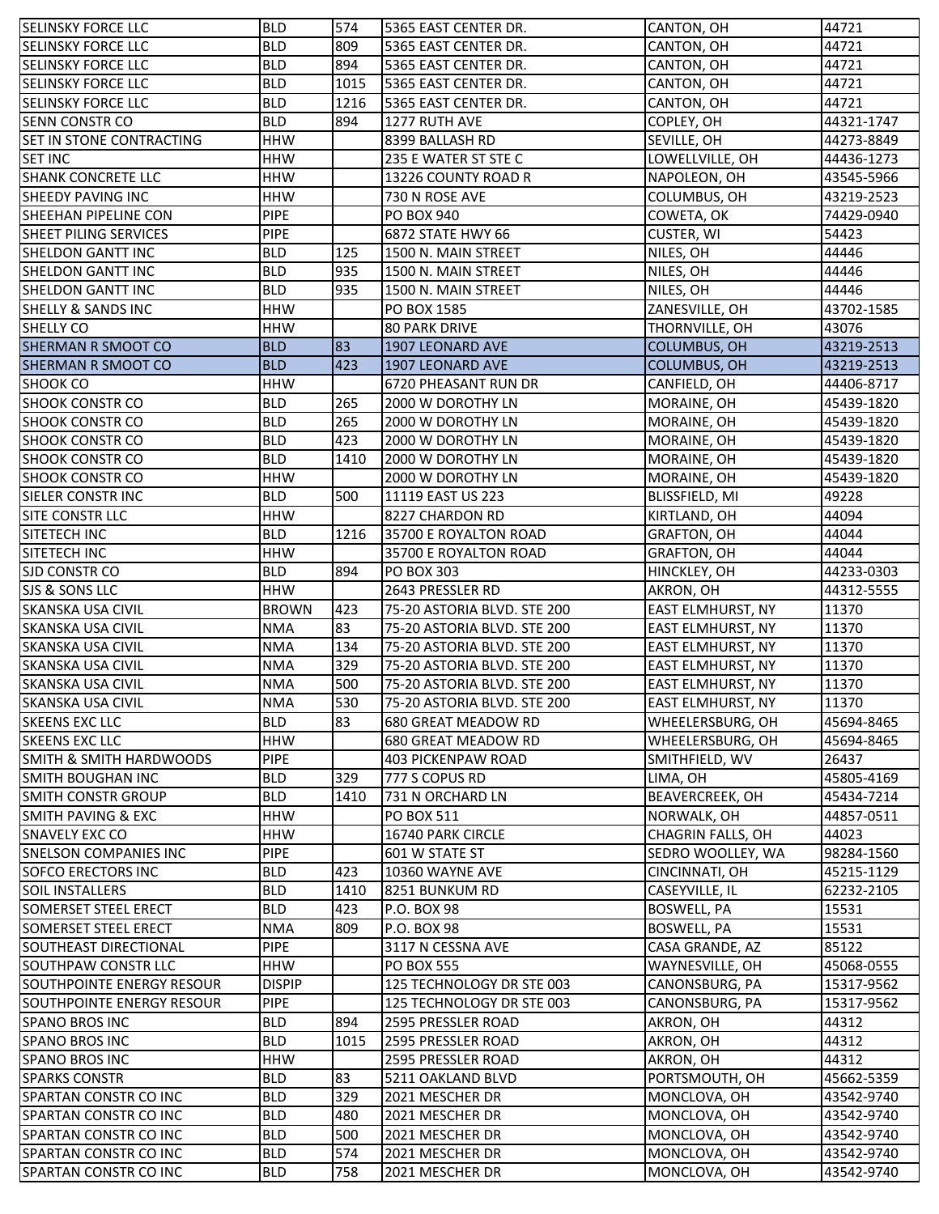| | | | | | |
|---|---|---|---|---|---|
| SELINSKY FORCE LLC | BLD | 574 | 5365 EAST CENTER DR. | CANTON, OH | 44721 |
| SELINSKY FORCE LLC | BLD | 809 | 5365 EAST CENTER DR. | CANTON, OH | 44721 |
| SELINSKY FORCE LLC | BLD | 894 | 5365 EAST CENTER DR. | CANTON, OH | 44721 |
| SELINSKY FORCE LLC | BLD | 1015 | 5365 EAST CENTER DR. | CANTON, OH | 44721 |
| SELINSKY FORCE LLC | BLD | 1216 | 5365 EAST CENTER DR. | CANTON, OH | 44721 |
| SENN CONSTR CO | BLD | 894 | 1277 RUTH AVE | COPLEY, OH | 44321-1747 |
| SET IN STONE CONTRACTING | HHW | | 8399 BALLASH RD | SEVILLE, OH | 44273-8849 |
| SET INC | HHW | | 235 E WATER ST STE C | LOWELLVILLE, OH | 44436-1273 |
| SHANK CONCRETE LLC | HHW | | 13226 COUNTY ROAD R | NAPOLEON, OH | 43545-5966 |
| SHEEDY PAVING INC | HHW | | 730 N ROSE AVE | COLUMBUS, OH | 43219-2523 |
| SHEEHAN PIPELINE CON | PIPE | | PO BOX 940 | COWETA, OK | 74429-0940 |
| SHEET PILING SERVICES | PIPE | | 6872 STATE HWY 66 | CUSTER, WI | 54423 |
| SHELDON GANTT INC | BLD | 125 | 1500 N. MAIN STREET | NILES, OH | 44446 |
| SHELDON GANTT INC | BLD | 935 | 1500 N. MAIN STREET | NILES, OH | 44446 |
| SHELDON GANTT INC | BLD | 935 | 1500 N. MAIN STREET | NILES, OH | 44446 |
| SHELLY & SANDS INC | HHW | | PO BOX 1585 | ZANESVILLE, OH | 43702-1585 |
| SHELLY CO | HHW | | 80 PARK DRIVE | THORNVILLE, OH | 43076 |
| SHERMAN R SMOOT CO | BLD | 83 | 1907 LEONARD AVE | COLUMBUS, OH | 43219-2513 |
| SHERMAN R SMOOT CO | BLD | 423 | 1907 LEONARD AVE | COLUMBUS, OH | 43219-2513 |
| SHOOK CO | HHW | | 6720 PHEASANT RUN DR | CANFIELD, OH | 44406-8717 |
| SHOOK CONSTR CO | BLD | 265 | 2000 W DOROTHY LN | MORAINE, OH | 45439-1820 |
| SHOOK CONSTR CO | BLD | 265 | 2000 W DOROTHY LN | MORAINE, OH | 45439-1820 |
| SHOOK CONSTR CO | BLD | 423 | 2000 W DOROTHY LN | MORAINE, OH | 45439-1820 |
| SHOOK CONSTR CO | BLD | 1410 | 2000 W DOROTHY LN | MORAINE, OH | 45439-1820 |
| SHOOK CONSTR CO | HHW | | 2000 W DOROTHY LN | MORAINE, OH | 45439-1820 |
| SIELER CONSTR INC | BLD | 500 | 11119 EAST US 223 | BLISSFIELD, MI | 49228 |
| SITE CONSTR LLC | HHW | | 8227 CHARDON RD | KIRTLAND, OH | 44094 |
| SITETECH INC | BLD | 1216 | 35700 E ROYALTON ROAD | GRAFTON, OH | 44044 |
| SITETECH INC | HHW | | 35700 E ROYALTON ROAD | GRAFTON, OH | 44044 |
| SJD CONSTR CO | BLD | 894 | PO BOX 303 | HINCKLEY, OH | 44233-0303 |
| SJS & SONS LLC | HHW | | 2643 PRESSLER RD | AKRON, OH | 44312-5555 |
| SKANSKA USA CIVIL | BROWN | 423 | 75-20 ASTORIA BLVD. STE 200 | EAST ELMHURST, NY | 11370 |
| SKANSKA USA CIVIL | NMA | 83 | 75-20 ASTORIA BLVD. STE 200 | EAST ELMHURST, NY | 11370 |
| SKANSKA USA CIVIL | NMA | 134 | 75-20 ASTORIA BLVD. STE 200 | EAST ELMHURST, NY | 11370 |
| SKANSKA USA CIVIL | NMA | 329 | 75-20 ASTORIA BLVD. STE 200 | EAST ELMHURST, NY | 11370 |
| SKANSKA USA CIVIL | NMA | 500 | 75-20 ASTORIA BLVD. STE 200 | EAST ELMHURST, NY | 11370 |
| SKANSKA USA CIVIL | NMA | 530 | 75-20 ASTORIA BLVD. STE 200 | EAST ELMHURST, NY | 11370 |
| SKEENS EXC LLC | BLD | 83 | 680 GREAT MEADOW RD | WHEELERSBURG, OH | 45694-8465 |
| SKEENS EXC LLC | HHW | | 680 GREAT MEADOW RD | WHEELERSBURG, OH | 45694-8465 |
| SMITH & SMITH HARDWOODS | PIPE | | 403 PICKENPAW ROAD | SMITHFIELD, WV | 26437 |
| SMITH BOUGHAN INC | BLD | 329 | 777 S COPUS RD | LIMA, OH | 45805-4169 |
| SMITH CONSTR GROUP | BLD | 1410 | 731 N ORCHARD LN | BEAVERCREEK, OH | 45434-7214 |
| SMITH PAVING & EXC | HHW | | PO BOX 511 | NORWALK, OH | 44857-0511 |
| SNAVELY EXC CO | HHW | | 16740 PARK CIRCLE | CHAGRIN FALLS, OH | 44023 |
| SNELSON COMPANIES INC | PIPE | | 601 W STATE ST | SEDRO WOOLLEY, WA | 98284-1560 |
| SOFCO ERECTORS INC | BLD | 423 | 10360 WAYNE AVE | CINCINNATI, OH | 45215-1129 |
| SOIL INSTALLERS | BLD | 1410 | 8251 BUNKUM RD | CASEYVILLE, IL | 62232-2105 |
| SOMERSET STEEL ERECT | BLD | 423 | P.O. BOX 98 | BOSWELL, PA | 15531 |
| SOMERSET STEEL ERECT | NMA | 809 | P.O. BOX 98 | BOSWELL, PA | 15531 |
| SOUTHEAST DIRECTIONAL | PIPE | | 3117 N CESSNA AVE | CASA GRANDE, AZ | 85122 |
| SOUTHPAW CONSTR LLC | HHW | | PO BOX 555 | WAYNESVILLE, OH | 45068-0555 |
| SOUTHPOINTE ENERGY RESOUR | DISPIP | | 125 TECHNOLOGY DR STE 003 | CANONSBURG, PA | 15317-9562 |
| SOUTHPOINTE ENERGY RESOUR | PIPE | | 125 TECHNOLOGY DR STE 003 | CANONSBURG, PA | 15317-9562 |
| SPANO BROS INC | BLD | 894 | 2595 PRESSLER ROAD | AKRON, OH | 44312 |
| SPANO BROS INC | BLD | 1015 | 2595 PRESSLER ROAD | AKRON, OH | 44312 |
| SPANO BROS INC | HHW | | 2595 PRESSLER ROAD | AKRON, OH | 44312 |
| SPARKS CONSTR | BLD | 83 | 5211 OAKLAND BLVD | PORTSMOUTH, OH | 45662-5359 |
| SPARTAN CONSTR CO INC | BLD | 329 | 2021 MESCHER DR | MONCLOVA, OH | 43542-9740 |
| SPARTAN CONSTR CO INC | BLD | 480 | 2021 MESCHER DR | MONCLOVA, OH | 43542-9740 |
| SPARTAN CONSTR CO INC | BLD | 500 | 2021 MESCHER DR | MONCLOVA, OH | 43542-9740 |
| SPARTAN CONSTR CO INC | BLD | 574 | 2021 MESCHER DR | MONCLOVA, OH | 43542-9740 |
| SPARTAN CONSTR CO INC | BLD | 758 | 2021 MESCHER DR | MONCLOVA, OH | 43542-9740 |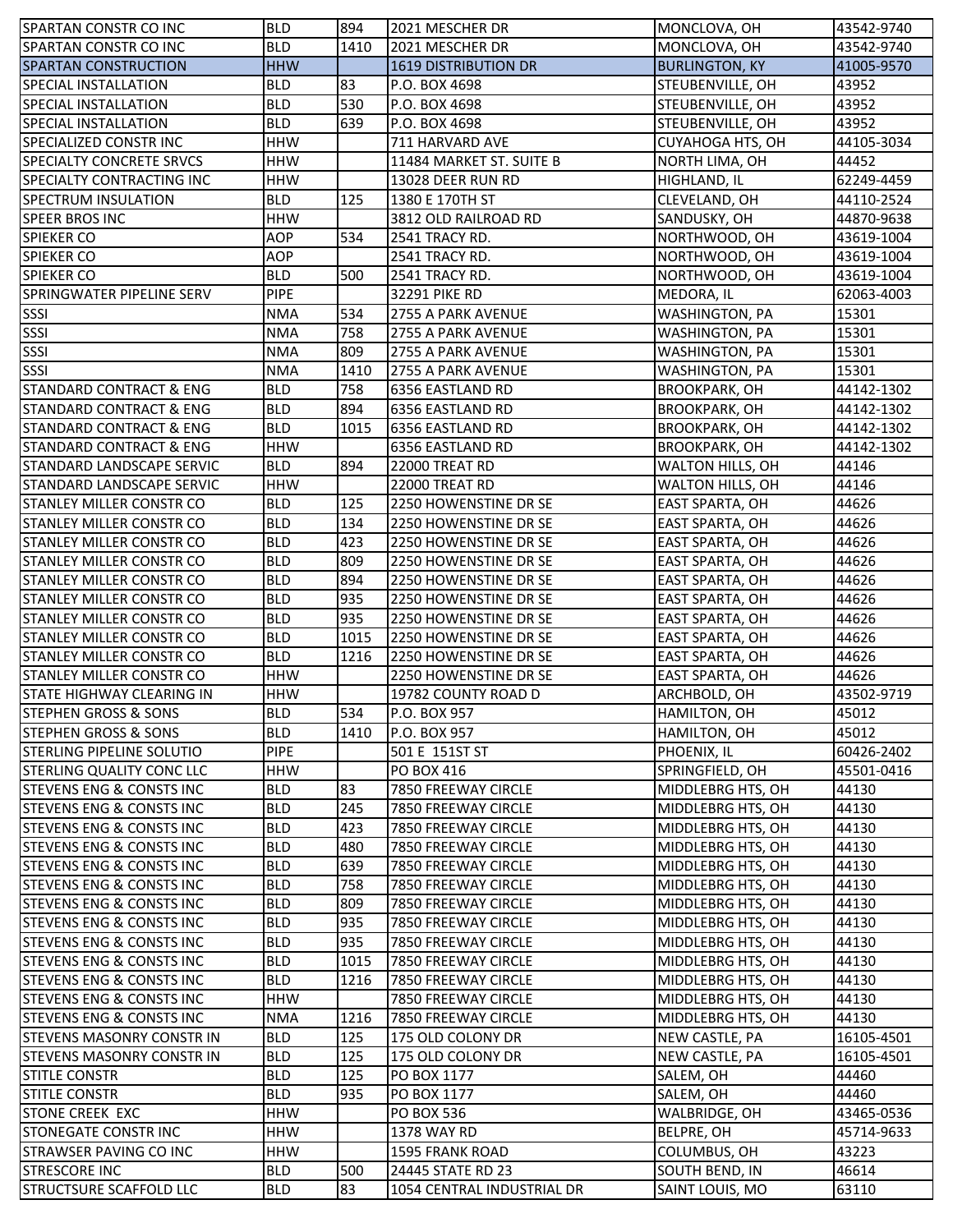| | | | | | |
|---|---|---|---|---|---|
| SPARTAN CONSTR CO INC | BLD | 894 | 2021 MESCHER DR | MONCLOVA, OH | 43542-9740 |
| SPARTAN CONSTR CO INC | BLD | 1410 | 2021 MESCHER DR | MONCLOVA, OH | 43542-9740 |
| SPARTAN CONSTRUCTION | HHW | | 1619 DISTRIBUTION DR | BURLINGTON, KY | 41005-9570 |
| SPECIAL INSTALLATION | BLD | 83 | P.O. BOX 4698 | STEUBENVILLE, OH | 43952 |
| SPECIAL INSTALLATION | BLD | 530 | P.O. BOX 4698 | STEUBENVILLE, OH | 43952 |
| SPECIAL INSTALLATION | BLD | 639 | P.O. BOX 4698 | STEUBENVILLE, OH | 43952 |
| SPECIALIZED CONSTR INC | HHW | | 711 HARVARD AVE | CUYAHOGA HTS, OH | 44105-3034 |
| SPECIALTY CONCRETE SRVCS | HHW | | 11484 MARKET ST. SUITE B | NORTH LIMA, OH | 44452 |
| SPECIALTY CONTRACTING INC | HHW | | 13028 DEER RUN RD | HIGHLAND, IL | 62249-4459 |
| SPECTRUM INSULATION | BLD | 125 | 1380 E 170TH ST | CLEVELAND, OH | 44110-2524 |
| SPEER BROS INC | HHW | | 3812 OLD RAILROAD RD | SANDUSKY, OH | 44870-9638 |
| SPIEKER CO | AOP | 534 | 2541 TRACY RD. | NORTHWOOD, OH | 43619-1004 |
| SPIEKER CO | AOP | | 2541 TRACY RD. | NORTHWOOD, OH | 43619-1004 |
| SPIEKER CO | BLD | 500 | 2541 TRACY RD. | NORTHWOOD, OH | 43619-1004 |
| SPRINGWATER PIPELINE SERV | PIPE | | 32291 PIKE RD | MEDORA, IL | 62063-4003 |
| SSSI | NMA | 534 | 2755 A PARK AVENUE | WASHINGTON, PA | 15301 |
| SSSI | NMA | 758 | 2755 A PARK AVENUE | WASHINGTON, PA | 15301 |
| SSSI | NMA | 809 | 2755 A PARK AVENUE | WASHINGTON, PA | 15301 |
| SSSI | NMA | 1410 | 2755 A PARK AVENUE | WASHINGTON, PA | 15301 |
| STANDARD CONTRACT & ENG | BLD | 758 | 6356 EASTLAND RD | BROOKPARK, OH | 44142-1302 |
| STANDARD CONTRACT & ENG | BLD | 894 | 6356 EASTLAND RD | BROOKPARK, OH | 44142-1302 |
| STANDARD CONTRACT & ENG | BLD | 1015 | 6356 EASTLAND RD | BROOKPARK, OH | 44142-1302 |
| STANDARD CONTRACT & ENG | HHW | | 6356 EASTLAND RD | BROOKPARK, OH | 44142-1302 |
| STANDARD LANDSCAPE SERVIC | BLD | 894 | 22000 TREAT RD | WALTON HILLS, OH | 44146 |
| STANDARD LANDSCAPE SERVIC | HHW | | 22000 TREAT RD | WALTON HILLS, OH | 44146 |
| STANLEY MILLER CONSTR CO | BLD | 125 | 2250 HOWENSTINE DR SE | EAST SPARTA, OH | 44626 |
| STANLEY MILLER CONSTR CO | BLD | 134 | 2250 HOWENSTINE DR SE | EAST SPARTA, OH | 44626 |
| STANLEY MILLER CONSTR CO | BLD | 423 | 2250 HOWENSTINE DR SE | EAST SPARTA, OH | 44626 |
| STANLEY MILLER CONSTR CO | BLD | 809 | 2250 HOWENSTINE DR SE | EAST SPARTA, OH | 44626 |
| STANLEY MILLER CONSTR CO | BLD | 894 | 2250 HOWENSTINE DR SE | EAST SPARTA, OH | 44626 |
| STANLEY MILLER CONSTR CO | BLD | 935 | 2250 HOWENSTINE DR SE | EAST SPARTA, OH | 44626 |
| STANLEY MILLER CONSTR CO | BLD | 935 | 2250 HOWENSTINE DR SE | EAST SPARTA, OH | 44626 |
| STANLEY MILLER CONSTR CO | BLD | 1015 | 2250 HOWENSTINE DR SE | EAST SPARTA, OH | 44626 |
| STANLEY MILLER CONSTR CO | BLD | 1216 | 2250 HOWENSTINE DR SE | EAST SPARTA, OH | 44626 |
| STANLEY MILLER CONSTR CO | HHW | | 2250 HOWENSTINE DR SE | EAST SPARTA, OH | 44626 |
| STATE HIGHWAY CLEARING IN | HHW | | 19782 COUNTY ROAD D | ARCHBOLD, OH | 43502-9719 |
| STEPHEN GROSS & SONS | BLD | 534 | P.O. BOX 957 | HAMILTON, OH | 45012 |
| STEPHEN GROSS & SONS | BLD | 1410 | P.O. BOX 957 | HAMILTON, OH | 45012 |
| STERLING PIPELINE SOLUTIO | PIPE | | 501 E 151ST ST | PHOENIX, IL | 60426-2402 |
| STERLING QUALITY CONC LLC | HHW | | PO BOX 416 | SPRINGFIELD, OH | 45501-0416 |
| STEVENS ENG & CONSTS INC | BLD | 83 | 7850 FREEWAY CIRCLE | MIDDLEBRG HTS, OH | 44130 |
| STEVENS ENG & CONSTS INC | BLD | 245 | 7850 FREEWAY CIRCLE | MIDDLEBRG HTS, OH | 44130 |
| STEVENS ENG & CONSTS INC | BLD | 423 | 7850 FREEWAY CIRCLE | MIDDLEBRG HTS, OH | 44130 |
| STEVENS ENG & CONSTS INC | BLD | 480 | 7850 FREEWAY CIRCLE | MIDDLEBRG HTS, OH | 44130 |
| STEVENS ENG & CONSTS INC | BLD | 639 | 7850 FREEWAY CIRCLE | MIDDLEBRG HTS, OH | 44130 |
| STEVENS ENG & CONSTS INC | BLD | 758 | 7850 FREEWAY CIRCLE | MIDDLEBRG HTS, OH | 44130 |
| STEVENS ENG & CONSTS INC | BLD | 809 | 7850 FREEWAY CIRCLE | MIDDLEBRG HTS, OH | 44130 |
| STEVENS ENG & CONSTS INC | BLD | 935 | 7850 FREEWAY CIRCLE | MIDDLEBRG HTS, OH | 44130 |
| STEVENS ENG & CONSTS INC | BLD | 935 | 7850 FREEWAY CIRCLE | MIDDLEBRG HTS, OH | 44130 |
| STEVENS ENG & CONSTS INC | BLD | 1015 | 7850 FREEWAY CIRCLE | MIDDLEBRG HTS, OH | 44130 |
| STEVENS ENG & CONSTS INC | BLD | 1216 | 7850 FREEWAY CIRCLE | MIDDLEBRG HTS, OH | 44130 |
| STEVENS ENG & CONSTS INC | HHW | | 7850 FREEWAY CIRCLE | MIDDLEBRG HTS, OH | 44130 |
| STEVENS ENG & CONSTS INC | NMA | 1216 | 7850 FREEWAY CIRCLE | MIDDLEBRG HTS, OH | 44130 |
| STEVENS MASONRY CONSTR IN | BLD | 125 | 175 OLD COLONY DR | NEW CASTLE, PA | 16105-4501 |
| STEVENS MASONRY CONSTR IN | BLD | 125 | 175 OLD COLONY DR | NEW CASTLE, PA | 16105-4501 |
| STITLE CONSTR | BLD | 125 | PO BOX 1177 | SALEM, OH | 44460 |
| STITLE CONSTR | BLD | 935 | PO BOX 1177 | SALEM, OH | 44460 |
| STONE CREEK EXC | HHW | | PO BOX 536 | WALBRIDGE, OH | 43465-0536 |
| STONEGATE CONSTR INC | HHW | | 1378 WAY RD | BELPRE, OH | 45714-9633 |
| STRAWSER PAVING CO INC | HHW | | 1595 FRANK ROAD | COLUMBUS, OH | 43223 |
| STRESCORE INC | BLD | 500 | 24445 STATE RD 23 | SOUTH BEND, IN | 46614 |
| STRUCTSURE SCAFFOLD LLC | BLD | 83 | 1054 CENTRAL INDUSTRIAL DR | SAINT LOUIS, MO | 63110 |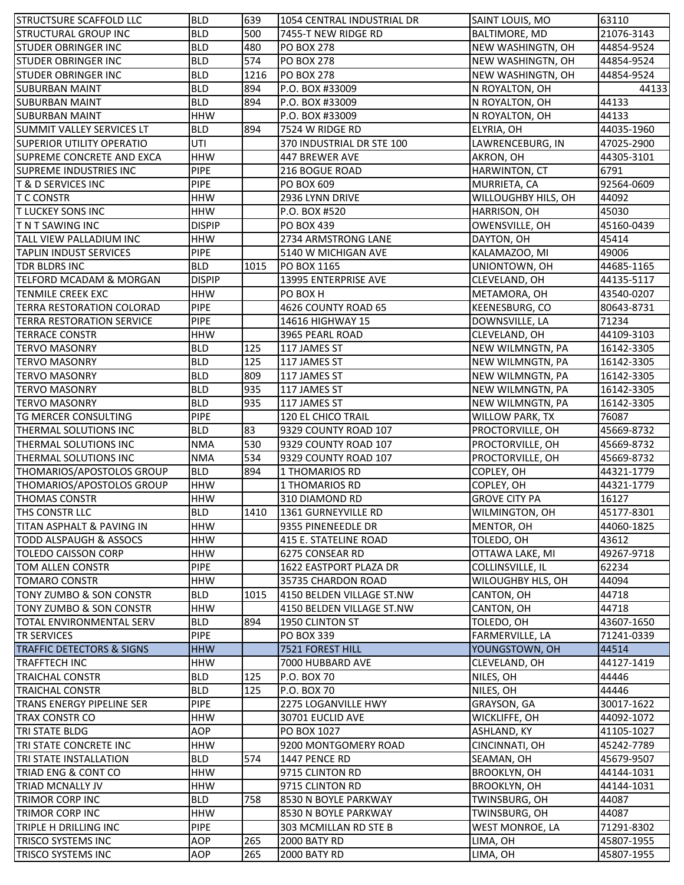| | | | | | |
|---|---|---|---|---|---|
| STRUCTSURE SCAFFOLD LLC | BLD | 639 | 1054 CENTRAL INDUSTRIAL DR | SAINT LOUIS, MO | 63110 |
| STRUCTURAL GROUP INC | BLD | 500 | 7455-T NEW RIDGE RD | BALTIMORE, MD | 21076-3143 |
| STUDER OBRINGER INC | BLD | 480 | PO BOX 278 | NEW WASHINGTN, OH | 44854-9524 |
| STUDER OBRINGER INC | BLD | 574 | PO BOX 278 | NEW WASHINGTN, OH | 44854-9524 |
| STUDER OBRINGER INC | BLD | 1216 | PO BOX 278 | NEW WASHINGTN, OH | 44854-9524 |
| SUBURBAN MAINT | BLD | 894 | P.O. BOX #33009 | N ROYALTON, OH | 44133 |
| SUBURBAN MAINT | BLD | 894 | P.O. BOX #33009 | N ROYALTON, OH | 44133 |
| SUBURBAN MAINT | HHW | | P.O. BOX #33009 | N ROYALTON, OH | 44133 |
| SUMMIT VALLEY SERVICES LT | BLD | 894 | 7524 W RIDGE RD | ELYRIA, OH | 44035-1960 |
| SUPERIOR UTILITY OPERATIO | UTI | | 370 INDUSTRIAL DR STE 100 | LAWRENCEBURG, IN | 47025-2900 |
| SUPREME CONCRETE AND EXCA | HHW | | 447 BREWER AVE | AKRON, OH | 44305-3101 |
| SUPREME INDUSTRIES INC | PIPE | | 216 BOGUE ROAD | HARWINTON, CT | 6791 |
| T & D SERVICES INC | PIPE | | PO BOX 609 | MURRIETA, CA | 92564-0609 |
| T C CONSTR | HHW | | 2936 LYNN DRIVE | WILLOUGHBY HILS, OH | 44092 |
| T LUCKEY SONS INC | HHW | | P.O. BOX #520 | HARRISON, OH | 45030 |
| T N T SAWING INC | DISPIP | | PO BOX 439 | OWENSVILLE, OH | 45160-0439 |
| TALL VIEW PALLADIUM INC | HHW | | 2734 ARMSTRONG LANE | DAYTON, OH | 45414 |
| TAPLIN INDUST SERVICES | PIPE | | 5140 W MICHIGAN AVE | KALAMAZOO, MI | 49006 |
| TDR BLDRS INC | BLD | 1015 | PO BOX 1165 | UNIONTOWN, OH | 44685-1165 |
| TELFORD MCADAM & MORGAN | DISPIP | | 13995 ENTERPRISE AVE | CLEVELAND, OH | 44135-5117 |
| TENMILE CREEK EXC | HHW | | PO BOX H | METAMORA, OH | 43540-0207 |
| TERRA RESTORATION COLORAD | PIPE | | 4626 COUNTY ROAD 65 | KEENESBURG, CO | 80643-8731 |
| TERRA RESTORATION SERVICE | PIPE | | 14616 HIGHWAY 15 | DOWNSVILLE, LA | 71234 |
| TERRACE CONSTR | HHW | | 3965 PEARL ROAD | CLEVELAND, OH | 44109-3103 |
| TERVO MASONRY | BLD | 125 | 117 JAMES ST | NEW WILMNGTN, PA | 16142-3305 |
| TERVO MASONRY | BLD | 125 | 117 JAMES ST | NEW WILMNGTN, PA | 16142-3305 |
| TERVO MASONRY | BLD | 809 | 117 JAMES ST | NEW WILMNGTN, PA | 16142-3305 |
| TERVO MASONRY | BLD | 935 | 117 JAMES ST | NEW WILMNGTN, PA | 16142-3305 |
| TERVO MASONRY | BLD | 935 | 117 JAMES ST | NEW WILMNGTN, PA | 16142-3305 |
| TG MERCER CONSULTING | PIPE | | 120 EL CHICO TRAIL | WILLOW PARK, TX | 76087 |
| THERMAL SOLUTIONS INC | BLD | 83 | 9329 COUNTY ROAD 107 | PROCTORVILLE, OH | 45669-8732 |
| THERMAL SOLUTIONS INC | NMA | 530 | 9329 COUNTY ROAD 107 | PROCTORVILLE, OH | 45669-8732 |
| THERMAL SOLUTIONS INC | NMA | 534 | 9329 COUNTY ROAD 107 | PROCTORVILLE, OH | 45669-8732 |
| THOMARIOS/APOSTOLOS GROUP | BLD | 894 | 1 THOMARIOS RD | COPLEY, OH | 44321-1779 |
| THOMARIOS/APOSTOLOS GROUP | HHW | | 1 THOMARIOS RD | COPLEY, OH | 44321-1779 |
| THOMAS CONSTR | HHW | | 310 DIAMOND RD | GROVE CITY PA | 16127 |
| THS CONSTR LLC | BLD | 1410 | 1361 GURNEYVILLE RD | WILMINGTON, OH | 45177-8301 |
| TITAN ASPHALT & PAVING IN | HHW | | 9355 PINENEEDLE DR | MENTOR, OH | 44060-1825 |
| TODD ALSPAUGH & ASSOCS | HHW | | 415 E. STATELINE ROAD | TOLEDO, OH | 43612 |
| TOLEDO CAISSON CORP | HHW | | 6275 CONSEAR RD | OTTAWA LAKE, MI | 49267-9718 |
| TOM ALLEN CONSTR | PIPE | | 1622 EASTPORT PLAZA DR | COLLINSVILLE, IL | 62234 |
| TOMARO CONSTR | HHW | | 35735 CHARDON ROAD | WILOUGHBY HLS, OH | 44094 |
| TONY ZUMBO & SON CONSTR | BLD | 1015 | 4150 BELDEN VILLAGE ST.NW | CANTON, OH | 44718 |
| TONY ZUMBO & SON CONSTR | HHW | | 4150 BELDEN VILLAGE ST.NW | CANTON, OH | 44718 |
| TOTAL ENVIRONMENTAL SERV | BLD | 894 | 1950 CLINTON ST | TOLEDO, OH | 43607-1650 |
| TR SERVICES | PIPE | | PO BOX 339 | FARMERVILLE, LA | 71241-0339 |
| TRAFFIC DETECTORS & SIGNS | HHW | | 7521 FOREST HILL | YOUNGSTOWN, OH | 44514 |
| TRAFFTECH INC | HHW | | 7000 HUBBARD AVE | CLEVELAND, OH | 44127-1419 |
| TRAICHAL CONSTR | BLD | 125 | P.O. BOX 70 | NILES, OH | 44446 |
| TRAICHAL CONSTR | BLD | 125 | P.O. BOX 70 | NILES, OH | 44446 |
| TRANS ENERGY PIPELINE SER | PIPE | | 2275 LOGANVILLE HWY | GRAYSON, GA | 30017-1622 |
| TRAX CONSTR CO | HHW | | 30701 EUCLID AVE | WICKLIFFE, OH | 44092-1072 |
| TRI STATE BLDG | AOP | | PO BOX 1027 | ASHLAND, KY | 41105-1027 |
| TRI STATE CONCRETE INC | HHW | | 9200 MONTGOMERY ROAD | CINCINNATI, OH | 45242-7789 |
| TRI STATE INSTALLATION | BLD | 574 | 1447 PENCE RD | SEAMAN, OH | 45679-9507 |
| TRIAD ENG & CONT CO | HHW | | 9715 CLINTON RD | BROOKLYN, OH | 44144-1031 |
| TRIAD MCNALLY JV | HHW | | 9715 CLINTON RD | BROOKLYN, OH | 44144-1031 |
| TRIMOR CORP INC | BLD | 758 | 8530 N BOYLE PARKWAY | TWINSBURG, OH | 44087 |
| TRIMOR CORP INC | HHW | | 8530 N BOYLE PARKWAY | TWINSBURG, OH | 44087 |
| TRIPLE H DRILLING INC | PIPE | | 303 MCMILLAN RD STE B | WEST MONROE, LA | 71291-8302 |
| TRISCO SYSTEMS INC | AOP | 265 | 2000 BATY RD | LIMA, OH | 45807-1955 |
| TRISCO SYSTEMS INC | AOP | 265 | 2000 BATY RD | LIMA, OH | 45807-1955 |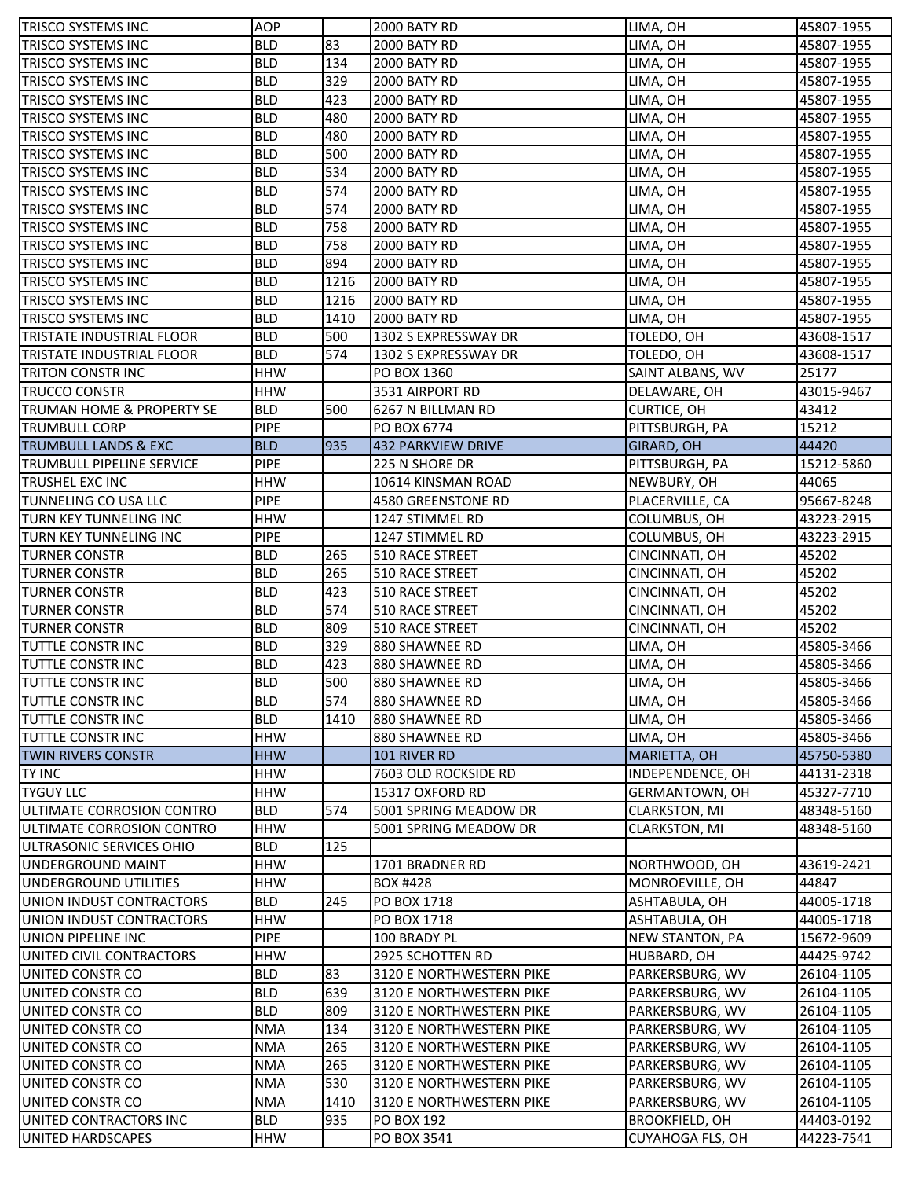| TRISCO SYSTEMS INC | AOP | | 2000 BATY RD | LIMA, OH | 45807-1955 |
|---|---|---|---|---|---|
| TRISCO SYSTEMS INC | BLD | 83 | 2000 BATY RD | LIMA, OH | 45807-1955 |
| TRISCO SYSTEMS INC | BLD | 134 | 2000 BATY RD | LIMA, OH | 45807-1955 |
| TRISCO SYSTEMS INC | BLD | 329 | 2000 BATY RD | LIMA, OH | 45807-1955 |
| TRISCO SYSTEMS INC | BLD | 423 | 2000 BATY RD | LIMA, OH | 45807-1955 |
| TRISCO SYSTEMS INC | BLD | 480 | 2000 BATY RD | LIMA, OH | 45807-1955 |
| TRISCO SYSTEMS INC | BLD | 480 | 2000 BATY RD | LIMA, OH | 45807-1955 |
| TRISCO SYSTEMS INC | BLD | 500 | 2000 BATY RD | LIMA, OH | 45807-1955 |
| TRISCO SYSTEMS INC | BLD | 534 | 2000 BATY RD | LIMA, OH | 45807-1955 |
| TRISCO SYSTEMS INC | BLD | 574 | 2000 BATY RD | LIMA, OH | 45807-1955 |
| TRISCO SYSTEMS INC | BLD | 574 | 2000 BATY RD | LIMA, OH | 45807-1955 |
| TRISCO SYSTEMS INC | BLD | 758 | 2000 BATY RD | LIMA, OH | 45807-1955 |
| TRISCO SYSTEMS INC | BLD | 758 | 2000 BATY RD | LIMA, OH | 45807-1955 |
| TRISCO SYSTEMS INC | BLD | 894 | 2000 BATY RD | LIMA, OH | 45807-1955 |
| TRISCO SYSTEMS INC | BLD | 1216 | 2000 BATY RD | LIMA, OH | 45807-1955 |
| TRISCO SYSTEMS INC | BLD | 1216 | 2000 BATY RD | LIMA, OH | 45807-1955 |
| TRISCO SYSTEMS INC | BLD | 1410 | 2000 BATY RD | LIMA, OH | 45807-1955 |
| TRISTATE INDUSTRIAL FLOOR | BLD | 500 | 1302 S EXPRESSWAY DR | TOLEDO, OH | 43608-1517 |
| TRISTATE INDUSTRIAL FLOOR | BLD | 574 | 1302 S EXPRESSWAY DR | TOLEDO, OH | 43608-1517 |
| TRITON CONSTR INC | HHW | | PO BOX 1360 | SAINT ALBANS, WV | 25177 |
| TRUCCO CONSTR | HHW | | 3531 AIRPORT RD | DELAWARE, OH | 43015-9467 |
| TRUMAN HOME & PROPERTY SE | BLD | 500 | 6267 N BILLMAN RD | CURTICE, OH | 43412 |
| TRUMBULL CORP | PIPE | | PO BOX 6774 | PITTSBURGH, PA | 15212 |
| TRUMBULL LANDS & EXC | BLD | 935 | 432 PARKVIEW DRIVE | GIRARD, OH | 44420 |
| TRUMBULL PIPELINE SERVICE | PIPE | | 225 N SHORE DR | PITTSBURGH, PA | 15212-5860 |
| TRUSHEL EXC INC | HHW | | 10614 KINSMAN ROAD | NEWBURY, OH | 44065 |
| TUNNELING CO USA LLC | PIPE | | 4580 GREENSTONE RD | PLACERVILLE, CA | 95667-8248 |
| TURN KEY TUNNELING INC | HHW | | 1247 STIMMEL RD | COLUMBUS, OH | 43223-2915 |
| TURN KEY TUNNELING INC | PIPE | | 1247 STIMMEL RD | COLUMBUS, OH | 43223-2915 |
| TURNER CONSTR | BLD | 265 | 510 RACE STREET | CINCINNATI, OH | 45202 |
| TURNER CONSTR | BLD | 265 | 510 RACE STREET | CINCINNATI, OH | 45202 |
| TURNER CONSTR | BLD | 423 | 510 RACE STREET | CINCINNATI, OH | 45202 |
| TURNER CONSTR | BLD | 574 | 510 RACE STREET | CINCINNATI, OH | 45202 |
| TURNER CONSTR | BLD | 809 | 510 RACE STREET | CINCINNATI, OH | 45202 |
| TUTTLE CONSTR INC | BLD | 329 | 880 SHAWNEE RD | LIMA, OH | 45805-3466 |
| TUTTLE CONSTR INC | BLD | 423 | 880 SHAWNEE RD | LIMA, OH | 45805-3466 |
| TUTTLE CONSTR INC | BLD | 500 | 880 SHAWNEE RD | LIMA, OH | 45805-3466 |
| TUTTLE CONSTR INC | BLD | 574 | 880 SHAWNEE RD | LIMA, OH | 45805-3466 |
| TUTTLE CONSTR INC | BLD | 1410 | 880 SHAWNEE RD | LIMA, OH | 45805-3466 |
| TUTTLE CONSTR INC | HHW | | 880 SHAWNEE RD | LIMA, OH | 45805-3466 |
| TWIN RIVERS CONSTR | HHW | | 101 RIVER RD | MARIETTA, OH | 45750-5380 |
| TY INC | HHW | | 7603 OLD ROCKSIDE RD | INDEPENDENCE, OH | 44131-2318 |
| TYGUY LLC | HHW | | 15317 OXFORD RD | GERMANTOWN, OH | 45327-7710 |
| ULTIMATE CORROSION CONTRO | BLD | 574 | 5001 SPRING MEADOW DR | CLARKSTON, MI | 48348-5160 |
| ULTIMATE CORROSION CONTRO | HHW | | 5001 SPRING MEADOW DR | CLARKSTON, MI | 48348-5160 |
| ULTRASONIC SERVICES OHIO | BLD | 125 | | | |
| UNDERGROUND MAINT | HHW | | 1701 BRADNER RD | NORTHWOOD, OH | 43619-2421 |
| UNDERGROUND UTILITIES | HHW | | BOX #428 | MONROEVILLE, OH | 44847 |
| UNION INDUST CONTRACTORS | BLD | 245 | PO BOX 1718 | ASHTABULA, OH | 44005-1718 |
| UNION INDUST CONTRACTORS | HHW | | PO BOX 1718 | ASHTABULA, OH | 44005-1718 |
| UNION PIPELINE INC | PIPE | | 100 BRADY PL | NEW STANTON, PA | 15672-9609 |
| UNITED CIVIL CONTRACTORS | HHW | | 2925 SCHOTTEN RD | HUBBARD, OH | 44425-9742 |
| UNITED CONSTR CO | BLD | 83 | 3120 E NORTHWESTERN PIKE | PARKERSBURG, WV | 26104-1105 |
| UNITED CONSTR CO | BLD | 639 | 3120 E NORTHWESTERN PIKE | PARKERSBURG, WV | 26104-1105 |
| UNITED CONSTR CO | BLD | 809 | 3120 E NORTHWESTERN PIKE | PARKERSBURG, WV | 26104-1105 |
| UNITED CONSTR CO | NMA | 134 | 3120 E NORTHWESTERN PIKE | PARKERSBURG, WV | 26104-1105 |
| UNITED CONSTR CO | NMA | 265 | 3120 E NORTHWESTERN PIKE | PARKERSBURG, WV | 26104-1105 |
| UNITED CONSTR CO | NMA | 265 | 3120 E NORTHWESTERN PIKE | PARKERSBURG, WV | 26104-1105 |
| UNITED CONSTR CO | NMA | 530 | 3120 E NORTHWESTERN PIKE | PARKERSBURG, WV | 26104-1105 |
| UNITED CONSTR CO | NMA | 1410 | 3120 E NORTHWESTERN PIKE | PARKERSBURG, WV | 26104-1105 |
| UNITED CONTRACTORS INC | BLD | 935 | PO BOX 192 | BROOKFIELD, OH | 44403-0192 |
| UNITED HARDSCAPES | HHW | | PO BOX 3541 | CUYAHOGA FLS, OH | 44223-7541 |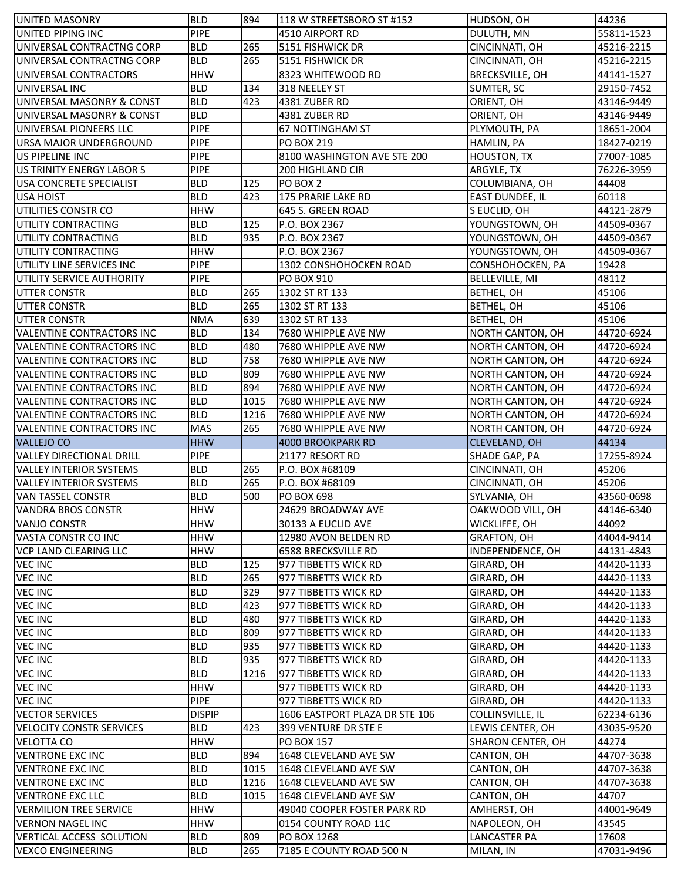| UNITED MASONRY | BLD | 894 | 118 W STREETSBORO ST #152 | HUDSON, OH | 44236 |
|---|---|---|---|---|---|
| UNITED PIPING INC | PIPE | | 4510 AIRPORT RD | DULUTH, MN | 55811-1523 |
| UNIVERSAL CONTRACTNG CORP | BLD | 265 | 5151 FISHWICK DR | CINCINNATI, OH | 45216-2215 |
| UNIVERSAL CONTRACTNG CORP | BLD | 265 | 5151 FISHWICK DR | CINCINNATI, OH | 45216-2215 |
| UNIVERSAL CONTRACTORS | HHW | | 8323 WHITEWOOD RD | BRECKSVILLE, OH | 44141-1527 |
| UNIVERSAL INC | BLD | 134 | 318 NEELEY ST | SUMTER, SC | 29150-7452 |
| UNIVERSAL MASONRY & CONST | BLD | 423 | 4381 ZUBER RD | ORIENT, OH | 43146-9449 |
| UNIVERSAL MASONRY & CONST | BLD | | 4381 ZUBER RD | ORIENT, OH | 43146-9449 |
| UNIVERSAL PIONEERS LLC | PIPE | | 67 NOTTINGHAM ST | PLYMOUTH, PA | 18651-2004 |
| URSA MAJOR UNDERGROUND | PIPE | | PO BOX 219 | HAMLIN, PA | 18427-0219 |
| US PIPELINE INC | PIPE | | 8100 WASHINGTON AVE STE 200 | HOUSTON, TX | 77007-1085 |
| US TRINITY ENERGY LABOR S | PIPE | | 200 HIGHLAND CIR | ARGYLE, TX | 76226-3959 |
| USA CONCRETE SPECIALIST | BLD | 125 | PO BOX 2 | COLUMBIANA, OH | 44408 |
| USA HOIST | BLD | 423 | 175 PRARIE LAKE RD | EAST DUNDEE, IL | 60118 |
| UTILITIES CONSTR CO | HHW | | 645 S. GREEN ROAD | S EUCLID, OH | 44121-2879 |
| UTILITY CONTRACTING | BLD | 125 | P.O. BOX 2367 | YOUNGSTOWN, OH | 44509-0367 |
| UTILITY CONTRACTING | BLD | 935 | P.O. BOX 2367 | YOUNGSTOWN, OH | 44509-0367 |
| UTILITY CONTRACTING | HHW | | P.O. BOX 2367 | YOUNGSTOWN, OH | 44509-0367 |
| UTILITY LINE SERVICES INC | PIPE | | 1302 CONSHOHOCKEN ROAD | CONSHOHOCKEN, PA | 19428 |
| UTILITY SERVICE AUTHORITY | PIPE | | PO BOX 910 | BELLEVILLE, MI | 48112 |
| UTTER CONSTR | BLD | 265 | 1302 ST RT 133 | BETHEL, OH | 45106 |
| UTTER CONSTR | BLD | 265 | 1302 ST RT 133 | BETHEL, OH | 45106 |
| UTTER CONSTR | NMA | 639 | 1302 ST RT 133 | BETHEL, OH | 45106 |
| VALENTINE CONTRACTORS INC | BLD | 134 | 7680 WHIPPLE AVE NW | NORTH CANTON, OH | 44720-6924 |
| VALENTINE CONTRACTORS INC | BLD | 480 | 7680 WHIPPLE AVE NW | NORTH CANTON, OH | 44720-6924 |
| VALENTINE CONTRACTORS INC | BLD | 758 | 7680 WHIPPLE AVE NW | NORTH CANTON, OH | 44720-6924 |
| VALENTINE CONTRACTORS INC | BLD | 809 | 7680 WHIPPLE AVE NW | NORTH CANTON, OH | 44720-6924 |
| VALENTINE CONTRACTORS INC | BLD | 894 | 7680 WHIPPLE AVE NW | NORTH CANTON, OH | 44720-6924 |
| VALENTINE CONTRACTORS INC | BLD | 1015 | 7680 WHIPPLE AVE NW | NORTH CANTON, OH | 44720-6924 |
| VALENTINE CONTRACTORS INC | BLD | 1216 | 7680 WHIPPLE AVE NW | NORTH CANTON, OH | 44720-6924 |
| VALENTINE CONTRACTORS INC | MAS | 265 | 7680 WHIPPLE AVE NW | NORTH CANTON, OH | 44720-6924 |
| VALLEJO CO | HHW | | 4000 BROOKPARK RD | CLEVELAND, OH | 44134 |
| VALLEY DIRECTIONAL DRILL | PIPE | | 21177 RESORT RD | SHADE GAP, PA | 17255-8924 |
| VALLEY INTERIOR SYSTEMS | BLD | 265 | P.O. BOX #68109 | CINCINNATI, OH | 45206 |
| VALLEY INTERIOR SYSTEMS | BLD | 265 | P.O. BOX #68109 | CINCINNATI, OH | 45206 |
| VAN TASSEL CONSTR | BLD | 500 | PO BOX 698 | SYLVANIA, OH | 43560-0698 |
| VANDRA BROS CONSTR | HHW | | 24629 BROADWAY AVE | OAKWOOD VILL, OH | 44146-6340 |
| VANJO CONSTR | HHW | | 30133 A EUCLID AVE | WICKLIFFE, OH | 44092 |
| VASTA CONSTR CO INC | HHW | | 12980 AVON BELDEN RD | GRAFTON, OH | 44044-9414 |
| VCP LAND CLEARING LLC | HHW | | 6588 BRECKSVILLE RD | INDEPENDENCE, OH | 44131-4843 |
| VEC INC | BLD | 125 | 977 TIBBETTS WICK RD | GIRARD, OH | 44420-1133 |
| VEC INC | BLD | 265 | 977 TIBBETTS WICK RD | GIRARD, OH | 44420-1133 |
| VEC INC | BLD | 329 | 977 TIBBETTS WICK RD | GIRARD, OH | 44420-1133 |
| VEC INC | BLD | 423 | 977 TIBBETTS WICK RD | GIRARD, OH | 44420-1133 |
| VEC INC | BLD | 480 | 977 TIBBETTS WICK RD | GIRARD, OH | 44420-1133 |
| VEC INC | BLD | 809 | 977 TIBBETTS WICK RD | GIRARD, OH | 44420-1133 |
| VEC INC | BLD | 935 | 977 TIBBETTS WICK RD | GIRARD, OH | 44420-1133 |
| VEC INC | BLD | 935 | 977 TIBBETTS WICK RD | GIRARD, OH | 44420-1133 |
| VEC INC | BLD | 1216 | 977 TIBBETTS WICK RD | GIRARD, OH | 44420-1133 |
| VEC INC | HHW | | 977 TIBBETTS WICK RD | GIRARD, OH | 44420-1133 |
| VEC INC | PIPE | | 977 TIBBETTS WICK RD | GIRARD, OH | 44420-1133 |
| VECTOR SERVICES | DISPIP | | 1606 EASTPORT PLAZA DR STE 106 | COLLINSVILLE, IL | 62234-6136 |
| VELOCITY CONSTR SERVICES | BLD | 423 | 399 VENTURE DR STE E | LEWIS CENTER, OH | 43035-9520 |
| VELOTTA CO | HHW | | PO BOX 157 | SHARON CENTER, OH | 44274 |
| VENTRONE EXC INC | BLD | 894 | 1648 CLEVELAND AVE SW | CANTON, OH | 44707-3638 |
| VENTRONE EXC INC | BLD | 1015 | 1648 CLEVELAND AVE SW | CANTON, OH | 44707-3638 |
| VENTRONE EXC INC | BLD | 1216 | 1648 CLEVELAND AVE SW | CANTON, OH | 44707-3638 |
| VENTRONE EXC LLC | BLD | 1015 | 1648 CLEVELAND AVE SW | CANTON, OH | 44707 |
| VERMILION TREE SERVICE | HHW | | 49040 COOPER FOSTER PARK RD | AMHERST, OH | 44001-9649 |
| VERNON NAGEL INC | HHW | | 0154 COUNTY ROAD 11C | NAPOLEON, OH | 43545 |
| VERTICAL ACCESS SOLUTION | BLD | 809 | PO BOX 1268 | LANCASTER PA | 17608 |
| VEXCO ENGINEERING | BLD | 265 | 7185 E COUNTY ROAD 500 N | MILAN, IN | 47031-9496 |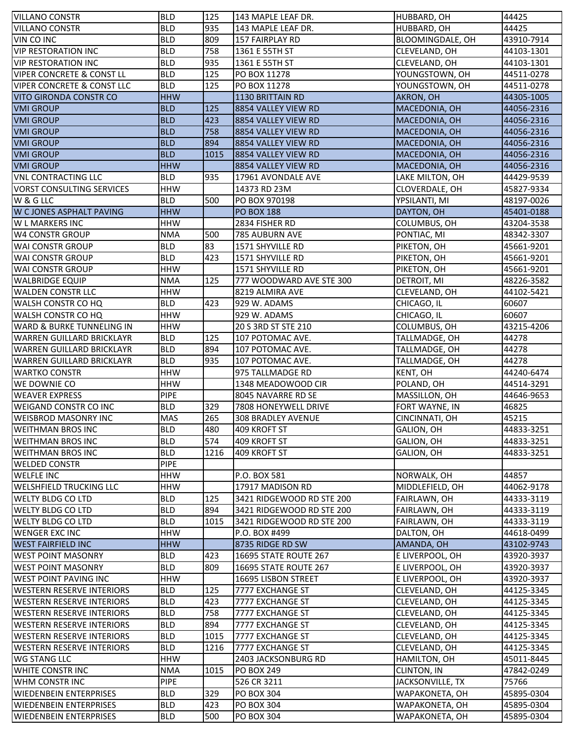| VILLANO CONSTR | BLD | 125 | 143 MAPLE LEAF DR. | HUBBARD, OH | 44425 |
|---|---|---|---|---|---|
| VILLANO CONSTR | BLD | 935 | 143 MAPLE LEAF DR. | HUBBARD, OH | 44425 |
| VIN CO INC | BLD | 809 | 157 FAIRPLAY RD | BLOOMINGDALE, OH | 43910-7914 |
| VIP RESTORATION INC | BLD | 758 | 1361 E 55TH ST | CLEVELAND, OH | 44103-1301 |
| VIP RESTORATION INC | BLD | 935 | 1361 E 55TH ST | CLEVELAND, OH | 44103-1301 |
| VIPER CONCRETE & CONST LL | BLD | 125 | PO BOX 11278 | YOUNGSTOWN, OH | 44511-0278 |
| VIPER CONCRETE & CONST LLC | BLD | 125 | PO BOX 11278 | YOUNGSTOWN, OH | 44511-0278 |
| VITO GIRONDA CONSTR CO | HHW | | 1130 BRITTAIN RD | AKRON, OH | 44305-1005 |
| VMI GROUP | BLD | 125 | 8854 VALLEY VIEW RD | MACEDONIA, OH | 44056-2316 |
| VMI GROUP | BLD | 423 | 8854 VALLEY VIEW RD | MACEDONIA, OH | 44056-2316 |
| VMI GROUP | BLD | 758 | 8854 VALLEY VIEW RD | MACEDONIA, OH | 44056-2316 |
| VMI GROUP | BLD | 894 | 8854 VALLEY VIEW RD | MACEDONIA, OH | 44056-2316 |
| VMI GROUP | BLD | 1015 | 8854 VALLEY VIEW RD | MACEDONIA, OH | 44056-2316 |
| VMI GROUP | HHW | | 8854 VALLEY VIEW RD | MACEDONIA, OH | 44056-2316 |
| VNL CONTRACTING LLC | BLD | 935 | 17961 AVONDALE AVE | LAKE MILTON, OH | 44429-9539 |
| VORST CONSULTING SERVICES | HHW | | 14373 RD 23M | CLOVERDALE, OH | 45827-9334 |
| W & G LLC | BLD | 500 | PO BOX 970198 | YPSILANTI, MI | 48197-0026 |
| W C JONES ASPHALT PAVING | HHW | | PO BOX 188 | DAYTON, OH | 45401-0188 |
| W L MARKERS INC | HHW | | 2834 FISHER RD | COLUMBUS, OH | 43204-3538 |
| W4 CONSTR GROUP | NMA | 500 | 785 AUBURN AVE | PONTIAC, MI | 48342-3307 |
| WAI CONSTR GROUP | BLD | 83 | 1571 SHYVILLE RD | PIKETON, OH | 45661-9201 |
| WAI CONSTR GROUP | BLD | 423 | 1571 SHYVILLE RD | PIKETON, OH | 45661-9201 |
| WAI CONSTR GROUP | HHW | | 1571 SHYVILLE RD | PIKETON, OH | 45661-9201 |
| WALBRIDGE EQUIP | NMA | 125 | 777 WOODWARD AVE STE 300 | DETROIT, MI | 48226-3582 |
| WALDEN CONSTR LLC | HHW | | 8219 ALMIRA AVE | CLEVELAND, OH | 44102-5421 |
| WALSH CONSTR CO HQ | BLD | 423 | 929 W. ADAMS | CHICAGO, IL | 60607 |
| WALSH CONSTR CO HQ | HHW | | 929 W. ADAMS | CHICAGO, IL | 60607 |
| WARD & BURKE TUNNELING IN | HHW | | 20 S 3RD ST STE 210 | COLUMBUS, OH | 43215-4206 |
| WARREN GUILLARD BRICKLAYR | BLD | 125 | 107 POTOMAC AVE. | TALLMADGE, OH | 44278 |
| WARREN GUILLARD BRICKLAYR | BLD | 894 | 107 POTOMAC AVE. | TALLMADGE, OH | 44278 |
| WARREN GUILLARD BRICKLAYR | BLD | 935 | 107 POTOMAC AVE. | TALLMADGE, OH | 44278 |
| WARTKO CONSTR | HHW | | 975 TALLMADGE RD | KENT, OH | 44240-6474 |
| WE DOWNIE CO | HHW | | 1348 MEADOWOOD CIR | POLAND, OH | 44514-3291 |
| WEAVER EXPRESS | PIPE | | 8045 NAVARRE RD SE | MASSILLON, OH | 44646-9653 |
| WEIGAND CONSTR CO INC | BLD | 329 | 7808 HONEYWELL DRIVE | FORT WAYNE, IN | 46825 |
| WEISBROD MASONRY INC | MAS | 265 | 308 BRADLEY AVENUE | CINCINNATI, OH | 45215 |
| WEITHMAN BROS INC | BLD | 480 | 409 KROFT ST | GALION, OH | 44833-3251 |
| WEITHMAN BROS INC | BLD | 574 | 409 KROFT ST | GALION, OH | 44833-3251 |
| WEITHMAN BROS INC | BLD | 1216 | 409 KROFT ST | GALION, OH | 44833-3251 |
| WELDED CONSTR | PIPE | | | | |
| WELFLE INC | HHW | | P.O. BOX 581 | NORWALK, OH | 44857 |
| WELSHFIELD TRUCKING LLC | HHW | | 17917 MADISON RD | MIDDLEFIELD, OH | 44062-9178 |
| WELTY BLDG CO LTD | BLD | 125 | 3421 RIDGEWOOD RD STE 200 | FAIRLAWN, OH | 44333-3119 |
| WELTY BLDG CO LTD | BLD | 894 | 3421 RIDGEWOOD RD STE 200 | FAIRLAWN, OH | 44333-3119 |
| WELTY BLDG CO LTD | BLD | 1015 | 3421 RIDGEWOOD RD STE 200 | FAIRLAWN, OH | 44333-3119 |
| WENGER EXC INC | HHW | | P.O. BOX #499 | DALTON, OH | 44618-0499 |
| WEST FAIRFIELD INC | HHW | | 8735 RIDGE RD SW | AMANDA, OH | 43102-9743 |
| WEST POINT MASONRY | BLD | 423 | 16695 STATE ROUTE 267 | E LIVERPOOL, OH | 43920-3937 |
| WEST POINT MASONRY | BLD | 809 | 16695 STATE ROUTE 267 | E LIVERPOOL, OH | 43920-3937 |
| WEST POINT PAVING INC | HHW | | 16695 LISBON STREET | E LIVERPOOL, OH | 43920-3937 |
| WESTERN RESERVE INTERIORS | BLD | 125 | 7777 EXCHANGE ST | CLEVELAND, OH | 44125-3345 |
| WESTERN RESERVE INTERIORS | BLD | 423 | 7777 EXCHANGE ST | CLEVELAND, OH | 44125-3345 |
| WESTERN RESERVE INTERIORS | BLD | 758 | 7777 EXCHANGE ST | CLEVELAND, OH | 44125-3345 |
| WESTERN RESERVE INTERIORS | BLD | 894 | 7777 EXCHANGE ST | CLEVELAND, OH | 44125-3345 |
| WESTERN RESERVE INTERIORS | BLD | 1015 | 7777 EXCHANGE ST | CLEVELAND, OH | 44125-3345 |
| WESTERN RESERVE INTERIORS | BLD | 1216 | 7777 EXCHANGE ST | CLEVELAND, OH | 44125-3345 |
| WG STANG LLC | HHW | | 2403 JACKSONBURG RD | HAMILTON, OH | 45011-8445 |
| WHITE CONSTR INC | NMA | 1015 | PO BOX 249 | CLINTON, IN | 47842-0249 |
| WHM CONSTR INC | PIPE | | 526 CR 3211 | JACKSONVILLE, TX | 75766 |
| WIEDENBEIN ENTERPRISES | BLD | 329 | PO BOX 304 | WAPAKONETA, OH | 45895-0304 |
| WIEDENBEIN ENTERPRISES | BLD | 423 | PO BOX 304 | WAPAKONETA, OH | 45895-0304 |
| WIEDENBEIN ENTERPRISES | BLD | 500 | PO BOX 304 | WAPAKONETA, OH | 45895-0304 |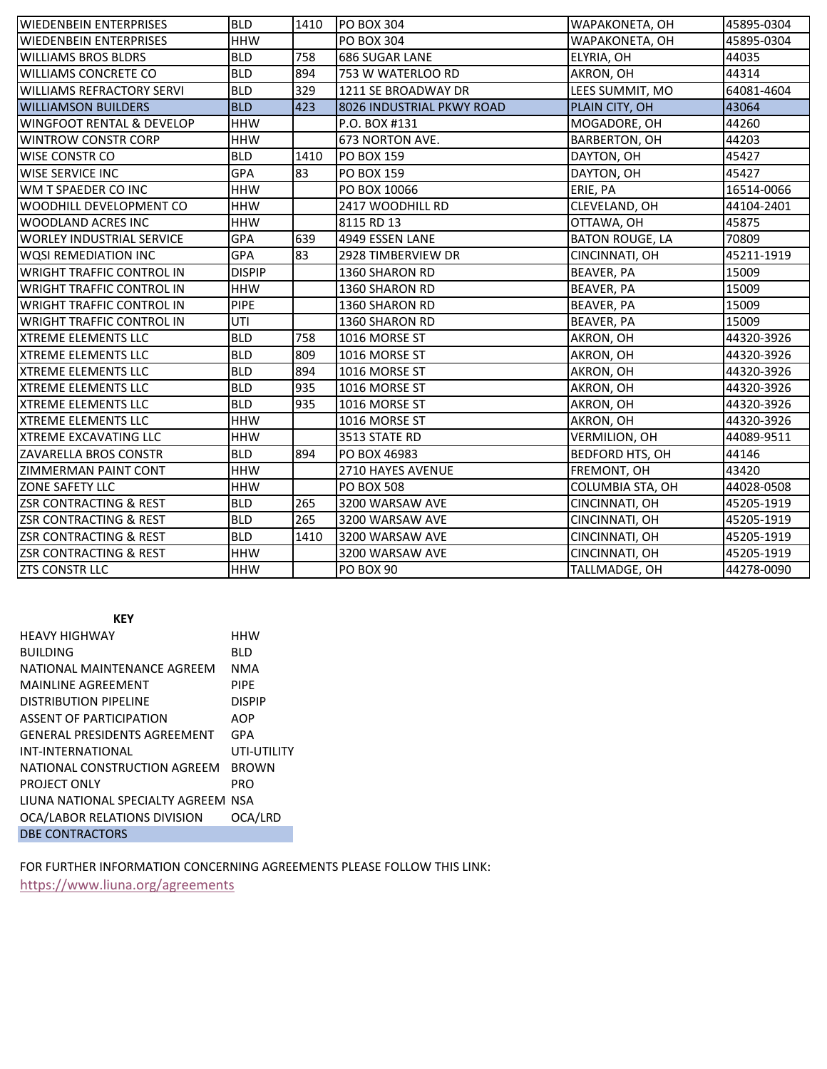| | | | | | |
|---|---|---|---|---|---|
| WIEDENBEIN ENTERPRISES | BLD | 1410 | PO BOX 304 | WAPAKONETA, OH | 45895-0304 |
| WIEDENBEIN ENTERPRISES | HHW | | PO BOX 304 | WAPAKONETA, OH | 45895-0304 |
| WILLIAMS BROS BLDRS | BLD | 758 | 686 SUGAR LANE | ELYRIA, OH | 44035 |
| WILLIAMS CONCRETE CO | BLD | 894 | 753 W WATERLOO RD | AKRON, OH | 44314 |
| WILLIAMS REFRACTORY SERVI | BLD | 329 | 1211 SE BROADWAY DR | LEES SUMMIT, MO | 64081-4604 |
| WILLIAMSON BUILDERS | BLD | 423 | 8026 INDUSTRIAL PKWY ROAD | PLAIN CITY, OH | 43064 |
| WINGFOOT RENTAL & DEVELOP | HHW | | P.O. BOX #131 | MOGADORE, OH | 44260 |
| WINTROW CONSTR CORP | HHW | | 673 NORTON AVE. | BARBERTON, OH | 44203 |
| WISE CONSTR CO | BLD | 1410 | PO BOX 159 | DAYTON, OH | 45427 |
| WISE SERVICE INC | GPA | 83 | PO BOX 159 | DAYTON, OH | 45427 |
| WM T SPAEDER CO INC | HHW | | PO BOX 10066 | ERIE, PA | 16514-0066 |
| WOODHILL DEVELOPMENT CO | HHW | | 2417 WOODHILL RD | CLEVELAND, OH | 44104-2401 |
| WOODLAND ACRES INC | HHW | | 8115 RD 13 | OTTAWA, OH | 45875 |
| WORLEY INDUSTRIAL SERVICE | GPA | 639 | 4949 ESSEN LANE | BATON ROUGE, LA | 70809 |
| WQSI REMEDIATION INC | GPA | 83 | 2928 TIMBERVIEW DR | CINCINNATI, OH | 45211-1919 |
| WRIGHT TRAFFIC CONTROL IN | DISPIP | | 1360 SHARON RD | BEAVER, PA | 15009 |
| WRIGHT TRAFFIC CONTROL IN | HHW | | 1360 SHARON RD | BEAVER, PA | 15009 |
| WRIGHT TRAFFIC CONTROL IN | PIPE | | 1360 SHARON RD | BEAVER, PA | 15009 |
| WRIGHT TRAFFIC CONTROL IN | UTI | | 1360 SHARON RD | BEAVER, PA | 15009 |
| XTREME ELEMENTS LLC | BLD | 758 | 1016 MORSE ST | AKRON, OH | 44320-3926 |
| XTREME ELEMENTS LLC | BLD | 809 | 1016 MORSE ST | AKRON, OH | 44320-3926 |
| XTREME ELEMENTS LLC | BLD | 894 | 1016 MORSE ST | AKRON, OH | 44320-3926 |
| XTREME ELEMENTS LLC | BLD | 935 | 1016 MORSE ST | AKRON, OH | 44320-3926 |
| XTREME ELEMENTS LLC | BLD | 935 | 1016 MORSE ST | AKRON, OH | 44320-3926 |
| XTREME ELEMENTS LLC | HHW | | 1016 MORSE ST | AKRON, OH | 44320-3926 |
| XTREME EXCAVATING LLC | HHW | | 3513 STATE RD | VERMILION, OH | 44089-9511 |
| ZAVARELLA BROS CONSTR | BLD | 894 | PO BOX 46983 | BEDFORD HTS, OH | 44146 |
| ZIMMERMAN PAINT CONT | HHW | | 2710 HAYES AVENUE | FREMONT, OH | 43420 |
| ZONE SAFETY LLC | HHW | | PO BOX 508 | COLUMBIA STA, OH | 44028-0508 |
| ZSR CONTRACTING & REST | BLD | 265 | 3200 WARSAW AVE | CINCINNATI, OH | 45205-1919 |
| ZSR CONTRACTING & REST | BLD | 265 | 3200 WARSAW AVE | CINCINNATI, OH | 45205-1919 |
| ZSR CONTRACTING & REST | BLD | 1410 | 3200 WARSAW AVE | CINCINNATI, OH | 45205-1919 |
| ZSR CONTRACTING & REST | HHW | | 3200 WARSAW AVE | CINCINNATI, OH | 45205-1919 |
| ZTS CONSTR LLC | HHW | | PO BOX 90 | TALLMADGE, OH | 44278-0090 |

**KEY**

| | |
|---|---|
| HEAVY HIGHWAY | HHW |
| BUILDING | BLD |
| NATIONAL MAINTENANCE AGREEM | NMA |
| MAINLINE AGREEMENT | PIPE |
| DISTRIBUTION PIPELINE | DISPIP |
| ASSENT OF PARTICIPATION | AOP |
| GENERAL PRESIDENTS AGREEMENT | GPA |
| INT-INTERNATIONAL | UTI-UTILITY |
| NATIONAL CONSTRUCTION AGREEM | BROWN |
| PROJECT ONLY | PRO |
| LIUNA NATIONAL SPECIALTY AGREEM | NSA |
| OCA/LABOR RELATIONS DIVISION | OCA/LRD |
| DBE CONTRACTORS | |

FOR FURTHER INFORMATION CONCERNING AGREEMENTS PLEASE FOLLOW THIS LINK:
https://www.liuna.org/agreements